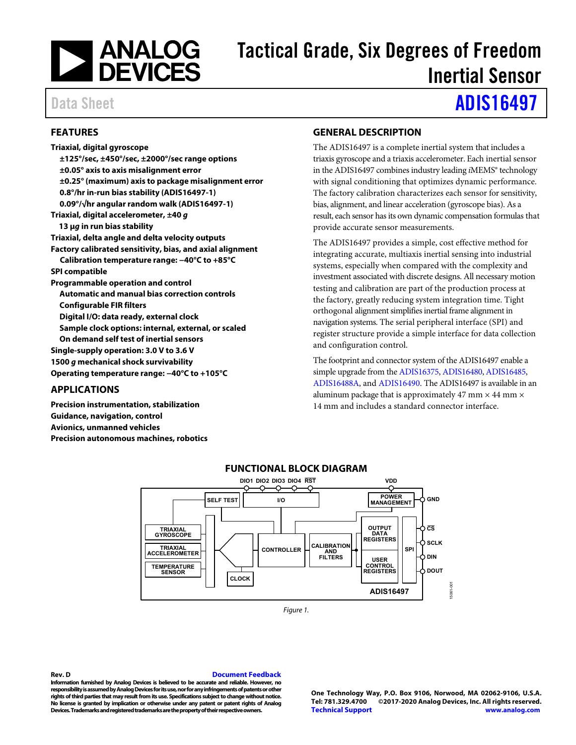# Tactical Grade, Six Degrees of Freedom Inertial Sensor

Data Sheet

# ADIS16497

## FEATURES

**Triaxial, digital gyroscope**
- **±125°/sec, ±450°/sec, ±2000°/sec range options**
- **±0.05° axis to axis misalignment error**
- **±0.25° (maximum) axis to package misalignment error**
- **0.8°/hr in-run bias stability (ADIS16497-1)**
- **0.09°/√hr angular random walk (ADIS16497-1)**

**Triaxial, digital accelerometer, ±40 *g***
- **13 μ*g* in run bias stability**

**Triaxial, delta angle and delta velocity outputs**

**Factory calibrated sensitivity, bias, and axial alignment**
- **Calibration temperature range: −40°C to +85°C**

**SPI compatible**

**Programmable operation and control**
- **Automatic and manual bias correction controls**
- **Configurable FIR filters**
- **Digital I/O: data ready, external clock**
- **Sample clock options: internal, external, or scaled**
- **On demand self test of inertial sensors**

**Single-supply operation: 3.0 V to 3.6 V**

**1500 *g* mechanical shock survivability**

**Operating temperature range: −40°C to +105°C**

## APPLICATIONS

**Precision instrumentation, stabilization**
**Guidance, navigation, control**
**Avionics, unmanned vehicles**
**Precision autonomous machines, robotics**

## GENERAL DESCRIPTION

The ADIS16497 is a complete inertial system that includes a triaxis gyroscope and a triaxis accelerometer. Each inertial sensor in the ADIS16497 combines industry leading *i*MEMS® technology with signal conditioning that optimizes dynamic performance. The factory calibration characterizes each sensor for sensitivity, bias, alignment, and linear acceleration (gyroscope bias). As a result, each sensor has its own dynamic compensation formulas that provide accurate sensor measurements.

The ADIS16497 provides a simple, cost effective method for integrating accurate, multiaxis inertial sensing into industrial systems, especially when compared with the complexity and investment associated with discrete designs. All necessary motion testing and calibration are part of the production process at the factory, greatly reducing system integration time. Tight orthogonal alignment simplifies inertial frame alignment in navigation systems. The serial peripheral interface (SPI) and register structure provide a simple interface for data collection and configuration control.

The footprint and connector system of the ADIS16497 enable a simple upgrade from the ADIS16375, ADIS16480, ADIS16485, ADIS16488A, and ADIS16490. The ADIS16497 is available in an aluminum package that is approximately 47 mm × 44 mm × 14 mm and includes a standard connector interface.

## FUNCTIONAL BLOCK DIAGRAM

Figure 1.

Rev. D

Information furnished by Analog Devices is believed to be accurate and reliable. However, no responsibility is assumed by Analog Devices for its use, nor for any infringements of patents or other rights of third parties that may result from its use. Specifications subject to change without notice. No license is granted by implication or otherwise under any patent or patent rights of Analog Devices. Trademarks and registered trademarks are the property of their respective owners.

One Technology Way, P.O. Box 9106, Norwood, MA 02062-9106, U.S.A.
Tel: 781.329.4700 ©2017-2020 Analog Devices, Inc. All rights reserved.
Technical Support www.analog.com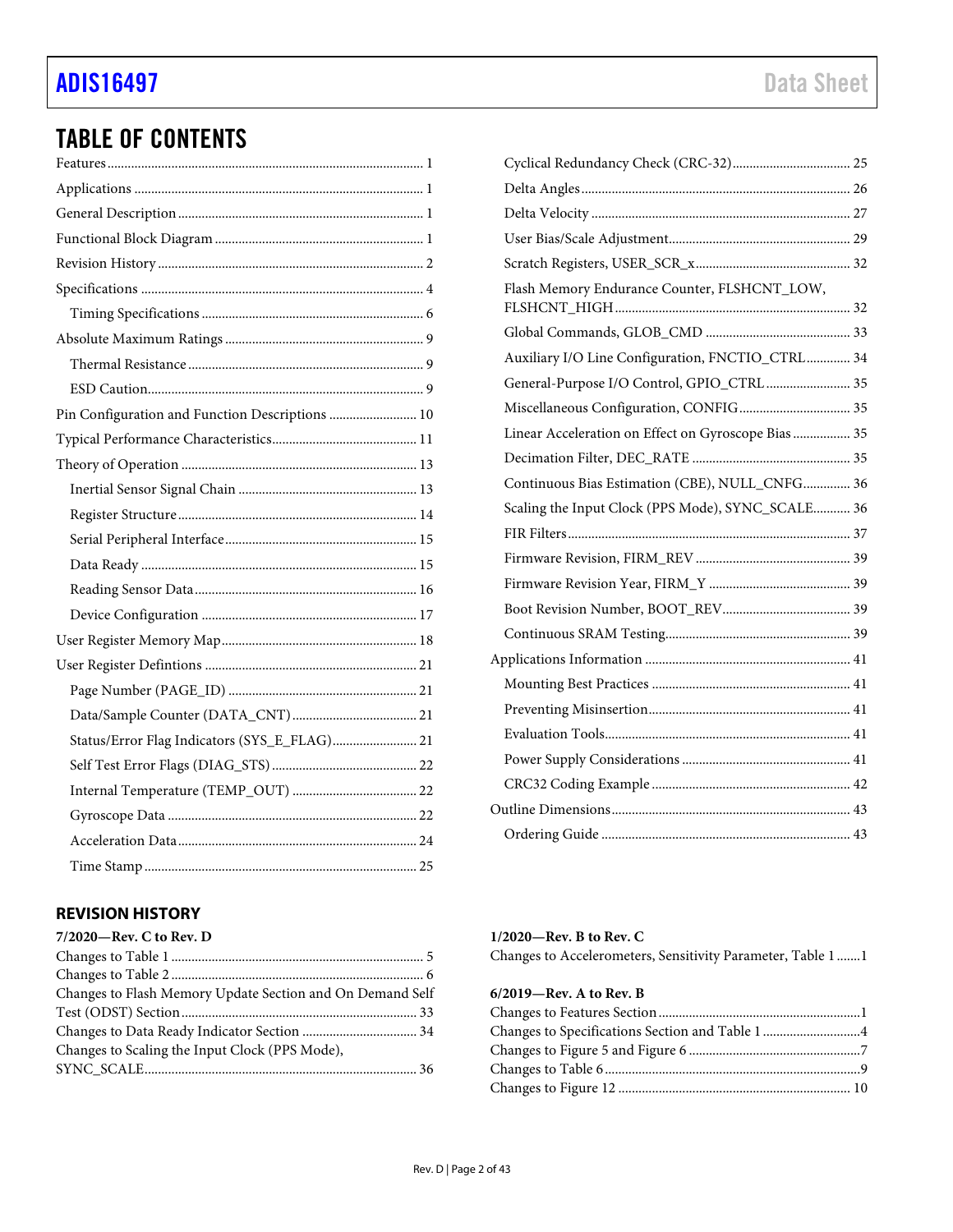# TABLE OF CONTENTS

Features .......... 1
Applications .......... 1
General Description .......... 1
Functional Block Diagram .......... 1
Revision History .......... 2
Specifications .......... 4
- Timing Specifications .......... 6

Absolute Maximum Ratings .......... 9
- Thermal Resistance .......... 9
- ESD Caution .......... 9

Pin Configuration and Function Descriptions .......... 10
Typical Performance Characteristics .......... 11
Theory of Operation .......... 13
- Inertial Sensor Signal Chain .......... 13
- Register Structure .......... 14
- Serial Peripheral Interface .......... 15
- Data Ready .......... 15
- Reading Sensor Data .......... 16
- Device Configuration .......... 17

User Register Memory Map .......... 18
User Register Defintions .......... 21
- Page Number (PAGE_ID) .......... 21
- Data/Sample Counter (DATA_CNT) .......... 21
- Status/Error Flag Indicators (SYS_E_FLAG) .......... 21
- Self Test Error Flags (DIAG_STS) .......... 22
- Internal Temperature (TEMP_OUT) .......... 22
- Gyroscope Data .......... 22
- Acceleration Data .......... 24
- Time Stamp .......... 25
- Cyclical Redundancy Check (CRC-32) .......... 25
- Delta Angles .......... 26
- Delta Velocity .......... 27
- User Bias/Scale Adjustment .......... 29
- Scratch Registers, USER_SCR_x .......... 32
- Flash Memory Endurance Counter, FLSHCNT_LOW, FLSHCNT_HIGH .......... 32
- Global Commands, GLOB_CMD .......... 33
- Auxiliary I/O Line Configuration, FNCTIO_CTRL .......... 34
- General-Purpose I/O Control, GPIO_CTRL .......... 35
- Miscellaneous Configuration, CONFIG .......... 35
- Linear Acceleration on Effect on Gyroscope Bias .......... 35
- Decimation Filter, DEC_RATE .......... 35
- Continuous Bias Estimation (CBE), NULL_CNFG .......... 36
- Scaling the Input Clock (PPS Mode), SYNC_SCALE .......... 36
- FIR Filters .......... 37
- Firmware Revision, FIRM_REV .......... 39
- Firmware Revision Year, FIRM_Y .......... 39
- Boot Revision Number, BOOT_REV .......... 39
- Continuous SRAM Testing .......... 39

Applications Information .......... 41
- Mounting Best Practices .......... 41
- Preventing Misinsertion .......... 41
- Evaluation Tools .......... 41
- Power Supply Considerations .......... 41
- CRC32 Coding Example .......... 42

Outline Dimensions .......... 43
- Ordering Guide .......... 43

## REVISION HISTORY

**7/2020—Rev. C to Rev. D**

Changes to Table 1 .......... 5
Changes to Table 2 .......... 6
Changes to Flash Memory Update Section and On Demand Self Test (ODST) Section .......... 33
Changes to Data Ready Indicator Section .......... 34
Changes to Scaling the Input Clock (PPS Mode), SYNC_SCALE .......... 36

**1/2020—Rev. B to Rev. C**

Changes to Accelerometers, Sensitivity Parameter, Table 1 .......... 1

**6/2019—Rev. A to Rev. B**

Changes to Features Section .......... 1
Changes to Specifications Section and Table 1 .......... 4
Changes to Figure 5 and Figure 6 .......... 7
Changes to Table 6 .......... 9
Changes to Figure 12 .......... 10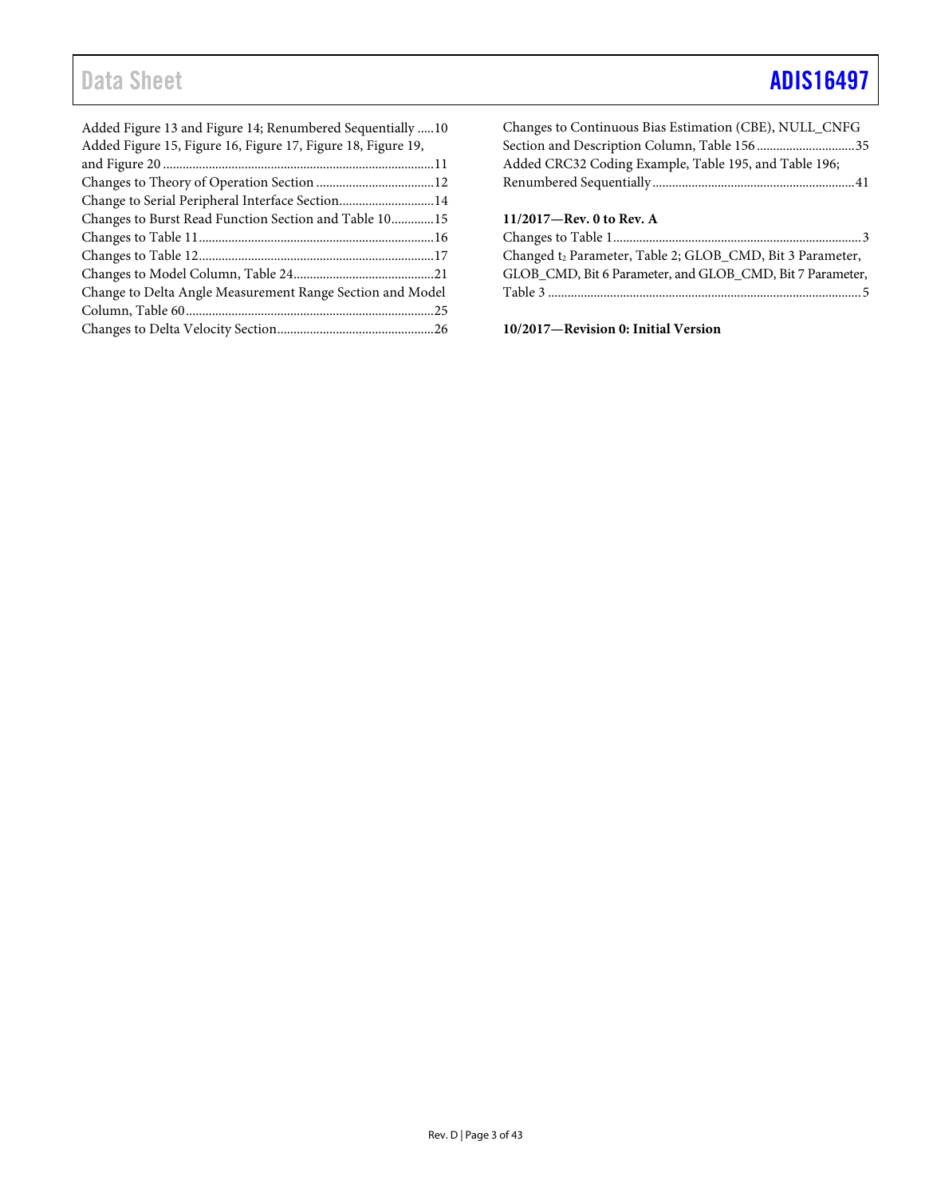Added Figure 13 and Figure 14; Renumbered Sequentially .....10
Added Figure 15, Figure 16, Figure 17, Figure 18, Figure 19, and Figure 20 .....11
Changes to Theory of Operation Section .....12
Change to Serial Peripheral Interface Section.....14
Changes to Burst Read Function Section and Table 10.....15
Changes to Table 11.....16
Changes to Table 12.....17
Changes to Model Column, Table 24.....21
Change to Delta Angle Measurement Range Section and Model Column, Table 60.....25
Changes to Delta Velocity Section.....26
Changes to Continuous Bias Estimation (CBE), NULL_CNFG Section and Description Column, Table 156.....35
Added CRC32 Coding Example, Table 195, and Table 196; Renumbered Sequentially.....41

**11/2017—Rev. 0 to Rev. A**

Changes to Table 1.....3
Changed $t_2$ Parameter, Table 2; GLOB_CMD, Bit 3 Parameter, GLOB_CMD, Bit 6 Parameter, and GLOB_CMD, Bit 7 Parameter, Table 3 .....5

**10/2017—Revision 0: Initial Version**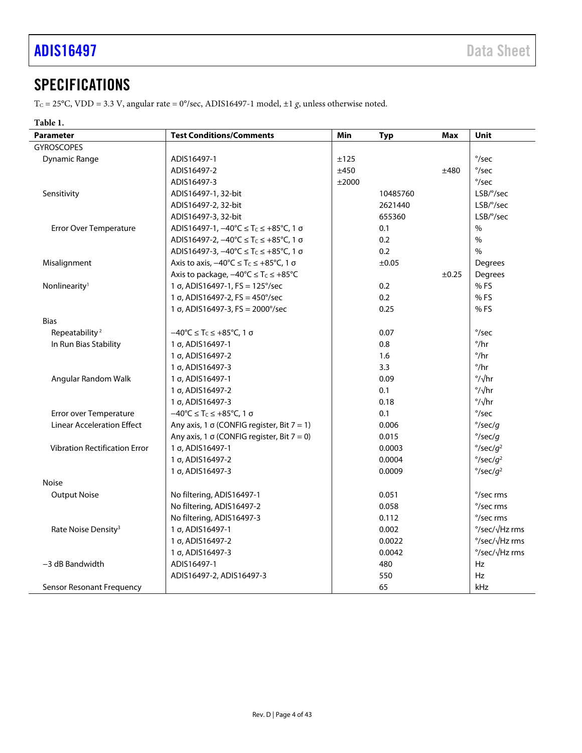## SPECIFICATIONS

$T_C$ = 25°C, VDD = 3.3 V, angular rate = 0°/sec, ADIS16497-1 model, ±1 *g*, unless otherwise noted.

**Table 1.**

| Parameter | Test Conditions/Comments | Min | Typ | Max | Unit |
|---|---|---|---|---|---|
| GYROSCOPES | | | | | |
| Dynamic Range | ADIS16497-1 | ±125 | | | °/sec |
| | ADIS16497-2 | ±450 | | ±480 | °/sec |
| | ADIS16497-3 | ±2000 | | | °/sec |
| Sensitivity | ADIS16497-1, 32-bit | | 10485760 | | LSB/°/sec |
| | ADIS16497-2, 32-bit | | 2621440 | | LSB/°/sec |
| | ADIS16497-3, 32-bit | | 655360 | | LSB/°/sec |
| Error Over Temperature | ADIS16497-1, −40°C ≤ $T_C$ ≤ +85°C, 1 σ | | 0.1 | | % |
| | ADIS16497-2, −40°C ≤ $T_C$ ≤ +85°C, 1 σ | | 0.2 | | % |
| | ADIS16497-3, −40°C ≤ $T_C$ ≤ +85°C, 1 σ | | 0.2 | | % |
| Misalignment | Axis to axis, −40°C ≤ $T_C$ ≤ +85°C, 1 σ | | ±0.05 | | Degrees |
| | Axis to package, −40°C ≤ $T_C$ ≤ +85°C | | | ±0.25 | Degrees |
| Nonlinearity[1] | 1 σ, ADIS16497-1, FS = 125°/sec | | 0.2 | | % FS |
| | 1 σ, ADIS16497-2, FS = 450°/sec | | 0.2 | | % FS |
| | 1 σ, ADIS16497-3, FS = 2000°/sec | | 0.25 | | % FS |
| Bias | | | | | |
| Repeatability[2] | −40°C ≤ $T_C$ ≤ +85°C, 1 σ | | 0.07 | | °/sec |
| In Run Bias Stability | 1 σ, ADIS16497-1 | | 0.8 | | °/hr |
| | 1 σ, ADIS16497-2 | | 1.6 | | °/hr |
| | 1 σ, ADIS16497-3 | | 3.3 | | °/hr |
| Angular Random Walk | 1 σ, ADIS16497-1 | | 0.09 | | °/√hr |
| | 1 σ, ADIS16497-2 | | 0.1 | | °/√hr |
| | 1 σ, ADIS16497-3 | | 0.18 | | °/√hr |
| Error over Temperature | −40°C ≤ $T_C$ ≤ +85°C, 1 σ | | 0.1 | | °/sec |
| Linear Acceleration Effect | Any axis, 1 σ (CONFIG register, Bit 7 = 1) | | 0.006 | | °/sec/*g* |
| | Any axis, 1 σ (CONFIG register, Bit 7 = 0) | | 0.015 | | °/sec/*g* |
| Vibration Rectification Error | 1 σ, ADIS16497-1 | | 0.0003 | | °/sec/$g^2$ |
| | 1 σ, ADIS16497-2 | | 0.0004 | | °/sec/$g^2$ |
| | 1 σ, ADIS16497-3 | | 0.0009 | | °/sec/$g^2$ |
| Noise | | | | | |
| Output Noise | No filtering, ADIS16497-1 | | 0.051 | | °/sec rms |
| | No filtering, ADIS16497-2 | | 0.058 | | °/sec rms |
| | No filtering, ADIS16497-3 | | 0.112 | | °/sec rms |
| Rate Noise Density[3] | 1 σ, ADIS16497-1 | | 0.002 | | °/sec/√Hz rms |
| | 1 σ, ADIS16497-2 | | 0.0022 | | °/sec/√Hz rms |
| | 1 σ, ADIS16497-3 | | 0.0042 | | °/sec/√Hz rms |
| −3 dB Bandwidth | ADIS16497-1 | | 480 | | Hz |
| | ADIS16497-2, ADIS16497-3 | | 550 | | Hz |
| Sensor Resonant Frequency | | | 65 | | kHz |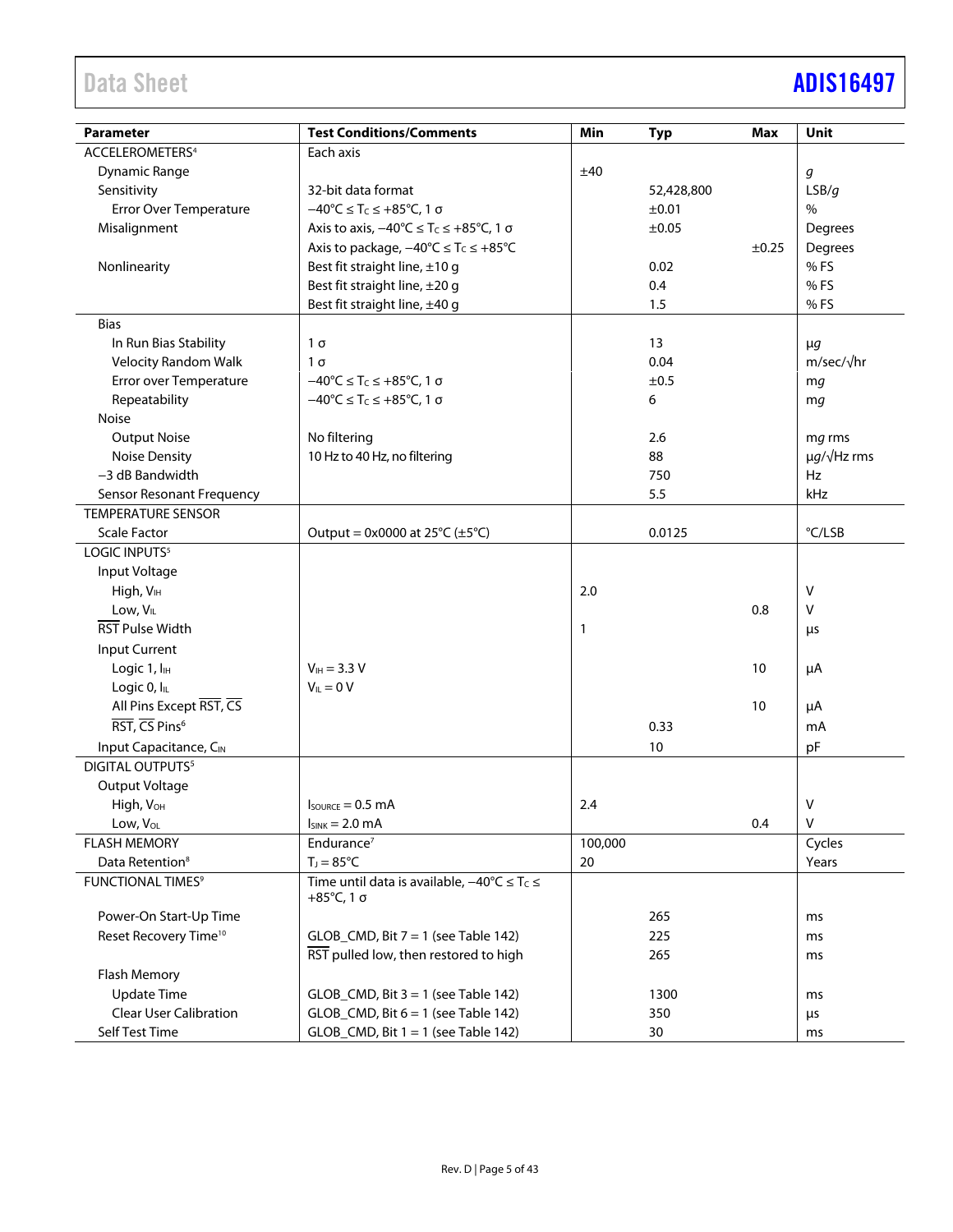| Parameter | Test Conditions/Comments | Min | Typ | Max | Unit |
|---|---|---|---|---|---|
| ACCELEROMETERS[4] | Each axis | | | | |
| Dynamic Range | | ±40 | | | *g* |
| Sensitivity | 32-bit data format | | 52,428,800 | | LSB/*g* |
| Error Over Temperature | −40°C ≤ $T_C$ ≤ +85°C, 1 σ | | ±0.01 | | % |
| Misalignment | Axis to axis, −40°C ≤ $T_C$ ≤ +85°C, 1 σ | | ±0.05 | | Degrees |
| | Axis to package, −40°C ≤ $T_C$ ≤ +85°C | | | ±0.25 | Degrees |
| Nonlinearity | Best fit straight line, ±10 g | | 0.02 | | % FS |
| | Best fit straight line, ±20 g | | 0.4 | | % FS |
| | Best fit straight line, ±40 g | | 1.5 | | % FS |
| Bias | | | | | |
| In Run Bias Stability | 1 σ | | 13 | | μ*g* |
| Velocity Random Walk | 1 σ | | 0.04 | | m/sec/√hr |
| Error over Temperature | −40°C ≤ $T_C$ ≤ +85°C, 1 σ | | ±0.5 | | m*g* |
| Repeatability | −40°C ≤ $T_C$ ≤ +85°C, 1 σ | | 6 | | m*g* |
| Noise | | | | | |
| Output Noise | No filtering | | 2.6 | | m*g* rms |
| Noise Density | 10 Hz to 40 Hz, no filtering | | 88 | | μ*g*/√Hz rms |
| −3 dB Bandwidth | | | 750 | | Hz |
| Sensor Resonant Frequency | | | 5.5 | | kHz |
| TEMPERATURE SENSOR | | | | | |
| Scale Factor | Output = 0x0000 at 25°C (±5°C) | | 0.0125 | | °C/LSB |
| LOGIC INPUTS[5] | | | | | |
| Input Voltage | | | | | |
| High, $V_{IH}$ | | 2.0 | | | V |
| Low, $V_{IL}$ | | | | 0.8 | V |
| $\overline{RST}$ Pulse Width | | 1 | | | μs |
| Input Current | | | | | |
| Logic 1, $I_{IH}$ | $V_{IH}$ = 3.3 V | | | 10 | μA |
| Logic 0, $I_{IL}$ | $V_{IL}$ = 0 V | | | | |
| All Pins Except $\overline{RST}$, $\overline{CS}$ | | | | 10 | μA |
| $\overline{RST}$, $\overline{CS}$ Pins[6] | | | 0.33 | | mA |
| Input Capacitance, $C_{IN}$ | | | 10 | | pF |
| DIGITAL OUTPUTS[5] | | | | | |
| Output Voltage | | | | | |
| High, $V_{OH}$ | $I_{SOURCE}$ = 0.5 mA | 2.4 | | | V |
| Low, $V_{OL}$ | $I_{SINK}$ = 2.0 mA | | | 0.4 | V |
| FLASH MEMORY | Endurance[7] | 100,000 | | | Cycles |
| Data Retention[8] | $T_J$ = 85°C | 20 | | | Years |
| FUNCTIONAL TIMES[9] | Time until data is available, −40°C ≤ $T_C$ ≤ +85°C, 1 σ | | | | |
| Power-On Start-Up Time | | | 265 | | ms |
| Reset Recovery Time[10] | GLOB_CMD, Bit 7 = 1 (see Table 142) | | 225 | | ms |
| | $\overline{RST}$ pulled low, then restored to high | | 265 | | ms |
| Flash Memory | | | | | |
| Update Time | GLOB_CMD, Bit 3 = 1 (see Table 142) | | 1300 | | ms |
| Clear User Calibration | GLOB_CMD, Bit 6 = 1 (see Table 142) | | 350 | | μs |
| Self Test Time | GLOB_CMD, Bit 1 = 1 (see Table 142) | | 30 | | ms |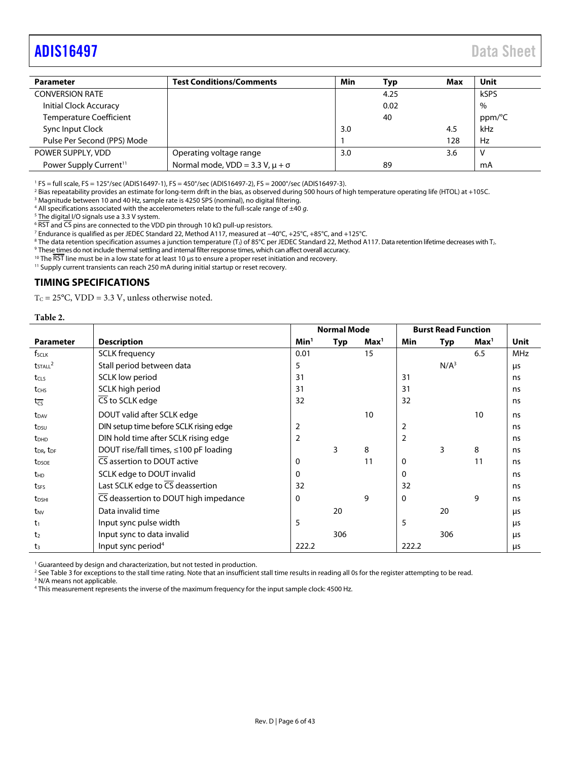| Parameter | Test Conditions/Comments | Min | Typ | Max | Unit |
|---|---|---|---|---|---|
| CONVERSION RATE | | | 4.25 | | kSPS |
| Initial Clock Accuracy | | | 0.02 | | % |
| Temperature Coefficient | | | 40 | | ppm/°C |
| Sync Input Clock | | 3.0 | | 4.5 | kHz |
| Pulse Per Second (PPS) Mode | | 1 | | 128 | Hz |
| POWER SUPPLY, VDD | Operating voltage range | 3.0 | | 3.6 | V |
| Power Supply Current[11] | Normal mode, VDD = 3.3 V, μ + σ | | 89 | | mA |

[1] FS = full scale, FS = 125°/sec (ADIS16497-1), FS = 450°/sec (ADIS16497-2), FS = 2000°/sec (ADIS16497-3).
[2] Bias repeatability provides an estimate for long-term drift in the bias, as observed during 500 hours of high temperature operating life (HTOL) at +105C.
[3] Magnitude between 10 and 40 Hz, sample rate is 4250 SPS (nominal), no digital filtering.
[4] All specifications associated with the accelerometers relate to the full-scale range of ±40 *g*.
[5] The digital I/O signals use a 3.3 V system.
[6] RST and CS pins are connected to the VDD pin through 10 kΩ pull-up resistors.
[7] Endurance is qualified as per JEDEC Standard 22, Method A117, measured at −40°C, +25°C, +85°C, and +125°C.
[8] The data retention specification assumes a junction temperature ($T_J$) of 85°C per JEDEC Standard 22, Method A117. Data retention lifetime decreases with $T_J$.
[9] These times do not include thermal settling and internal filter response times, which can affect overall accuracy.
[10] The RST line must be in a low state for at least 10 μs to ensure a proper reset initiation and recovery.
[11] Supply current transients can reach 250 mA during initial startup or reset recovery.

## TIMING SPECIFICATIONS

$T_C$ = 25°C, VDD = 3.3 V, unless otherwise noted.

**Table 2.**

| | | Normal Mode | | | Burst Read Function | | | |
|---|---|---|---|---|---|---|---|---|
| Parameter | Description | Min[1] | Typ | Max[1] | Min | Typ | Max[1] | Unit |
| $f_{SCLK}$ | SCLK frequency | 0.01 | | 15 | | | 6.5 | MHz |
| $t_{STALL}$[2] | Stall period between data | 5 | | | | N/A[3] | | μs |
| $t_{CLS}$ | SCLK low period | 31 | | | 31 | | | ns |
| $t_{CHS}$ | SCLK high period | 31 | | | 31 | | | ns |
| $t_{\overline{CS}}$ | CS to SCLK edge | 32 | | | 32 | | | ns |
| $t_{DAV}$ | DOUT valid after SCLK edge | | | 10 | | | 10 | ns |
| $t_{DSU}$ | DIN setup time before SCLK rising edge | 2 | | | 2 | | | ns |
| $t_{DHD}$ | DIN hold time after SCLK rising edge | 2 | | | 2 | | | ns |
| $t_{DR}$, $t_{DF}$ | DOUT rise/fall times, ≤100 pF loading | | 3 | 8 | | 3 | 8 | ns |
| $t_{DSOE}$ | CS assertion to DOUT active | 0 | | 11 | 0 | | 11 | ns |
| $t_{HD}$ | SCLK edge to DOUT invalid | 0 | | | 0 | | | ns |
| $t_{SFS}$ | Last SCLK edge to CS deassertion | 32 | | | 32 | | | ns |
| $t_{DSHI}$ | CS deassertion to DOUT high impedance | 0 | | 9 | 0 | | 9 | ns |
| $t_{NV}$ | Data invalid time | | 20 | | | 20 | | μs |
| $t_1$ | Input sync pulse width | 5 | | | 5 | | | μs |
| $t_2$ | Input sync to data invalid | | 306 | | | 306 | | μs |
| $t_3$ | Input sync period[4] | 222.2 | | | 222.2 | | | μs |

[1] Guaranteed by design and characterization, but not tested in production.
[2] See Table 3 for exceptions to the stall time rating. Note that an insufficient stall time results in reading all 0s for the register attempting to be read.
[3] N/A means not applicable.
[4] This measurement represents the inverse of the maximum frequency for the input sample clock: 4500 Hz.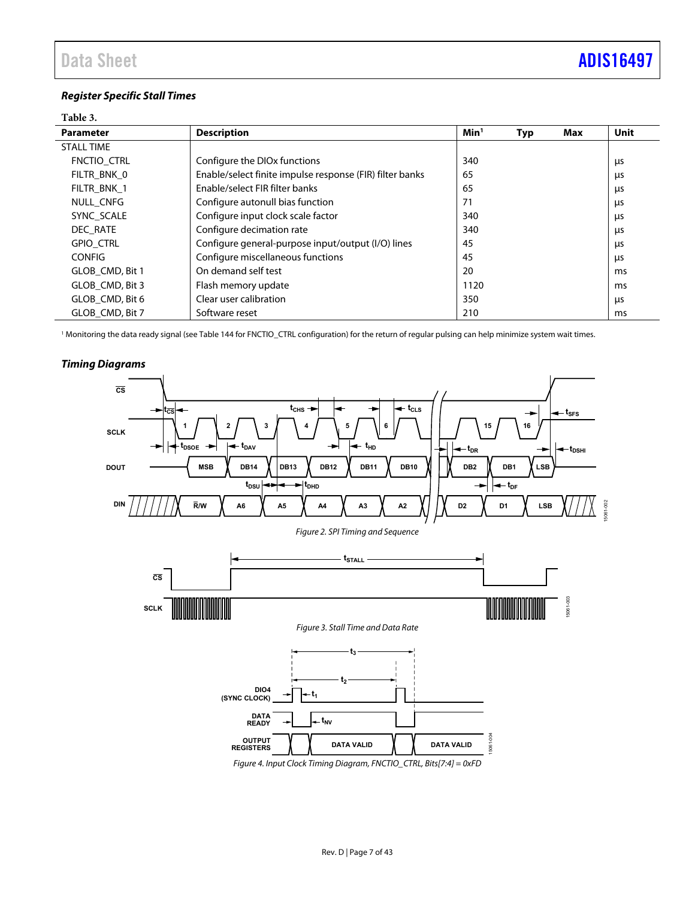### Register Specific Stall Times

Table 3.

| Parameter | Description | Min[1] | Typ | Max | Unit |
|---|---|---|---|---|---|
| STALL TIME | | | | | |
| FNCTIO_CTRL | Configure the DIOx functions | 340 | | | μs |
| FILTR_BNK_0 | Enable/select finite impulse response (FIR) filter banks | 65 | | | μs |
| FILTR_BNK_1 | Enable/select FIR filter banks | 65 | | | μs |
| NULL_CNFG | Configure autonull bias function | 71 | | | μs |
| SYNC_SCALE | Configure input clock scale factor | 340 | | | μs |
| DEC_RATE | Configure decimation rate | 340 | | | μs |
| GPIO_CTRL | Configure general-purpose input/output (I/O) lines | 45 | | | μs |
| CONFIG | Configure miscellaneous functions | 45 | | | μs |
| GLOB_CMD, Bit 1 | On demand self test | 20 | | | ms |
| GLOB_CMD, Bit 3 | Flash memory update | 1120 | | | ms |
| GLOB_CMD, Bit 6 | Clear user calibration | 350 | | | μs |
| GLOB_CMD, Bit 7 | Software reset | 210 | | | ms |

[1] Monitoring the data ready signal (see Table 144 for FNCTIO_CTRL configuration) for the return of regular pulsing can help minimize system wait times.

### Timing Diagrams

*Figure 2. SPI Timing and Sequence*

*Figure 3. Stall Time and Data Rate*

*Figure 4. Input Clock Timing Diagram, FNCTIO_CTRL, Bits[7:4] = 0xFD*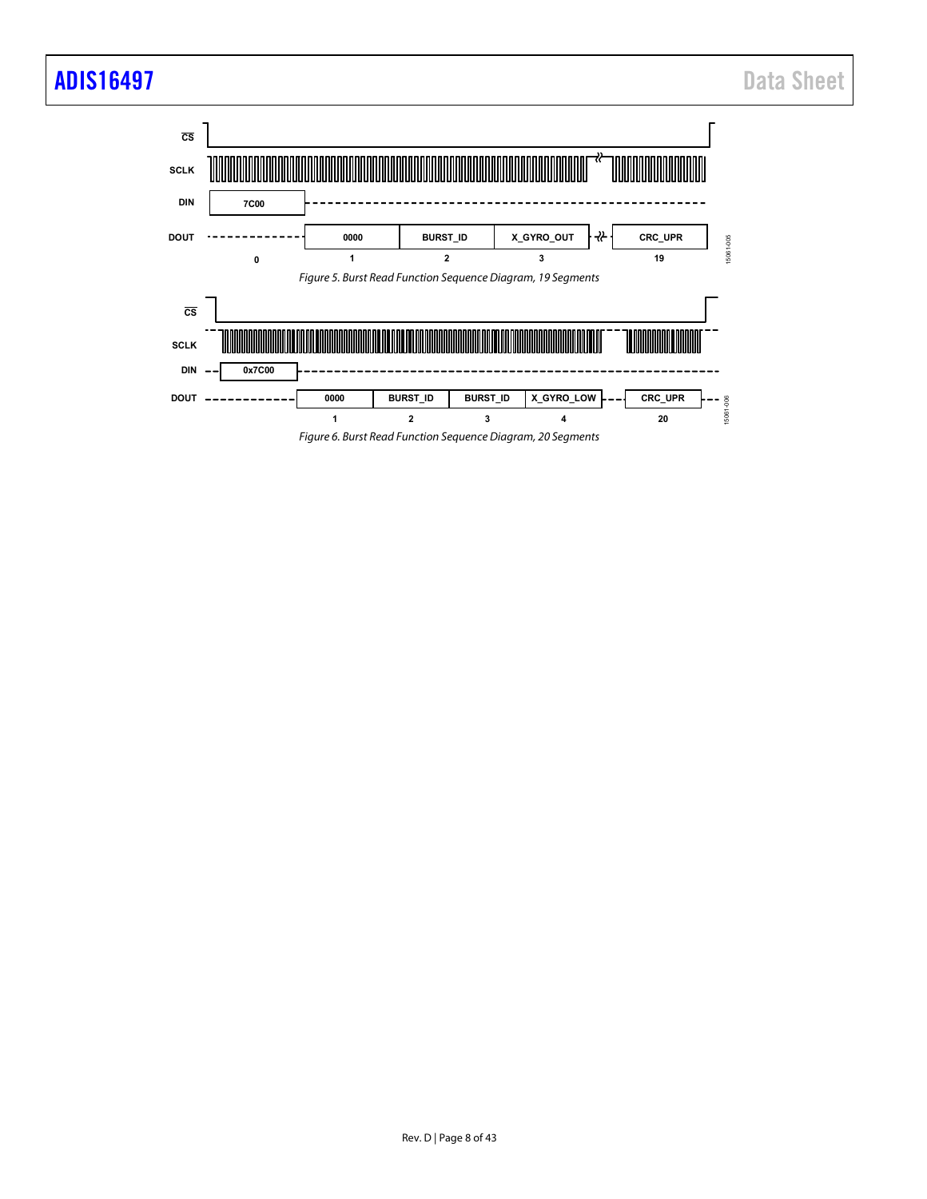CS

SCLK

DIN 7C00

DOUT 0000 BURST_ID X_GYRO_OUT CRC_UPR

0 1 2 3 19

15061-005

*Figure 5. Burst Read Function Sequence Diagram, 19 Segments*

CS

SCLK

DIN 0x7C00

DOUT 0000 BURST_ID BURST_ID X_GYRO_LOW CRC_UPR

1 2 3 4 20

15061-006

*Figure 6. Burst Read Function Sequence Diagram, 20 Segments*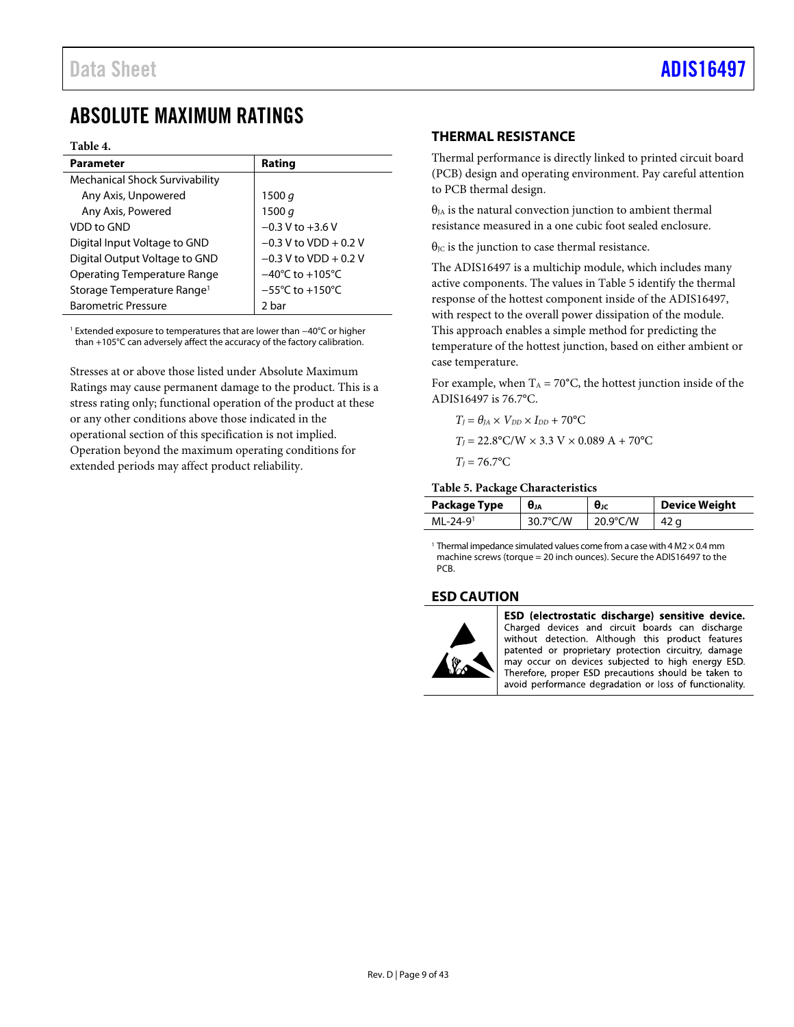# ABSOLUTE MAXIMUM RATINGS

**Table 4.**

| Parameter | Rating |
|---|---|
| Mechanical Shock Survivability | |
| Any Axis, Unpowered | 1500 *g* |
| Any Axis, Powered | 1500 *g* |
| VDD to GND | −0.3 V to +3.6 V |
| Digital Input Voltage to GND | −0.3 V to VDD + 0.2 V |
| Digital Output Voltage to GND | −0.3 V to VDD + 0.2 V |
| Operating Temperature Range | −40°C to +105°C |
| Storage Temperature Range[1] | −55°C to +150°C |
| Barometric Pressure | 2 bar |

[1] Extended exposure to temperatures that are lower than −40°C or higher than +105°C can adversely affect the accuracy of the factory calibration.

Stresses at or above those listed under Absolute Maximum Ratings may cause permanent damage to the product. This is a stress rating only; functional operation of the product at these or any other conditions above those indicated in the operational section of this specification is not implied. Operation beyond the maximum operating conditions for extended periods may affect product reliability.

## THERMAL RESISTANCE

Thermal performance is directly linked to printed circuit board (PCB) design and operating environment. Pay careful attention to PCB thermal design.

$\theta_{JA}$ is the natural convection junction to ambient thermal resistance measured in a one cubic foot sealed enclosure.

$\theta_{JC}$ is the junction to case thermal resistance.

The ADIS16497 is a multichip module, which includes many active components. The values in Table 5 identify the thermal response of the hottest component inside of the ADIS16497, with respect to the overall power dissipation of the module. This approach enables a simple method for predicting the temperature of the hottest junction, based on either ambient or case temperature.

For example, when $T_A$ = 70°C, the hottest junction inside of the ADIS16497 is 76.7°C.

$$T_J = \theta_{JA} \times V_{DD} \times I_{DD} + 70°\text{C}$$

$$T_J = 22.8°\text{C/W} \times 3.3\text{ V} \times 0.089\text{ A} + 70°\text{C}$$

$$T_J = 76.7°\text{C}$$

**Table 5. Package Characteristics**

| Package Type | $\theta_{JA}$ | $\theta_{JC}$ | Device Weight |
|---|---|---|---|
| ML-24-9[1] | 30.7°C/W | 20.9°C/W | 42 g |

[1] Thermal impedance simulated values come from a case with 4 M2 × 0.4 mm machine screws (torque = 20 inch ounces). Secure the ADIS16497 to the PCB.

## ESD CAUTION

**ESD (electrostatic discharge) sensitive device.** Charged devices and circuit boards can discharge without detection. Although this product features patented or proprietary protection circuitry, damage may occur on devices subjected to high energy ESD. Therefore, proper ESD precautions should be taken to avoid performance degradation or loss of functionality.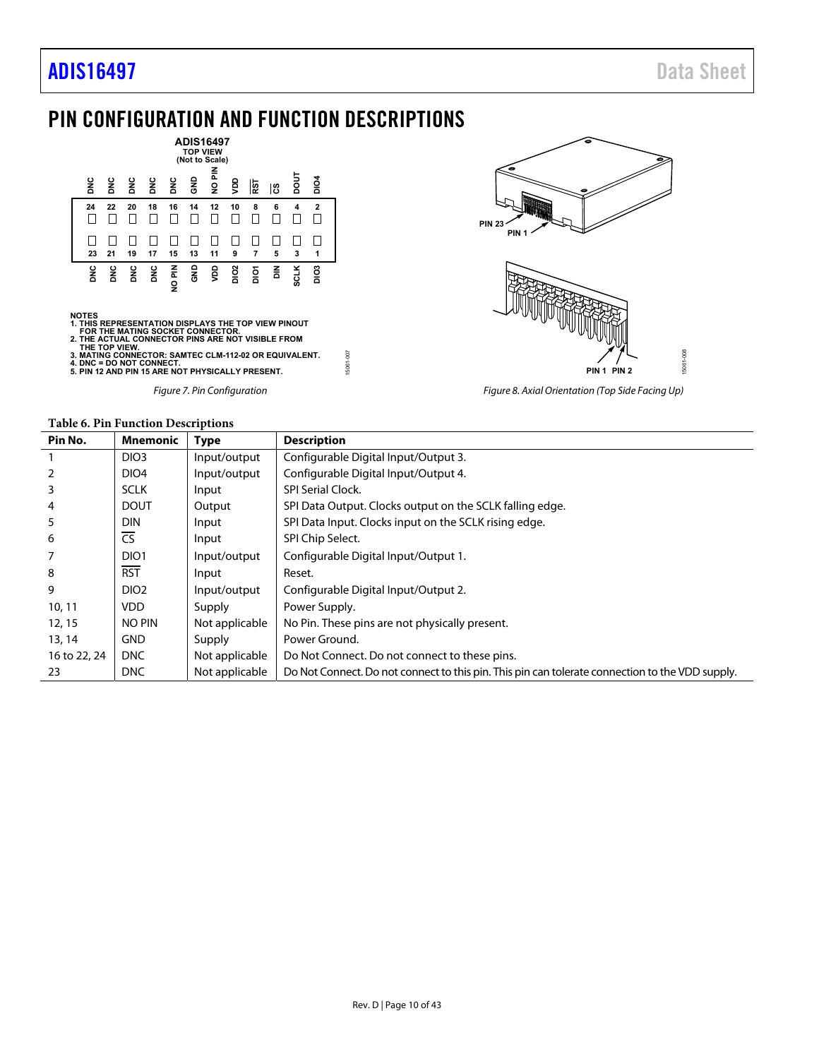# PIN CONFIGURATION AND FUNCTION DESCRIPTIONS

NOTES
1. THIS REPRESENTATION DISPLAYS THE TOP VIEW PINOUT FOR THE MATING SOCKET CONNECTOR.
2. THE ACTUAL CONNECTOR PINS ARE NOT VISIBLE FROM THE TOP VIEW.
3. MATING CONNECTOR: SAMTEC CLM-112-02 OR EQUIVALENT.
4. DNC = DO NOT CONNECT.
5. PIN 12 AND PIN 15 ARE NOT PHYSICALLY PRESENT.

*Figure 7. Pin Configuration*

*Figure 8. Axial Orientation (Top Side Facing Up)*

**Table 6. Pin Function Descriptions**

| Pin No. | Mnemonic | Type | Description |
|---|---|---|---|
| 1 | DIO3 | Input/output | Configurable Digital Input/Output 3. |
| 2 | DIO4 | Input/output | Configurable Digital Input/Output 4. |
| 3 | SCLK | Input | SPI Serial Clock. |
| 4 | DOUT | Output | SPI Data Output. Clocks output on the SCLK falling edge. |
| 5 | DIN | Input | SPI Data Input. Clocks input on the SCLK rising edge. |
| 6 | $\overline{CS}$ | Input | SPI Chip Select. |
| 7 | DIO1 | Input/output | Configurable Digital Input/Output 1. |
| 8 | $\overline{RST}$ | Input | Reset. |
| 9 | DIO2 | Input/output | Configurable Digital Input/Output 2. |
| 10, 11 | VDD | Supply | Power Supply. |
| 12, 15 | NO PIN | Not applicable | No Pin. These pins are not physically present. |
| 13, 14 | GND | Supply | Power Ground. |
| 16 to 22, 24 | DNC | Not applicable | Do Not Connect. Do not connect to these pins. |
| 23 | DNC | Not applicable | Do Not Connect. Do not connect to this pin. This pin can tolerate connection to the VDD supply. |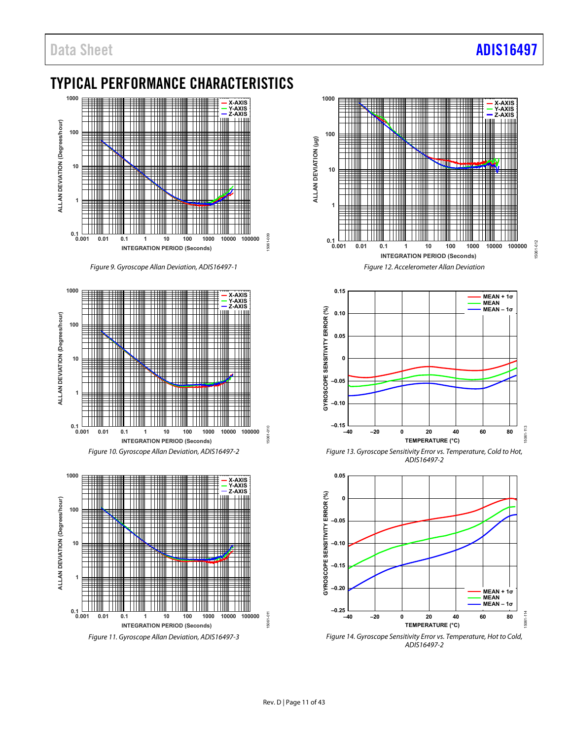## TYPICAL PERFORMANCE CHARACTERISTICS

Figure 9. Gyroscope Allan Deviation, ADIS16497-1

Figure 10. Gyroscope Allan Deviation, ADIS16497-2

Figure 11. Gyroscope Allan Deviation, ADIS16497-3

Figure 12. Accelerometer Allan Deviation

Figure 13. Gyroscope Sensitivity Error vs. Temperature, Cold to Hot, ADIS16497-2

Figure 14. Gyroscope Sensitivity Error vs. Temperature, Hot to Cold, ADIS16497-2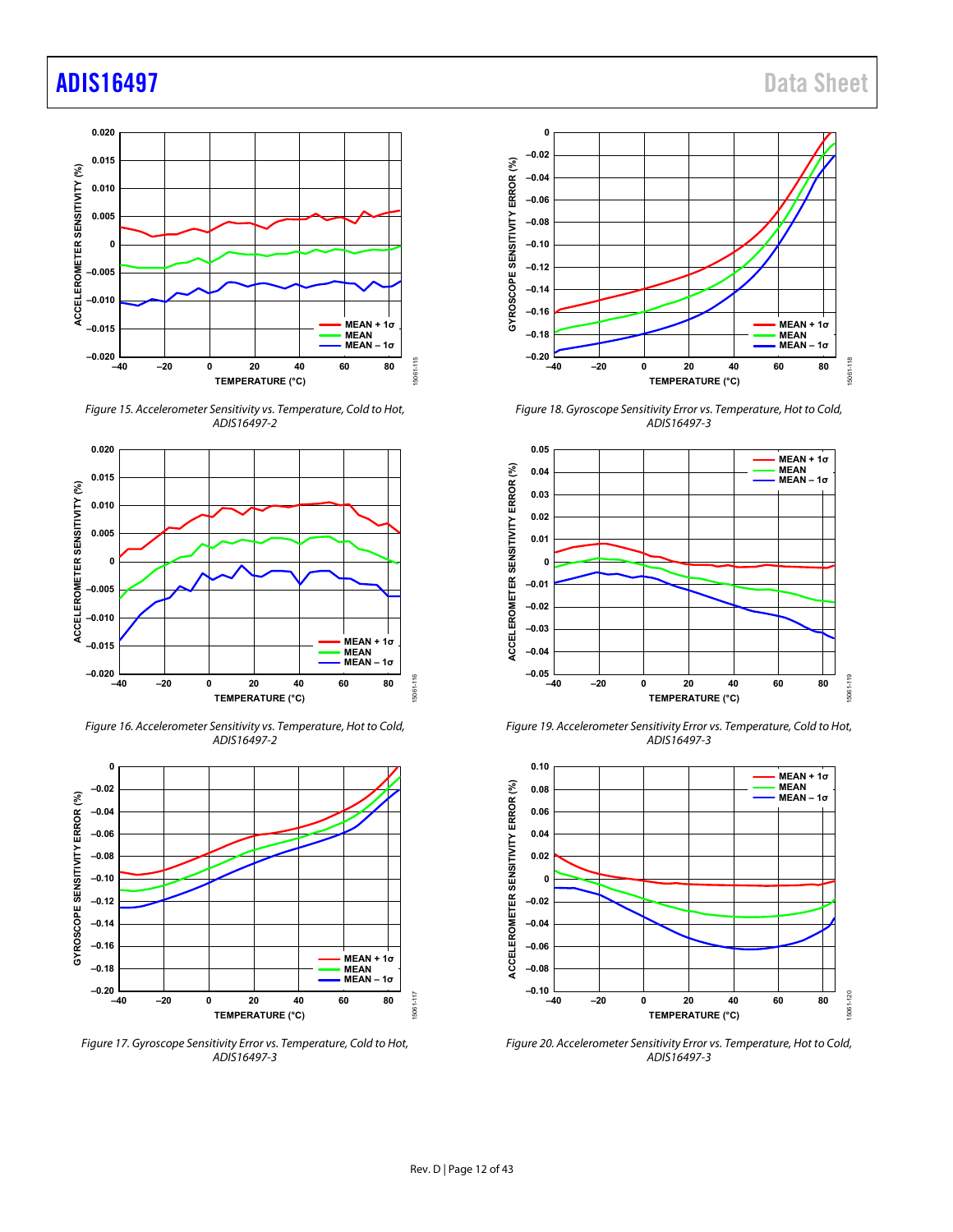Figure 15. Accelerometer Sensitivity vs. Temperature, Cold to Hot, ADIS16497-2

Figure 16. Accelerometer Sensitivity vs. Temperature, Hot to Cold, ADIS16497-2

Figure 17. Gyroscope Sensitivity Error vs. Temperature, Cold to Hot, ADIS16497-3

Figure 18. Gyroscope Sensitivity Error vs. Temperature, Hot to Cold, ADIS16497-3

Figure 19. Accelerometer Sensitivity Error vs. Temperature, Cold to Hot, ADIS16497-3

Figure 20. Accelerometer Sensitivity Error vs. Temperature, Hot to Cold, ADIS16497-3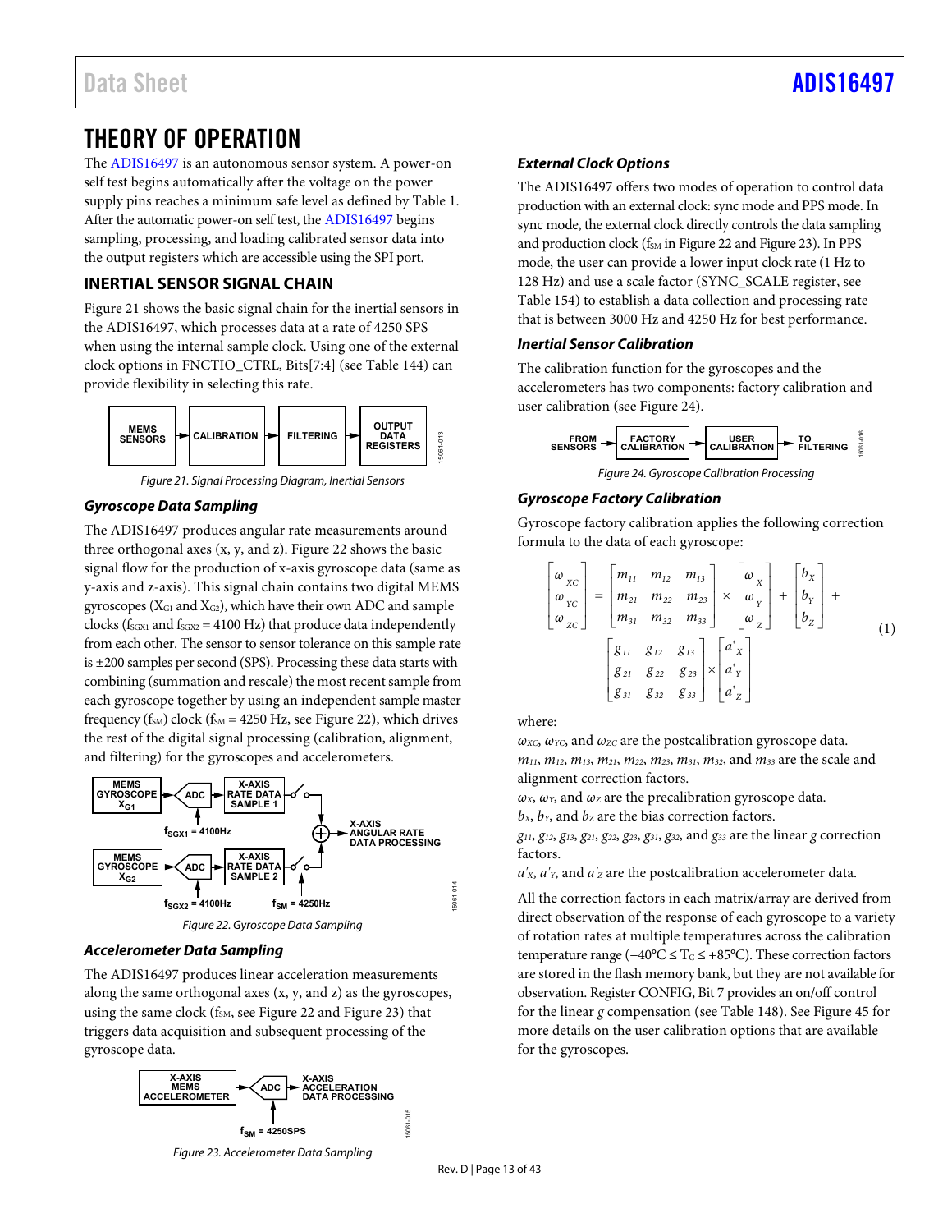# THEORY OF OPERATION

The ADIS16497 is an autonomous sensor system. A power-on self test begins automatically after the voltage on the power supply pins reaches a minimum safe level as defined by Table 1. After the automatic power-on self test, the ADIS16497 begins sampling, processing, and loading calibrated sensor data into the output registers which are accessible using the SPI port.

## INERTIAL SENSOR SIGNAL CHAIN

Figure 21 shows the basic signal chain for the inertial sensors in the ADIS16497, which processes data at a rate of 4250 SPS when using the internal sample clock. Using one of the external clock options in FNCTIO_CTRL, Bits[7:4] (see Table 144) can provide flexibility in selecting this rate.

Figure 21. Signal Processing Diagram, Inertial Sensors

### Gyroscope Data Sampling

The ADIS16497 produces angular rate measurements around three orthogonal axes (x, y, and z). Figure 22 shows the basic signal flow for the production of x-axis gyroscope data (same as y-axis and z-axis). This signal chain contains two digital MEMS gyroscopes ($X_{G1}$ and $X_{G2}$), which have their own ADC and sample clocks ($f_{SGX1}$ and $f_{SGX2}$ = 4100 Hz) that produce data independently from each other. The sensor to sensor tolerance on this sample rate is ±200 samples per second (SPS). Processing these data starts with combining (summation and rescale) the most recent sample from each gyroscope together by using an independent sample master frequency ($f_{SM}$) clock ($f_{SM}$ = 4250 Hz, see Figure 22), which drives the rest of the digital signal processing (calibration, alignment, and filtering) for the gyroscopes and accelerometers.

Figure 22. Gyroscope Data Sampling

### Accelerometer Data Sampling

The ADIS16497 produces linear acceleration measurements along the same orthogonal axes (x, y, and z) as the gyroscopes, using the same clock ($f_{SM}$, see Figure 22 and Figure 23) that triggers data acquisition and subsequent processing of the gyroscope data.

Figure 23. Accelerometer Data Sampling

### External Clock Options

The ADIS16497 offers two modes of operation to control data production with an external clock: sync mode and PPS mode. In sync mode, the external clock directly controls the data sampling and production clock ($f_{SM}$ in Figure 22 and Figure 23). In PPS mode, the user can provide a lower input clock rate (1 Hz to 128 Hz) and use a scale factor (SYNC_SCALE register, see Table 154) to establish a data collection and processing rate that is between 3000 Hz and 4250 Hz for best performance.

### Inertial Sensor Calibration

The calibration function for the gyroscopes and the accelerometers has two components: factory calibration and user calibration (see Figure 24).

Figure 24. Gyroscope Calibration Processing

### Gyroscope Factory Calibration

Gyroscope factory calibration applies the following correction formula to the data of each gyroscope:

$$\begin{bmatrix} \omega_{XC} \\ \omega_{YC} \\ \omega_{ZC} \end{bmatrix} = \begin{bmatrix} m_{11} & m_{12} & m_{13} \\ m_{21} & m_{22} & m_{23} \\ m_{31} & m_{32} & m_{33} \end{bmatrix} \times \begin{bmatrix} \omega_X \\ \omega_Y \\ \omega_Z \end{bmatrix} + \begin{bmatrix} b_X \\ b_Y \\ b_Z \end{bmatrix} + \begin{bmatrix} g_{11} & g_{12} & g_{13} \\ g_{21} & g_{22} & g_{23} \\ g_{31} & g_{32} & g_{33} \end{bmatrix} \times \begin{bmatrix} a'_X \\ a'_Y \\ a'_Z \end{bmatrix} \quad (1)$$

where:

$\omega_{XC}$, $\omega_{YC}$, and $\omega_{ZC}$ are the postcalibration gyroscope data.
$m_{11}$, $m_{12}$, $m_{13}$, $m_{21}$, $m_{22}$, $m_{23}$, $m_{31}$, $m_{32}$, and $m_{33}$ are the scale and alignment correction factors.
$\omega_X$, $\omega_Y$, and $\omega_Z$ are the precalibration gyroscope data.
$b_X$, $b_Y$, and $b_Z$ are the bias correction factors.
$g_{11}$, $g_{12}$, $g_{13}$, $g_{21}$, $g_{22}$, $g_{23}$, $g_{31}$, $g_{32}$, and $g_{33}$ are the linear *g* correction factors.
$a'_X$, $a'_Y$, and $a'_Z$ are the postcalibration accelerometer data.

All the correction factors in each matrix/array are derived from direct observation of the response of each gyroscope to a variety of rotation rates at multiple temperatures across the calibration temperature range (−40°C ≤ $T_C$ ≤ +85°C). These correction factors are stored in the flash memory bank, but they are not available for observation. Register CONFIG, Bit 7 provides an on/off control for the linear *g* compensation (see Table 148). See Figure 45 for more details on the user calibration options that are available for the gyroscopes.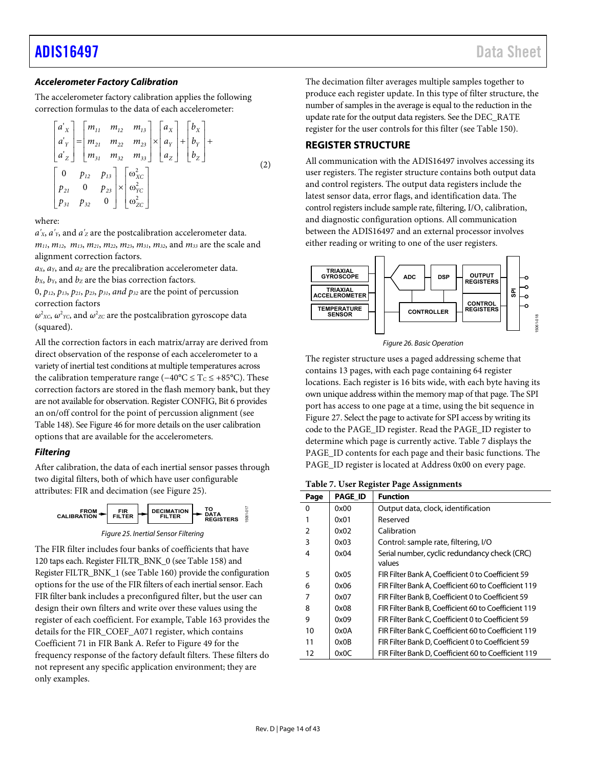### Accelerometer Factory Calibration

The accelerometer factory calibration applies the following correction formulas to the data of each accelerometer:

$$\begin{bmatrix} a'_X \\ a'_Y \\ a'_Z \end{bmatrix} = \begin{bmatrix} m_{11} & m_{12} & m_{13} \\ m_{21} & m_{22} & m_{23} \\ m_{31} & m_{32} & m_{33} \end{bmatrix} \times \begin{bmatrix} a_X \\ a_Y \\ a_Z \end{bmatrix} + \begin{bmatrix} b_X \\ b_Y \\ b_Z \end{bmatrix} + \begin{bmatrix} 0 & p_{12} & p_{13} \\ p_{21} & 0 & p_{23} \\ p_{31} & p_{32} & 0 \end{bmatrix} \times \begin{bmatrix} \omega^2_{XC} \\ \omega^2_{YC} \\ \omega^2_{ZC} \end{bmatrix} \quad (2)$$

where:

$a'_X$, $a'_Y$, and $a'_Z$ are the postcalibration accelerometer data.
$m_{11}$, $m_{12}$, $m_{13}$, $m_{21}$, $m_{22}$, $m_{23}$, $m_{31}$, $m_{32}$, and $m_{33}$ are the scale and alignment correction factors.
$a_X$, $a_Y$, and $a_Z$ are the precalibration accelerometer data.
$b_X$, $b_Y$, and $b_Z$ are the bias correction factors.
0, $p_{12}$, $p_{13}$, $p_{21}$, $p_{23}$, $p_{31}$, *and* $p_{32}$ are the point of percussion correction factors
$\omega^2_{XC}$, $\omega^2_{YC}$, and $\omega^2_{ZC}$ are the postcalibration gyroscope data (squared).

All the correction factors in each matrix/array are derived from direct observation of the response of each accelerometer to a variety of inertial test conditions at multiple temperatures across the calibration temperature range ($-40°C \leq T_C \leq +85°C$). These correction factors are stored in the flash memory bank, but they are not available for observation. Register CONFIG, Bit 6 provides an on/off control for the point of percussion alignment (see Table 148). See Figure 46 for more details on the user calibration options that are available for the accelerometers.

### Filtering

After calibration, the data of each inertial sensor passes through two digital filters, both of which have user configurable attributes: FIR and decimation (see Figure 25).

FROM CALIBRATION → FIR FILTER → DECIMATION FILTER → TO DATA REGISTERS

*Figure 25. Inertial Sensor Filtering*

The FIR filter includes four banks of coefficients that have 120 taps each. Register FILTR_BNK_0 (see Table 158) and Register FILTR_BNK_1 (see Table 160) provide the configuration options for the use of the FIR filters of each inertial sensor. Each FIR filter bank includes a preconfigured filter, but the user can design their own filters and write over these values using the register of each coefficient. For example, Table 163 provides the details for the FIR_COEF_A071 register, which contains Coefficient 71 in FIR Bank A. Refer to Figure 49 for the frequency response of the factory default filters. These filters do not represent any specific application environment; they are only examples.

The decimation filter averages multiple samples together to produce each register update. In this type of filter structure, the number of samples in the average is equal to the reduction in the update rate for the output data registers. See the DEC_RATE register for the user controls for this filter (see Table 150).

## REGISTER STRUCTURE

All communication with the ADIS16497 involves accessing its user registers. The register structure contains both output data and control registers. The output data registers include the latest sensor data, error flags, and identification data. The control registers include sample rate, filtering, I/O, calibration, and diagnostic configuration options. All communication between the ADIS16497 and an external processor involves either reading or writing to one of the user registers.

*Figure 26. Basic Operation*

The register structure uses a paged addressing scheme that contains 13 pages, with each page containing 64 register locations. Each register is 16 bits wide, with each byte having its own unique address within the memory map of that page. The SPI port has access to one page at a time, using the bit sequence in Figure 27. Select the page to activate for SPI access by writing its code to the PAGE_ID register. Read the PAGE_ID register to determine which page is currently active. Table 7 displays the PAGE_ID contents for each page and their basic functions. The PAGE_ID register is located at Address 0x00 on every page.

**Table 7. User Register Page Assignments**

| Page | PAGE_ID | Function |
|---|---|---|
| 0 | 0x00 | Output data, clock, identification |
| 1 | 0x01 | Reserved |
| 2 | 0x02 | Calibration |
| 3 | 0x03 | Control: sample rate, filtering, I/O |
| 4 | 0x04 | Serial number, cyclic redundancy check (CRC) values |
| 5 | 0x05 | FIR Filter Bank A, Coefficient 0 to Coefficient 59 |
| 6 | 0x06 | FIR Filter Bank A, Coefficient 60 to Coefficient 119 |
| 7 | 0x07 | FIR Filter Bank B, Coefficient 0 to Coefficient 59 |
| 8 | 0x08 | FIR Filter Bank B, Coefficient 60 to Coefficient 119 |
| 9 | 0x09 | FIR Filter Bank C, Coefficient 0 to Coefficient 59 |
| 10 | 0x0A | FIR Filter Bank C, Coefficient 60 to Coefficient 119 |
| 11 | 0x0B | FIR Filter Bank D, Coefficient 0 to Coefficient 59 |
| 12 | 0x0C | FIR Filter Bank D, Coefficient 60 to Coefficient 119 |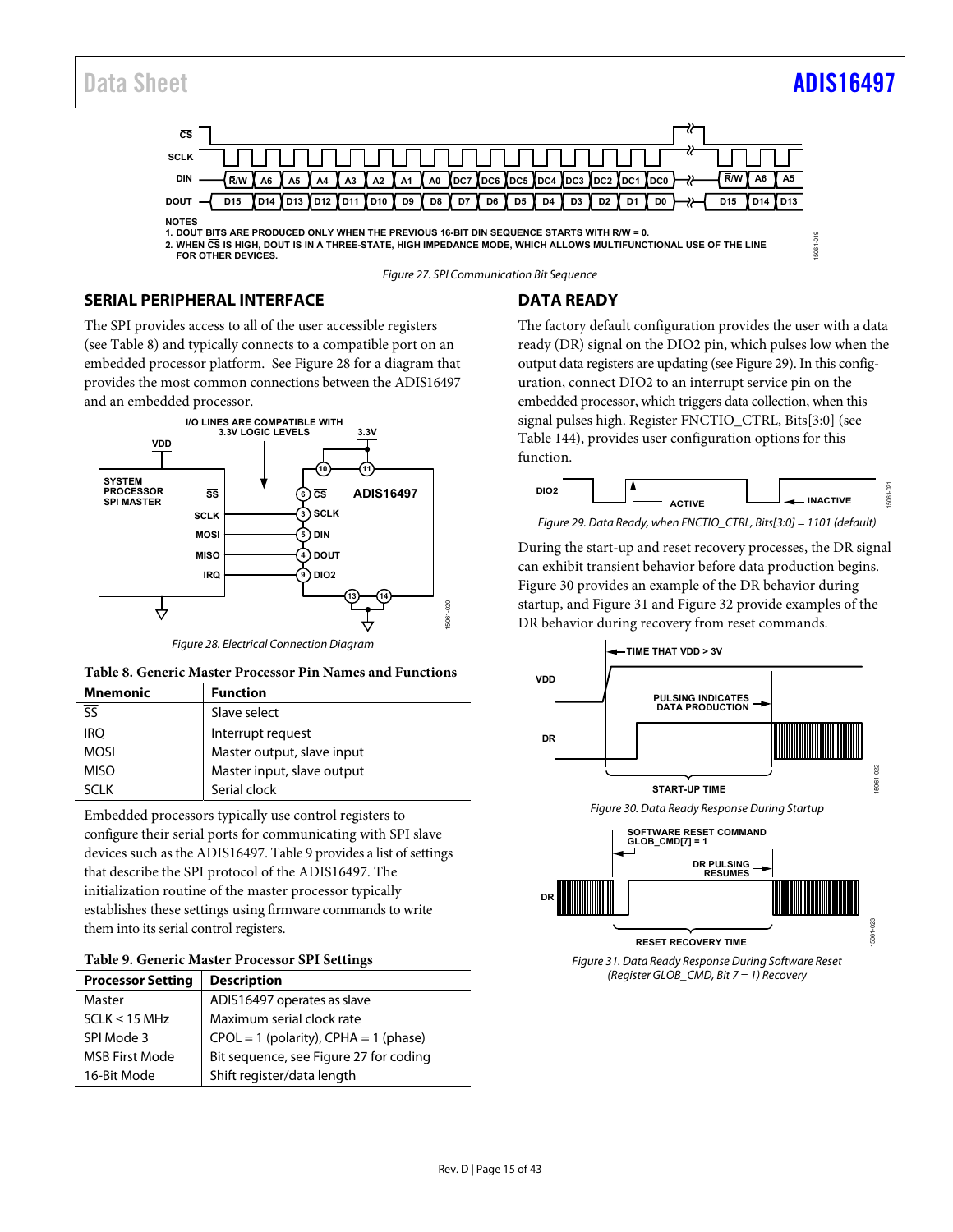NOTES
1. DOUT BITS ARE PRODUCED ONLY WHEN THE PREVIOUS 16-BIT DIN SEQUENCE STARTS WITH R/W = 0.
2. WHEN CS IS HIGH, DOUT IS IN A THREE-STATE, HIGH IMPEDANCE MODE, WHICH ALLOWS MULTIFUNCTIONAL USE OF THE LINE FOR OTHER DEVICES.

*Figure 27. SPI Communication Bit Sequence*

## SERIAL PERIPHERAL INTERFACE

The SPI provides access to all of the user accessible registers (see Table 8) and typically connects to a compatible port on an embedded processor platform. See Figure 28 for a diagram that provides the most common connections between the ADIS16497 and an embedded processor.

*Figure 28. Electrical Connection Diagram*

**Table 8. Generic Master Processor Pin Names and Functions**

| Mnemonic | Function |
|---|---|
| SS | Slave select |
| IRQ | Interrupt request |
| MOSI | Master output, slave input |
| MISO | Master input, slave output |
| SCLK | Serial clock |

Embedded processors typically use control registers to configure their serial ports for communicating with SPI slave devices such as the ADIS16497. Table 9 provides a list of settings that describe the SPI protocol of the ADIS16497. The initialization routine of the master processor typically establishes these settings using firmware commands to write them into its serial control registers.

**Table 9. Generic Master Processor SPI Settings**

| Processor Setting | Description |
|---|---|
| Master | ADIS16497 operates as slave |
| SCLK ≤ 15 MHz | Maximum serial clock rate |
| SPI Mode 3 | CPOL = 1 (polarity), CPHA = 1 (phase) |
| MSB First Mode | Bit sequence, see Figure 27 for coding |
| 16-Bit Mode | Shift register/data length |

## DATA READY

The factory default configuration provides the user with a data ready (DR) signal on the DIO2 pin, which pulses low when the output data registers are updating (see Figure 29). In this configuration, connect DIO2 to an interrupt service pin on the embedded processor, which triggers data collection, when this signal pulses high. Register FNCTIO_CTRL, Bits[3:0] (see Table 144), provides user configuration options for this function.

*Figure 29. Data Ready, when FNCTIO_CTRL, Bits[3:0] = 1101 (default)*

During the start-up and reset recovery processes, the DR signal can exhibit transient behavior before data production begins. Figure 30 provides an example of the DR behavior during startup, and Figure 31 and Figure 32 provide examples of the DR behavior during recovery from reset commands.

*Figure 30. Data Ready Response During Startup*

*Figure 31. Data Ready Response During Software Reset (Register GLOB_CMD, Bit 7 = 1) Recovery*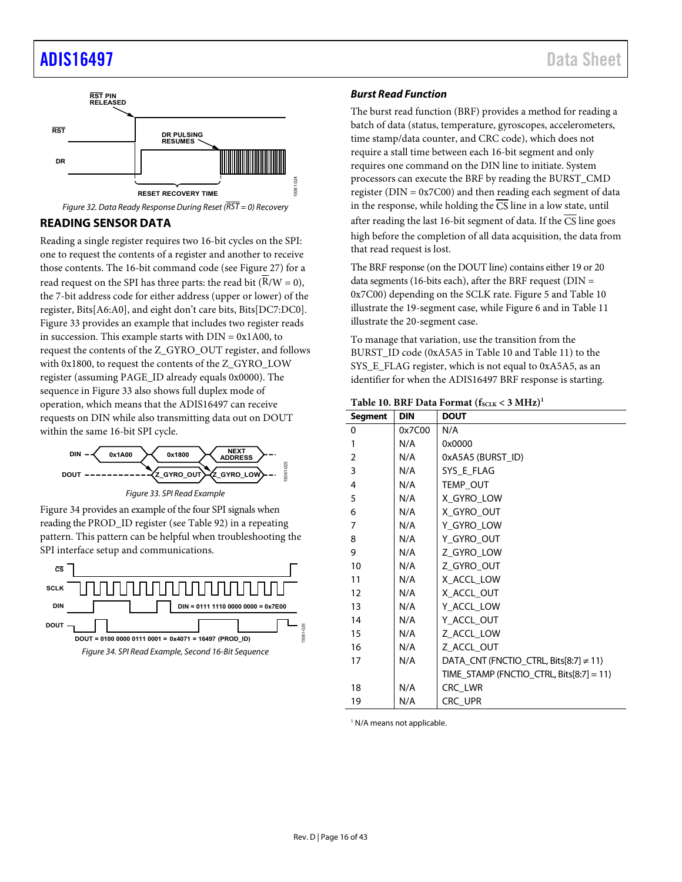Figure 32. Data Ready Response During Reset (RST = 0) Recovery

## READING SENSOR DATA

Reading a single register requires two 16-bit cycles on the SPI: one to request the contents of a register and another to receive those contents. The 16-bit command code (see Figure 27) for a read request on the SPI has three parts: the read bit (R/W = 0), the 7-bit address code for either address (upper or lower) of the register, Bits[A6:A0], and eight don't care bits, Bits[DC7:DC0]. Figure 33 provides an example that includes two register reads in succession. This example starts with DIN = 0x1A00, to request the contents of the Z_GYRO_OUT register, and follows with 0x1800, to request the contents of the Z_GYRO_LOW register (assuming PAGE_ID already equals 0x0000). The sequence in Figure 33 also shows full duplex mode of operation, which means that the ADIS16497 can receive requests on DIN while also transmitting data out on DOUT within the same 16-bit SPI cycle.

Figure 33. SPI Read Example

Figure 34 provides an example of the four SPI signals when reading the PROD_ID register (see Table 92) in a repeating pattern. This pattern can be helpful when troubleshooting the SPI interface setup and communications.

Figure 34. SPI Read Example, Second 16-Bit Sequence

### Burst Read Function

The burst read function (BRF) provides a method for reading a batch of data (status, temperature, gyroscopes, accelerometers, time stamp/data counter, and CRC code), which does not require a stall time between each 16-bit segment and only requires one command on the DIN line to initiate. System processors can execute the BRF by reading the BURST_CMD register (DIN = 0x7C00) and then reading each segment of data in the response, while holding the CS line in a low state, until after reading the last 16-bit segment of data. If the CS line goes high before the completion of all data acquisition, the data from that read request is lost.

The BRF response (on the DOUT line) contains either 19 or 20 data segments (16-bits each), after the BRF request (DIN = 0x7C00) depending on the SCLK rate. Figure 5 and Table 10 illustrate the 19-segment case, while Figure 6 and in Table 11 illustrate the 20-segment case.

To manage that variation, use the transition from the BURST_ID code (0xA5A5 in Table 10 and Table 11) to the SYS_E_FLAG register, which is not equal to 0xA5A5, as an identifier for when the ADIS16497 BRF response is starting.

**Table 10. BRF Data Format ($f_{SCLK}$ < 3 MHz)[1]**

| Segment | DIN | DOUT |
|---|---|---|
| 0 | 0x7C00 | N/A |
| 1 | N/A | 0x0000 |
| 2 | N/A | 0xA5A5 (BURST_ID) |
| 3 | N/A | SYS_E_FLAG |
| 4 | N/A | TEMP_OUT |
| 5 | N/A | X_GYRO_LOW |
| 6 | N/A | X_GYRO_OUT |
| 7 | N/A | Y_GYRO_LOW |
| 8 | N/A | Y_GYRO_OUT |
| 9 | N/A | Z_GYRO_LOW |
| 10 | N/A | Z_GYRO_OUT |
| 11 | N/A | X_ACCL_LOW |
| 12 | N/A | X_ACCL_OUT |
| 13 | N/A | Y_ACCL_LOW |
| 14 | N/A | Y_ACCL_OUT |
| 15 | N/A | Z_ACCL_LOW |
| 16 | N/A | Z_ACCL_OUT |
| 17 | N/A | DATA_CNT (FNCTIO_CTRL, Bits[8:7] ≠ 11) |
| | | TIME_STAMP (FNCTIO_CTRL, Bits[8:7] = 11) |
| 18 | N/A | CRC_LWR |
| 19 | N/A | CRC_UPR |

[1] N/A means not applicable.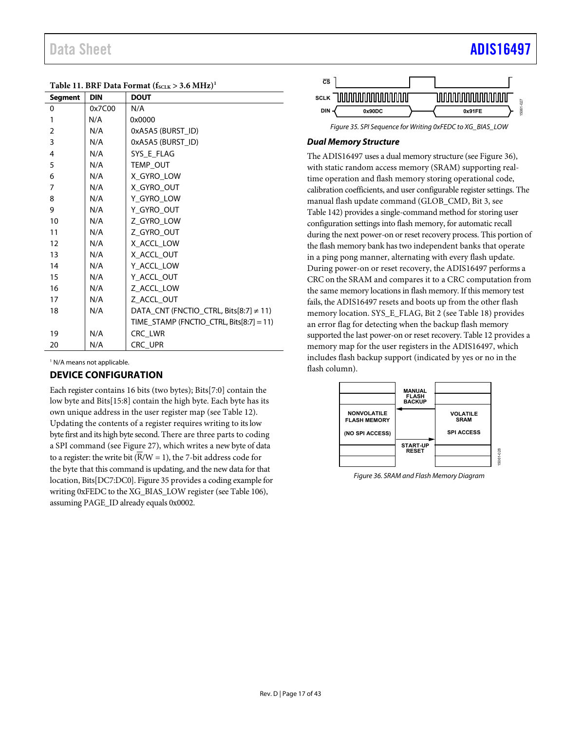**Table 11. BRF Data Format ($f_{SCLK}$ > 3.6 MHz)**[1]

| Segment | DIN | DOUT |
|---|---|---|
| 0 | 0x7C00 | N/A |
| 1 | N/A | 0x0000 |
| 2 | N/A | 0xA5A5 (BURST_ID) |
| 3 | N/A | 0xA5A5 (BURST_ID) |
| 4 | N/A | SYS_E_FLAG |
| 5 | N/A | TEMP_OUT |
| 6 | N/A | X_GYRO_LOW |
| 7 | N/A | X_GYRO_OUT |
| 8 | N/A | Y_GYRO_LOW |
| 9 | N/A | Y_GYRO_OUT |
| 10 | N/A | Z_GYRO_LOW |
| 11 | N/A | Z_GYRO_OUT |
| 12 | N/A | X_ACCL_LOW |
| 13 | N/A | X_ACCL_OUT |
| 14 | N/A | Y_ACCL_LOW |
| 15 | N/A | Y_ACCL_OUT |
| 16 | N/A | Z_ACCL_LOW |
| 17 | N/A | Z_ACCL_OUT |
| 18 | N/A | DATA_CNT (FNCTIO_CTRL, Bits[8:7] ≠ 11) |
| | | TIME_STAMP (FNCTIO_CTRL, Bits[8:7] = 11) |
| 19 | N/A | CRC_LWR |
| 20 | N/A | CRC_UPR |

[1] N/A means not applicable.

## DEVICE CONFIGURATION

Each register contains 16 bits (two bytes); Bits[7:0] contain the low byte and Bits[15:8] contain the high byte. Each byte has its own unique address in the user register map (see Table 12). Updating the contents of a register requires writing to its low byte first and its high byte second. There are three parts to coding a SPI command (see Figure 27), which writes a new byte of data to a register: the write bit ($\overline{R}$/W = 1), the 7-bit address code for the byte that this command is updating, and the new data for that location, Bits[DC7:DC0]. Figure 35 provides a coding example for writing 0xFEDC to the XG_BIAS_LOW register (see Table 106), assuming PAGE_ID already equals 0x0002.

*Figure 35. SPI Sequence for Writing 0xFEDC to XG_BIAS_LOW*

### *Dual Memory Structure*

The ADIS16497 uses a dual memory structure (see Figure 36), with static random access memory (SRAM) supporting real-time operation and flash memory storing operational code, calibration coefficients, and user configurable register settings. The manual flash update command (GLOB_CMD, Bit 3, see Table 142) provides a single-command method for storing user configuration settings into flash memory, for automatic recall during the next power-on or reset recovery process. This portion of the flash memory bank has two independent banks that operate in a ping pong manner, alternating with every flash update. During power-on or reset recovery, the ADIS16497 performs a CRC on the SRAM and compares it to a CRC computation from the same memory locations in flash memory. If this memory test fails, the ADIS16497 resets and boots up from the other flash memory location. SYS_E_FLAG, Bit 2 (see Table 18) provides an error flag for detecting when the backup flash memory supported the last power-on or reset recovery. Table 12 provides a memory map for the user registers in the ADIS16497, which includes flash backup support (indicated by yes or no in the flash column).

*Figure 36. SRAM and Flash Memory Diagram*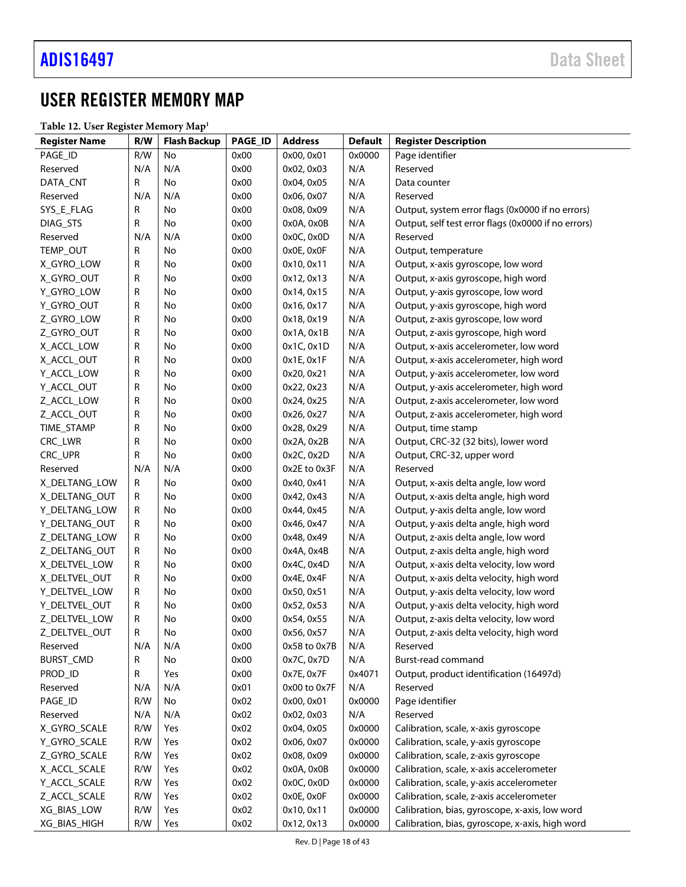# USER REGISTER MEMORY MAP

**Table 12. User Register Memory Map[1]**

| Register Name | R/W | Flash Backup | PAGE_ID | Address | Default | Register Description |
|---|---|---|---|---|---|---|
| PAGE_ID | R/W | No | 0x00 | 0x00, 0x01 | 0x0000 | Page identifier |
| Reserved | N/A | N/A | 0x00 | 0x02, 0x03 | N/A | Reserved |
| DATA_CNT | R | No | 0x00 | 0x04, 0x05 | N/A | Data counter |
| Reserved | N/A | N/A | 0x00 | 0x06, 0x07 | N/A | Reserved |
| SYS_E_FLAG | R | No | 0x00 | 0x08, 0x09 | N/A | Output, system error flags (0x0000 if no errors) |
| DIAG_STS | R | No | 0x00 | 0x0A, 0x0B | N/A | Output, self test error flags (0x0000 if no errors) |
| Reserved | N/A | N/A | 0x00 | 0x0C, 0x0D | N/A | Reserved |
| TEMP_OUT | R | No | 0x00 | 0x0E, 0x0F | N/A | Output, temperature |
| X_GYRO_LOW | R | No | 0x00 | 0x10, 0x11 | N/A | Output, x-axis gyroscope, low word |
| X_GYRO_OUT | R | No | 0x00 | 0x12, 0x13 | N/A | Output, x-axis gyroscope, high word |
| Y_GYRO_LOW | R | No | 0x00 | 0x14, 0x15 | N/A | Output, y-axis gyroscope, low word |
| Y_GYRO_OUT | R | No | 0x00 | 0x16, 0x17 | N/A | Output, y-axis gyroscope, high word |
| Z_GYRO_LOW | R | No | 0x00 | 0x18, 0x19 | N/A | Output, z-axis gyroscope, low word |
| Z_GYRO_OUT | R | No | 0x00 | 0x1A, 0x1B | N/A | Output, z-axis gyroscope, high word |
| X_ACCL_LOW | R | No | 0x00 | 0x1C, 0x1D | N/A | Output, x-axis accelerometer, low word |
| X_ACCL_OUT | R | No | 0x00 | 0x1E, 0x1F | N/A | Output, x-axis accelerometer, high word |
| Y_ACCL_LOW | R | No | 0x00 | 0x20, 0x21 | N/A | Output, y-axis accelerometer, low word |
| Y_ACCL_OUT | R | No | 0x00 | 0x22, 0x23 | N/A | Output, y-axis accelerometer, high word |
| Z_ACCL_LOW | R | No | 0x00 | 0x24, 0x25 | N/A | Output, z-axis accelerometer, low word |
| Z_ACCL_OUT | R | No | 0x00 | 0x26, 0x27 | N/A | Output, z-axis accelerometer, high word |
| TIME_STAMP | R | No | 0x00 | 0x28, 0x29 | N/A | Output, time stamp |
| CRC_LWR | R | No | 0x00 | 0x2A, 0x2B | N/A | Output, CRC-32 (32 bits), lower word |
| CRC_UPR | R | No | 0x00 | 0x2C, 0x2D | N/A | Output, CRC-32, upper word |
| Reserved | N/A | N/A | 0x00 | 0x2E to 0x3F | N/A | Reserved |
| X_DELTANG_LOW | R | No | 0x00 | 0x40, 0x41 | N/A | Output, x-axis delta angle, low word |
| X_DELTANG_OUT | R | No | 0x00 | 0x42, 0x43 | N/A | Output, x-axis delta angle, high word |
| Y_DELTANG_LOW | R | No | 0x00 | 0x44, 0x45 | N/A | Output, y-axis delta angle, low word |
| Y_DELTANG_OUT | R | No | 0x00 | 0x46, 0x47 | N/A | Output, y-axis delta angle, high word |
| Z_DELTANG_LOW | R | No | 0x00 | 0x48, 0x49 | N/A | Output, z-axis delta angle, low word |
| Z_DELTANG_OUT | R | No | 0x00 | 0x4A, 0x4B | N/A | Output, z-axis delta angle, high word |
| X_DELTVEL_LOW | R | No | 0x00 | 0x4C, 0x4D | N/A | Output, x-axis delta velocity, low word |
| X_DELTVEL_OUT | R | No | 0x00 | 0x4E, 0x4F | N/A | Output, x-axis delta velocity, high word |
| Y_DELTVEL_LOW | R | No | 0x00 | 0x50, 0x51 | N/A | Output, y-axis delta velocity, low word |
| Y_DELTVEL_OUT | R | No | 0x00 | 0x52, 0x53 | N/A | Output, y-axis delta velocity, high word |
| Z_DELTVEL_LOW | R | No | 0x00 | 0x54, 0x55 | N/A | Output, z-axis delta velocity, low word |
| Z_DELTVEL_OUT | R | No | 0x00 | 0x56, 0x57 | N/A | Output, z-axis delta velocity, high word |
| Reserved | N/A | N/A | 0x00 | 0x58 to 0x7B | N/A | Reserved |
| BURST_CMD | R | No | 0x00 | 0x7C, 0x7D | N/A | Burst-read command |
| PROD_ID | R | Yes | 0x00 | 0x7E, 0x7F | 0x4071 | Output, product identification (16497d) |
| Reserved | N/A | N/A | 0x01 | 0x00 to 0x7F | N/A | Reserved |
| PAGE_ID | R/W | No | 0x02 | 0x00, 0x01 | 0x0000 | Page identifier |
| Reserved | N/A | N/A | 0x02 | 0x02, 0x03 | N/A | Reserved |
| X_GYRO_SCALE | R/W | Yes | 0x02 | 0x04, 0x05 | 0x0000 | Calibration, scale, x-axis gyroscope |
| Y_GYRO_SCALE | R/W | Yes | 0x02 | 0x06, 0x07 | 0x0000 | Calibration, scale, y-axis gyroscope |
| Z_GYRO_SCALE | R/W | Yes | 0x02 | 0x08, 0x09 | 0x0000 | Calibration, scale, z-axis gyroscope |
| X_ACCL_SCALE | R/W | Yes | 0x02 | 0x0A, 0x0B | 0x0000 | Calibration, scale, x-axis accelerometer |
| Y_ACCL_SCALE | R/W | Yes | 0x02 | 0x0C, 0x0D | 0x0000 | Calibration, scale, y-axis accelerometer |
| Z_ACCL_SCALE | R/W | Yes | 0x02 | 0x0E, 0x0F | 0x0000 | Calibration, scale, z-axis accelerometer |
| XG_BIAS_LOW | R/W | Yes | 0x02 | 0x10, 0x11 | 0x0000 | Calibration, bias, gyroscope, x-axis, low word |
| XG_BIAS_HIGH | R/W | Yes | 0x02 | 0x12, 0x13 | 0x0000 | Calibration, bias, gyroscope, x-axis, high word |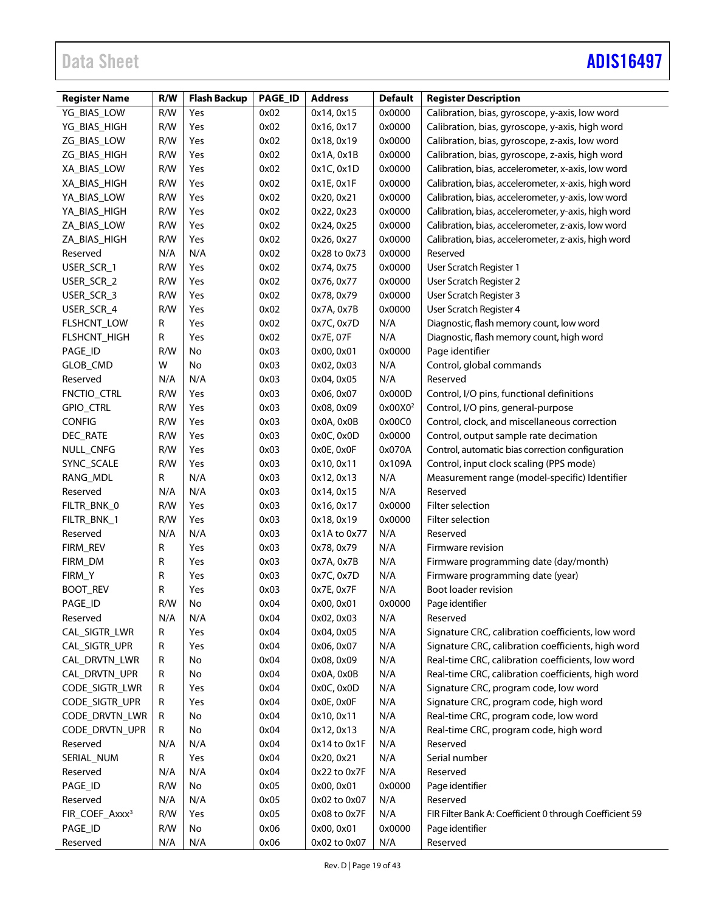| Register Name | R/W | Flash Backup | PAGE_ID | Address | Default | Register Description |
|---|---|---|---|---|---|---|
| YG_BIAS_LOW | R/W | Yes | 0x02 | 0x14, 0x15 | 0x0000 | Calibration, bias, gyroscope, y-axis, low word |
| YG_BIAS_HIGH | R/W | Yes | 0x02 | 0x16, 0x17 | 0x0000 | Calibration, bias, gyroscope, y-axis, high word |
| ZG_BIAS_LOW | R/W | Yes | 0x02 | 0x18, 0x19 | 0x0000 | Calibration, bias, gyroscope, z-axis, low word |
| ZG_BIAS_HIGH | R/W | Yes | 0x02 | 0x1A, 0x1B | 0x0000 | Calibration, bias, gyroscope, z-axis, high word |
| XA_BIAS_LOW | R/W | Yes | 0x02 | 0x1C, 0x1D | 0x0000 | Calibration, bias, accelerometer, x-axis, low word |
| XA_BIAS_HIGH | R/W | Yes | 0x02 | 0x1E, 0x1F | 0x0000 | Calibration, bias, accelerometer, x-axis, high word |
| YA_BIAS_LOW | R/W | Yes | 0x02 | 0x20, 0x21 | 0x0000 | Calibration, bias, accelerometer, y-axis, low word |
| YA_BIAS_HIGH | R/W | Yes | 0x02 | 0x22, 0x23 | 0x0000 | Calibration, bias, accelerometer, y-axis, high word |
| ZA_BIAS_LOW | R/W | Yes | 0x02 | 0x24, 0x25 | 0x0000 | Calibration, bias, accelerometer, z-axis, low word |
| ZA_BIAS_HIGH | R/W | Yes | 0x02 | 0x26, 0x27 | 0x0000 | Calibration, bias, accelerometer, z-axis, high word |
| Reserved | N/A | N/A | 0x02 | 0x28 to 0x73 | 0x0000 | Reserved |
| USER_SCR_1 | R/W | Yes | 0x02 | 0x74, 0x75 | 0x0000 | User Scratch Register 1 |
| USER_SCR_2 | R/W | Yes | 0x02 | 0x76, 0x77 | 0x0000 | User Scratch Register 2 |
| USER_SCR_3 | R/W | Yes | 0x02 | 0x78, 0x79 | 0x0000 | User Scratch Register 3 |
| USER_SCR_4 | R/W | Yes | 0x02 | 0x7A, 0x7B | 0x0000 | User Scratch Register 4 |
| FLSHCNT_LOW | R | Yes | 0x02 | 0x7C, 0x7D | N/A | Diagnostic, flash memory count, low word |
| FLSHCNT_HIGH | R | Yes | 0x02 | 0x7E, 07F | N/A | Diagnostic, flash memory count, high word |
| PAGE_ID | R/W | No | 0x03 | 0x00, 0x01 | 0x0000 | Page identifier |
| GLOB_CMD | W | No | 0x03 | 0x02, 0x03 | N/A | Control, global commands |
| Reserved | N/A | N/A | 0x03 | 0x04, 0x05 | N/A | Reserved |
| FNCTIO_CTRL | R/W | Yes | 0x03 | 0x06, 0x07 | 0x000D | Control, I/O pins, functional definitions |
| GPIO_CTRL | R/W | Yes | 0x03 | 0x08, 0x09 | 0x00X0[2] | Control, I/O pins, general-purpose |
| CONFIG | R/W | Yes | 0x03 | 0x0A, 0x0B | 0x00C0 | Control, clock, and miscellaneous correction |
| DEC_RATE | R/W | Yes | 0x03 | 0x0C, 0x0D | 0x0000 | Control, output sample rate decimation |
| NULL_CNFG | R/W | Yes | 0x03 | 0x0E, 0x0F | 0x070A | Control, automatic bias correction configuration |
| SYNC_SCALE | R/W | Yes | 0x03 | 0x10, 0x11 | 0x109A | Control, input clock scaling (PPS mode) |
| RANG_MDL | R | N/A | 0x03 | 0x12, 0x13 | N/A | Measurement range (model-specific) Identifier |
| Reserved | N/A | N/A | 0x03 | 0x14, 0x15 | N/A | Reserved |
| FILTR_BNK_0 | R/W | Yes | 0x03 | 0x16, 0x17 | 0x0000 | Filter selection |
| FILTR_BNK_1 | R/W | Yes | 0x03 | 0x18, 0x19 | 0x0000 | Filter selection |
| Reserved | N/A | N/A | 0x03 | 0x1A to 0x77 | N/A | Reserved |
| FIRM_REV | R | Yes | 0x03 | 0x78, 0x79 | N/A | Firmware revision |
| FIRM_DM | R | Yes | 0x03 | 0x7A, 0x7B | N/A | Firmware programming date (day/month) |
| FIRM_Y | R | Yes | 0x03 | 0x7C, 0x7D | N/A | Firmware programming date (year) |
| BOOT_REV | R | Yes | 0x03 | 0x7E, 0x7F | N/A | Boot loader revision |
| PAGE_ID | R/W | No | 0x04 | 0x00, 0x01 | 0x0000 | Page identifier |
| Reserved | N/A | N/A | 0x04 | 0x02, 0x03 | N/A | Reserved |
| CAL_SIGTR_LWR | R | Yes | 0x04 | 0x04, 0x05 | N/A | Signature CRC, calibration coefficients, low word |
| CAL_SIGTR_UPR | R | Yes | 0x04 | 0x06, 0x07 | N/A | Signature CRC, calibration coefficients, high word |
| CAL_DRVTN_LWR | R | No | 0x04 | 0x08, 0x09 | N/A | Real-time CRC, calibration coefficients, low word |
| CAL_DRVTN_UPR | R | No | 0x04 | 0x0A, 0x0B | N/A | Real-time CRC, calibration coefficients, high word |
| CODE_SIGTR_LWR | R | Yes | 0x04 | 0x0C, 0x0D | N/A | Signature CRC, program code, low word |
| CODE_SIGTR_UPR | R | Yes | 0x04 | 0x0E, 0x0F | N/A | Signature CRC, program code, high word |
| CODE_DRVTN_LWR | R | No | 0x04 | 0x10, 0x11 | N/A | Real-time CRC, program code, low word |
| CODE_DRVTN_UPR | R | No | 0x04 | 0x12, 0x13 | N/A | Real-time CRC, program code, high word |
| Reserved | N/A | N/A | 0x04 | 0x14 to 0x1F | N/A | Reserved |
| SERIAL_NUM | R | Yes | 0x04 | 0x20, 0x21 | N/A | Serial number |
| Reserved | N/A | N/A | 0x04 | 0x22 to 0x7F | N/A | Reserved |
| PAGE_ID | R/W | No | 0x05 | 0x00, 0x01 | 0x0000 | Page identifier |
| Reserved | N/A | N/A | 0x05 | 0x02 to 0x07 | N/A | Reserved |
| FIR_COEF_Axxx[3] | R/W | Yes | 0x05 | 0x08 to 0x7F | N/A | FIR Filter Bank A: Coefficient 0 through Coefficient 59 |
| PAGE_ID | R/W | No | 0x06 | 0x00, 0x01 | 0x0000 | Page identifier |
| Reserved | N/A | N/A | 0x06 | 0x02 to 0x07 | N/A | Reserved |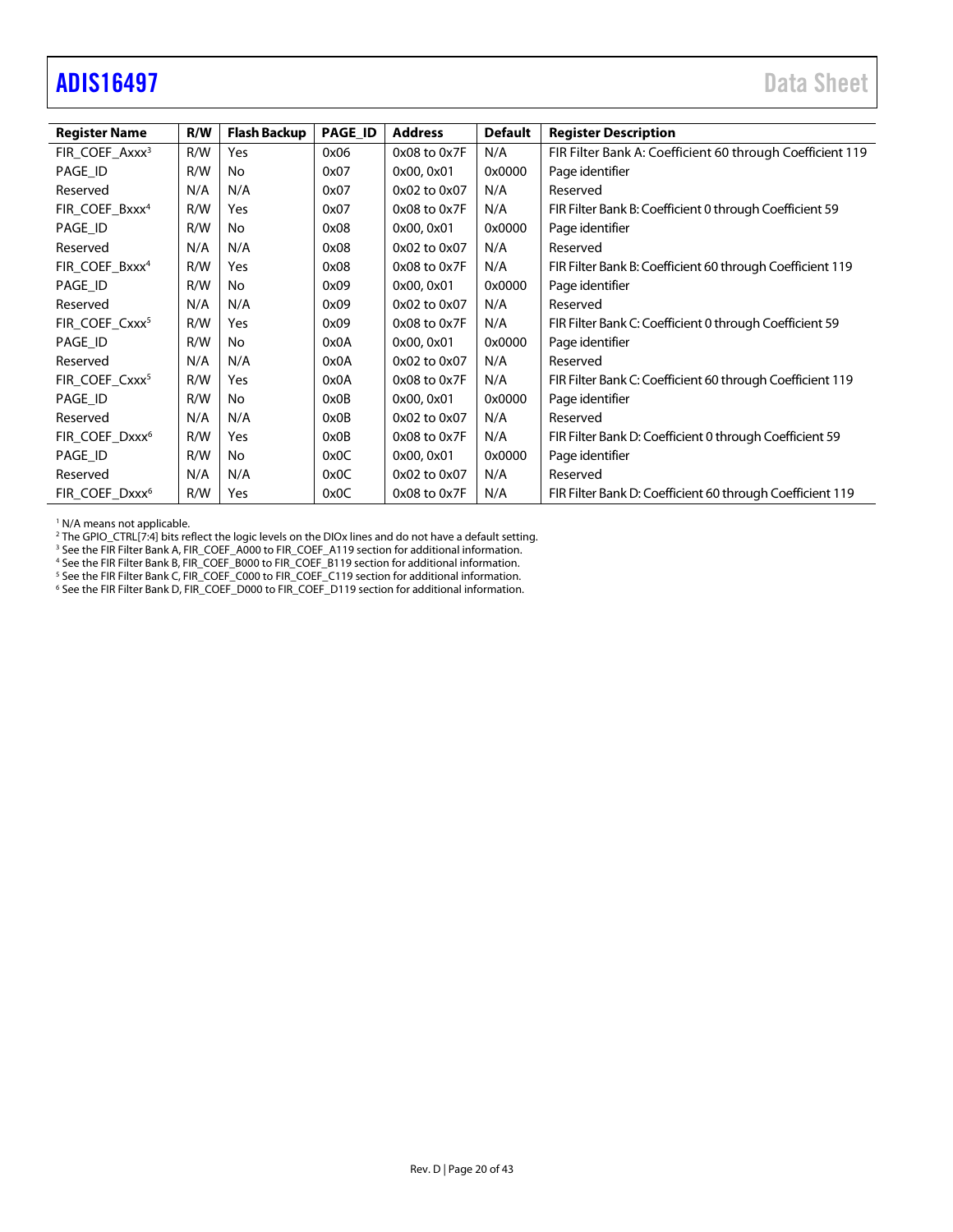| Register Name | R/W | Flash Backup | PAGE_ID | Address | Default | Register Description |
|---|---|---|---|---|---|---|
| FIR_COEF_Axxx[3] | R/W | Yes | 0x06 | 0x08 to 0x7F | N/A | FIR Filter Bank A: Coefficient 60 through Coefficient 119 |
| PAGE_ID | R/W | No | 0x07 | 0x00, 0x01 | 0x0000 | Page identifier |
| Reserved | N/A | N/A | 0x07 | 0x02 to 0x07 | N/A | Reserved |
| FIR_COEF_Bxxx[4] | R/W | Yes | 0x07 | 0x08 to 0x7F | N/A | FIR Filter Bank B: Coefficient 0 through Coefficient 59 |
| PAGE_ID | R/W | No | 0x08 | 0x00, 0x01 | 0x0000 | Page identifier |
| Reserved | N/A | N/A | 0x08 | 0x02 to 0x07 | N/A | Reserved |
| FIR_COEF_Bxxx[4] | R/W | Yes | 0x08 | 0x08 to 0x7F | N/A | FIR Filter Bank B: Coefficient 60 through Coefficient 119 |
| PAGE_ID | R/W | No | 0x09 | 0x00, 0x01 | 0x0000 | Page identifier |
| Reserved | N/A | N/A | 0x09 | 0x02 to 0x07 | N/A | Reserved |
| FIR_COEF_Cxxx[5] | R/W | Yes | 0x09 | 0x08 to 0x7F | N/A | FIR Filter Bank C: Coefficient 0 through Coefficient 59 |
| PAGE_ID | R/W | No | 0x0A | 0x00, 0x01 | 0x0000 | Page identifier |
| Reserved | N/A | N/A | 0x0A | 0x02 to 0x07 | N/A | Reserved |
| FIR_COEF_Cxxx[5] | R/W | Yes | 0x0A | 0x08 to 0x7F | N/A | FIR Filter Bank C: Coefficient 60 through Coefficient 119 |
| PAGE_ID | R/W | No | 0x0B | 0x00, 0x01 | 0x0000 | Page identifier |
| Reserved | N/A | N/A | 0x0B | 0x02 to 0x07 | N/A | Reserved |
| FIR_COEF_Dxxx[6] | R/W | Yes | 0x0B | 0x08 to 0x7F | N/A | FIR Filter Bank D: Coefficient 0 through Coefficient 59 |
| PAGE_ID | R/W | No | 0x0C | 0x00, 0x01 | 0x0000 | Page identifier |
| Reserved | N/A | N/A | 0x0C | 0x02 to 0x07 | N/A | Reserved |
| FIR_COEF_Dxxx[6] | R/W | Yes | 0x0C | 0x08 to 0x7F | N/A | FIR Filter Bank D: Coefficient 60 through Coefficient 119 |

[1] N/A means not applicable.
[2] The GPIO_CTRL[7:4] bits reflect the logic levels on the DIOx lines and do not have a default setting.
[3] See the FIR Filter Bank A, FIR_COEF_A000 to FIR_COEF_A119 section for additional information.
[4] See the FIR Filter Bank B, FIR_COEF_B000 to FIR_COEF_B119 section for additional information.
[5] See the FIR Filter Bank C, FIR_COEF_C000 to FIR_COEF_C119 section for additional information.
[6] See the FIR Filter Bank D, FIR_COEF_D000 to FIR_COEF_D119 section for additional information.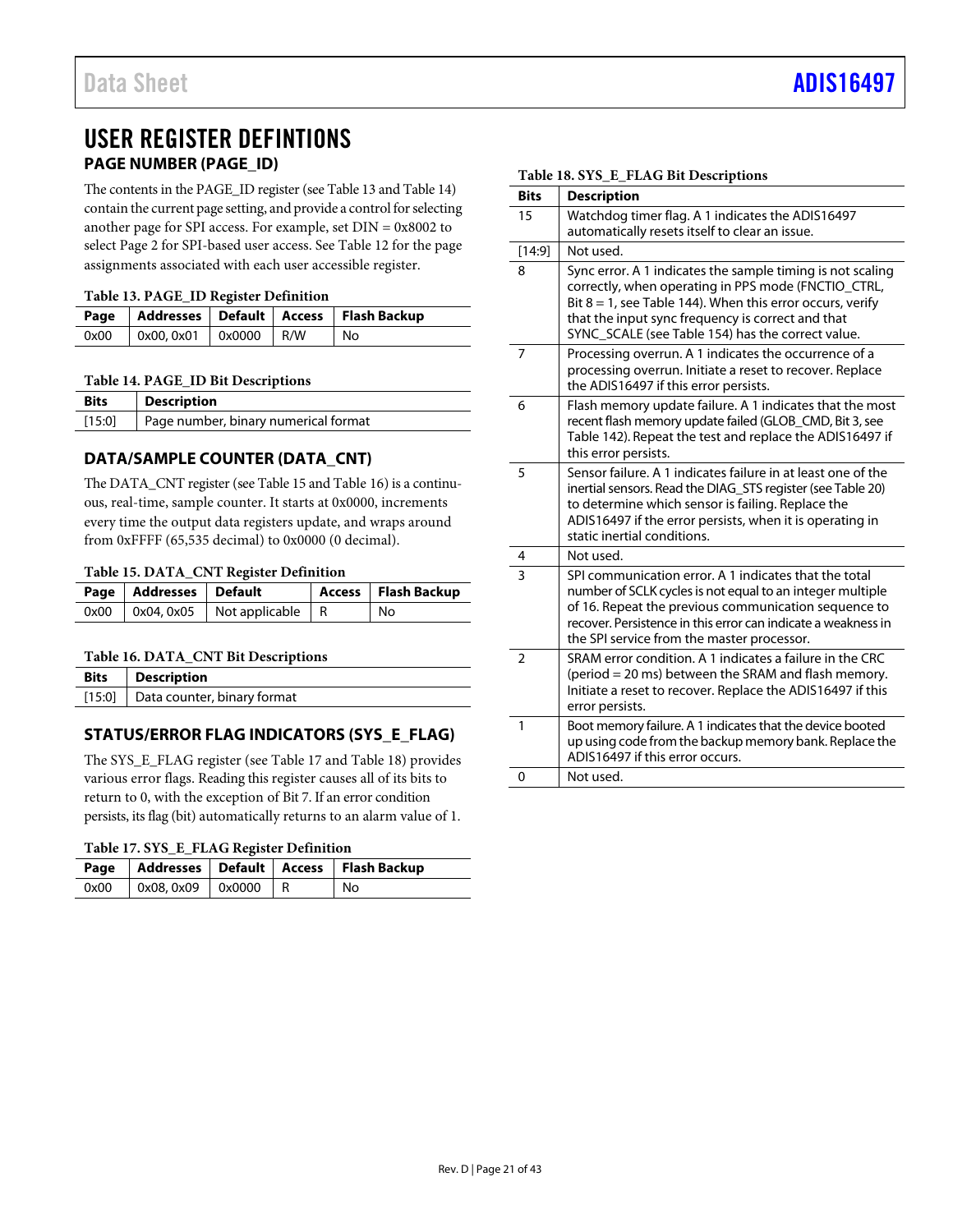# USER REGISTER DEFINTIONS

## PAGE NUMBER (PAGE_ID)

The contents in the PAGE_ID register (see Table 13 and Table 14) contain the current page setting, and provide a control for selecting another page for SPI access. For example, set DIN = 0x8002 to select Page 2 for SPI-based user access. See Table 12 for the page assignments associated with each user accessible register.

**Table 13. PAGE_ID Register Definition**

| Page | Addresses | Default | Access | Flash Backup |
|---|---|---|---|---|
| 0x00 | 0x00, 0x01 | 0x0000 | R/W | No |

**Table 14. PAGE_ID Bit Descriptions**

| Bits | Description |
|---|---|
| [15:0] | Page number, binary numerical format |

## DATA/SAMPLE COUNTER (DATA_CNT)

The DATA_CNT register (see Table 15 and Table 16) is a continuous, real-time, sample counter. It starts at 0x0000, increments every time the output data registers update, and wraps around from 0xFFFF (65,535 decimal) to 0x0000 (0 decimal).

**Table 15. DATA_CNT Register Definition**

| Page | Addresses | Default | Access | Flash Backup |
|---|---|---|---|---|
| 0x00 | 0x04, 0x05 | Not applicable | R | No |

**Table 16. DATA_CNT Bit Descriptions**

| Bits | Description |
|---|---|
| [15:0] | Data counter, binary format |

## STATUS/ERROR FLAG INDICATORS (SYS_E_FLAG)

The SYS_E_FLAG register (see Table 17 and Table 18) provides various error flags. Reading this register causes all of its bits to return to 0, with the exception of Bit 7. If an error condition persists, its flag (bit) automatically returns to an alarm value of 1.

**Table 17. SYS_E_FLAG Register Definition**

| Page | Addresses | Default | Access | Flash Backup |
|---|---|---|---|---|
| 0x00 | 0x08, 0x09 | 0x0000 | R | No |

**Table 18. SYS_E_FLAG Bit Descriptions**

| Bits | Description |
|---|---|
| 15 | Watchdog timer flag. A 1 indicates the ADIS16497 automatically resets itself to clear an issue. |
| [14:9] | Not used. |
| 8 | Sync error. A 1 indicates the sample timing is not scaling correctly, when operating in PPS mode (FNCTIO_CTRL, Bit 8 = 1, see Table 144). When this error occurs, verify that the input sync frequency is correct and that SYNC_SCALE (see Table 154) has the correct value. |
| 7 | Processing overrun. A 1 indicates the occurrence of a processing overrun. Initiate a reset to recover. Replace the ADIS16497 if this error persists. |
| 6 | Flash memory update failure. A 1 indicates that the most recent flash memory update failed (GLOB_CMD, Bit 3, see Table 142). Repeat the test and replace the ADIS16497 if this error persists. |
| 5 | Sensor failure. A 1 indicates failure in at least one of the inertial sensors. Read the DIAG_STS register (see Table 20) to determine which sensor is failing. Replace the ADIS16497 if the error persists, when it is operating in static inertial conditions. |
| 4 | Not used. |
| 3 | SPI communication error. A 1 indicates that the total number of SCLK cycles is not equal to an integer multiple of 16. Repeat the previous communication sequence to recover. Persistence in this error can indicate a weakness in the SPI service from the master processor. |
| 2 | SRAM error condition. A 1 indicates a failure in the CRC (period = 20 ms) between the SRAM and flash memory. Initiate a reset to recover. Replace the ADIS16497 if this error persists. |
| 1 | Boot memory failure. A 1 indicates that the device booted up using code from the backup memory bank. Replace the ADIS16497 if this error occurs. |
| 0 | Not used. |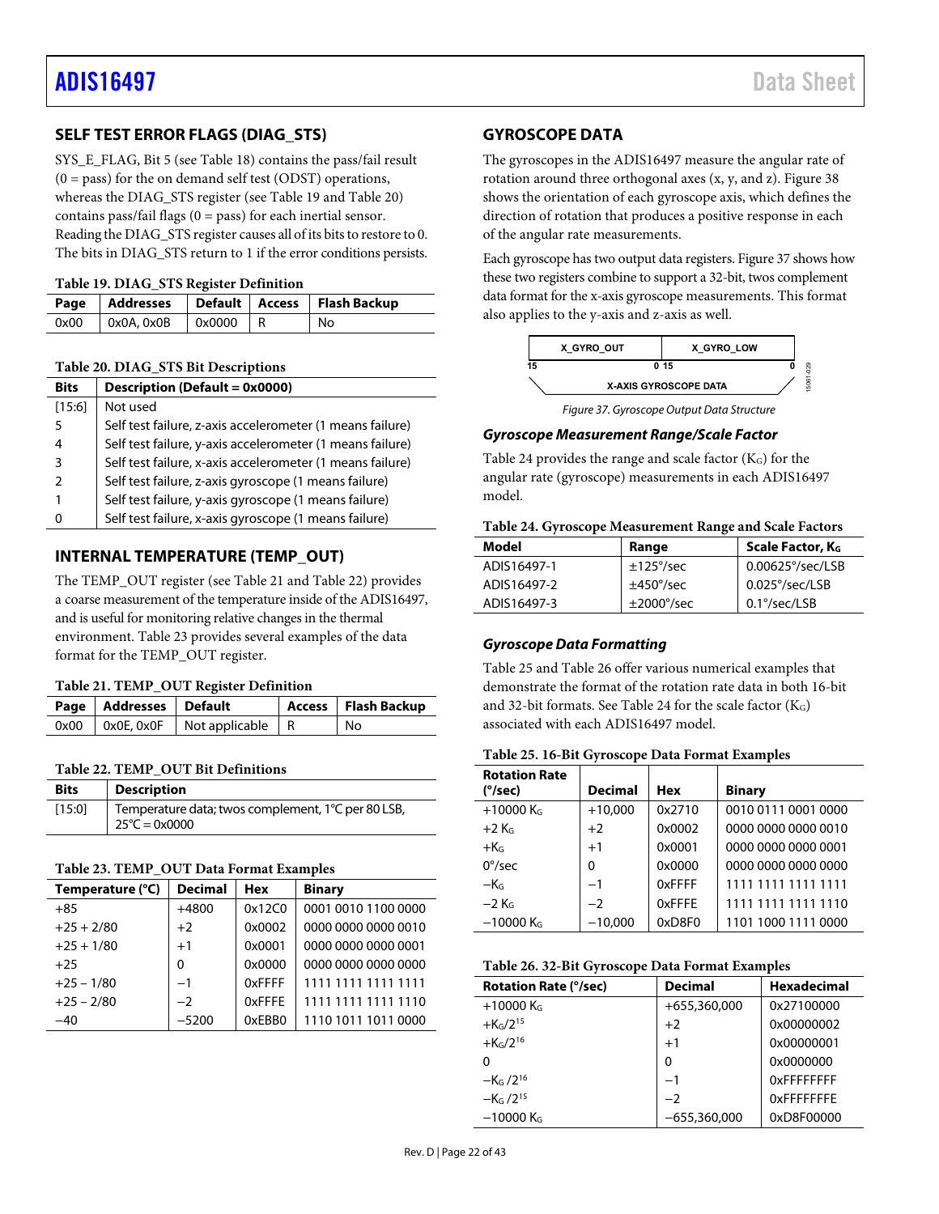## SELF TEST ERROR FLAGS (DIAG_STS)

SYS_E_FLAG, Bit 5 (see Table 18) contains the pass/fail result (0 = pass) for the on demand self test (ODST) operations, whereas the DIAG_STS register (see Table 19 and Table 20) contains pass/fail flags (0 = pass) for each inertial sensor. Reading the DIAG_STS register causes all of its bits to restore to 0. The bits in DIAG_STS return to 1 if the error conditions persists.

**Table 19. DIAG_STS Register Definition**

| Page | Addresses | Default | Access | Flash Backup |
|---|---|---|---|---|
| 0x00 | 0x0A, 0x0B | 0x0000 | R | No |

**Table 20. DIAG_STS Bit Descriptions**

| Bits | Description (Default = 0x0000) |
|---|---|
| [15:6] | Not used |
| 5 | Self test failure, z-axis accelerometer (1 means failure) |
| 4 | Self test failure, y-axis accelerometer (1 means failure) |
| 3 | Self test failure, x-axis accelerometer (1 means failure) |
| 2 | Self test failure, z-axis gyroscope (1 means failure) |
| 1 | Self test failure, y-axis gyroscope (1 means failure) |
| 0 | Self test failure, x-axis gyroscope (1 means failure) |

## INTERNAL TEMPERATURE (TEMP_OUT)

The TEMP_OUT register (see Table 21 and Table 22) provides a coarse measurement of the temperature inside of the ADIS16497, and is useful for monitoring relative changes in the thermal environment. Table 23 provides several examples of the data format for the TEMP_OUT register.

**Table 21. TEMP_OUT Register Definition**

| Page | Addresses | Default | Access | Flash Backup |
|---|---|---|---|---|
| 0x00 | 0x0E, 0x0F | Not applicable | R | No |

**Table 22. TEMP_OUT Bit Definitions**

| Bits | Description |
|---|---|
| [15:0] | Temperature data; twos complement, 1°C per 80 LSB, 25°C = 0x0000 |

**Table 23. TEMP_OUT Data Format Examples**

| Temperature (°C) | Decimal | Hex | Binary |
|---|---|---|---|
| +85 | +4800 | 0x12C0 | 0001 0010 1100 0000 |
| +25 + 2/80 | +2 | 0x0002 | 0000 0000 0000 0010 |
| +25 + 1/80 | +1 | 0x0001 | 0000 0000 0000 0001 |
| +25 | 0 | 0x0000 | 0000 0000 0000 0000 |
| +25 − 1/80 | −1 | 0xFFFF | 1111 1111 1111 1111 |
| +25 − 2/80 | −2 | 0xFFFE | 1111 1111 1111 1110 |
| −40 | −5200 | 0xEBB0 | 1110 1011 1011 0000 |

## GYROSCOPE DATA

The gyroscopes in the ADIS16497 measure the angular rate of rotation around three orthogonal axes (x, y, and z). Figure 38 shows the orientation of each gyroscope axis, which defines the direction of rotation that produces a positive response in each of the angular rate measurements.

Each gyroscope has two output data registers. Figure 37 shows how these two registers combine to support a 32-bit, twos complement data format for the x-axis gyroscope measurements. This format also applies to the y-axis and z-axis as well.

| X_GYRO_OUT (15 … 0) | X_GYRO_LOW (15 … 0) |
|---|---|
| X-AXIS GYROSCOPE DATA | |

Figure 37. Gyroscope Output Data Structure

### Gyroscope Measurement Range/Scale Factor

Table 24 provides the range and scale factor ($K_G$) for the angular rate (gyroscope) measurements in each ADIS16497 model.

**Table 24. Gyroscope Measurement Range and Scale Factors**

| Model | Range | Scale Factor, $K_G$ |
|---|---|---|
| ADIS16497-1 | ±125°/sec | 0.00625°/sec/LSB |
| ADIS16497-2 | ±450°/sec | 0.025°/sec/LSB |
| ADIS16497-3 | ±2000°/sec | 0.1°/sec/LSB |

### Gyroscope Data Formatting

Table 25 and Table 26 offer various numerical examples that demonstrate the format of the rotation rate data in both 16-bit and 32-bit formats. See Table 24 for the scale factor ($K_G$) associated with each ADIS16497 model.

**Table 25. 16-Bit Gyroscope Data Format Examples**

| Rotation Rate (°/sec) | Decimal | Hex | Binary |
|---|---|---|---|
| +10000 $K_G$ | +10,000 | 0x2710 | 0010 0111 0001 0000 |
| +2 $K_G$ | +2 | 0x0002 | 0000 0000 0000 0010 |
| +$K_G$ | +1 | 0x0001 | 0000 0000 0000 0001 |
| 0°/sec | 0 | 0x0000 | 0000 0000 0000 0000 |
| −$K_G$ | −1 | 0xFFFF | 1111 1111 1111 1111 |
| −2 $K_G$ | −2 | 0xFFFE | 1111 1111 1111 1110 |
| −10000 $K_G$ | −10,000 | 0xD8F0 | 1101 1000 1111 0000 |

**Table 26. 32-Bit Gyroscope Data Format Examples**

| Rotation Rate (°/sec) | Decimal | Hexadecimal |
|---|---|---|
| +10000 $K_G$ | +655,360,000 | 0x27100000 |
| $+K_G/2^{15}$ | +2 | 0x00000002 |
| $+K_G/2^{16}$ | +1 | 0x00000001 |
| 0 | 0 | 0x0000000 |
| $-K_G/2^{16}$ | −1 | 0xFFFFFFFF |
| $-K_G/2^{15}$ | −2 | 0xFFFFFFFE |
| −10000 $K_G$ | −655,360,000 | 0xD8F00000 |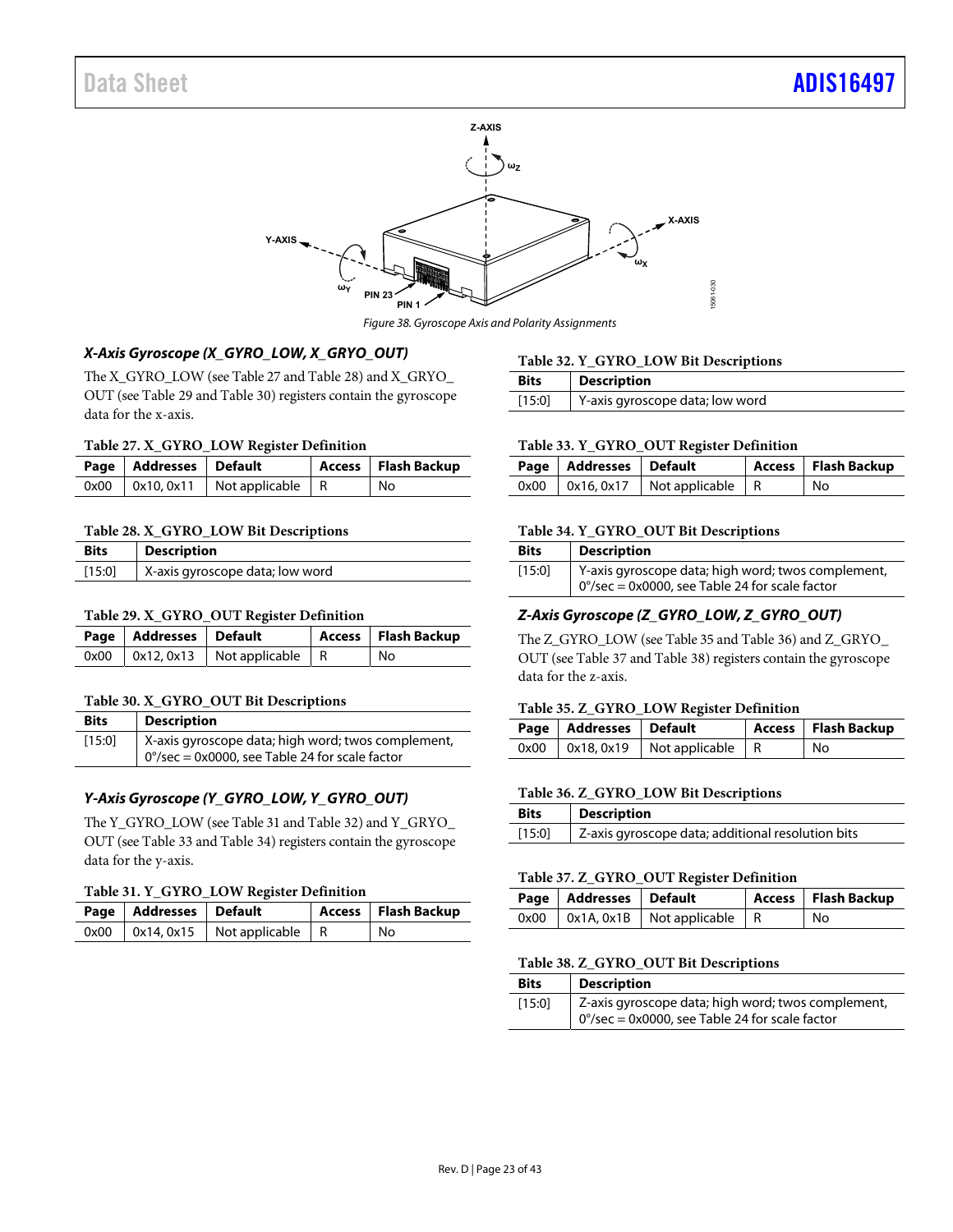Figure 38. Gyroscope Axis and Polarity Assignments

### X-Axis Gyroscope (X_GYRO_LOW, X_GRYO_OUT)

The X_GYRO_LOW (see Table 27 and Table 28) and X_GRYO_OUT (see Table 29 and Table 30) registers contain the gyroscope data for the x-axis.

**Table 27. X_GYRO_LOW Register Definition**

| Page | Addresses | Default | Access | Flash Backup |
|---|---|---|---|---|
| 0x00 | 0x10, 0x11 | Not applicable | R | No |

**Table 28. X_GYRO_LOW Bit Descriptions**

| Bits | Description |
|---|---|
| [15:0] | X-axis gyroscope data; low word |

**Table 29. X_GYRO_OUT Register Definition**

| Page | Addresses | Default | Access | Flash Backup |
|---|---|---|---|---|
| 0x00 | 0x12, 0x13 | Not applicable | R | No |

**Table 30. X_GYRO_OUT Bit Descriptions**

| Bits | Description |
|---|---|
| [15:0] | X-axis gyroscope data; high word; twos complement, 0°/sec = 0x0000, see Table 24 for scale factor |

### Y-Axis Gyroscope (Y_GYRO_LOW, Y_GYRO_OUT)

The Y_GYRO_LOW (see Table 31 and Table 32) and Y_GRYO_OUT (see Table 33 and Table 34) registers contain the gyroscope data for the y-axis.

**Table 31. Y_GYRO_LOW Register Definition**

| Page | Addresses | Default | Access | Flash Backup |
|---|---|---|---|---|
| 0x00 | 0x14, 0x15 | Not applicable | R | No |

**Table 32. Y_GYRO_LOW Bit Descriptions**

| Bits | Description |
|---|---|
| [15:0] | Y-axis gyroscope data; low word |

**Table 33. Y_GYRO_OUT Register Definition**

| Page | Addresses | Default | Access | Flash Backup |
|---|---|---|---|---|
| 0x00 | 0x16, 0x17 | Not applicable | R | No |

**Table 34. Y_GYRO_OUT Bit Descriptions**

| Bits | Description |
|---|---|
| [15:0] | Y-axis gyroscope data; high word; twos complement, 0°/sec = 0x0000, see Table 24 for scale factor |

### Z-Axis Gyroscope (Z_GYRO_LOW, Z_GYRO_OUT)

The Z_GYRO_LOW (see Table 35 and Table 36) and Z_GRYO_OUT (see Table 37 and Table 38) registers contain the gyroscope data for the z-axis.

**Table 35. Z_GYRO_LOW Register Definition**

| Page | Addresses | Default | Access | Flash Backup |
|---|---|---|---|---|
| 0x00 | 0x18, 0x19 | Not applicable | R | No |

**Table 36. Z_GYRO_LOW Bit Descriptions**

| Bits | Description |
|---|---|
| [15:0] | Z-axis gyroscope data; additional resolution bits |

**Table 37. Z_GYRO_OUT Register Definition**

| Page | Addresses | Default | Access | Flash Backup |
|---|---|---|---|---|
| 0x00 | 0x1A, 0x1B | Not applicable | R | No |

**Table 38. Z_GYRO_OUT Bit Descriptions**

| Bits | Description |
|---|---|
| [15:0] | Z-axis gyroscope data; high word; twos complement, 0°/sec = 0x0000, see Table 24 for scale factor |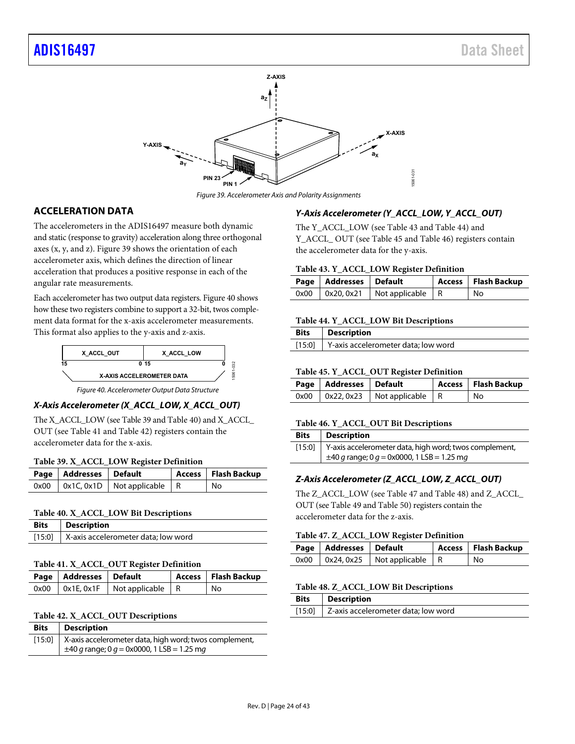Figure 39. Accelerometer Axis and Polarity Assignments

## ACCELERATION DATA

The accelerometers in the ADIS16497 measure both dynamic and static (response to gravity) acceleration along three orthogonal axes (x, y, and z). Figure 39 shows the orientation of each accelerometer axis, which defines the direction of linear acceleration that produces a positive response in each of the angular rate measurements.

Each accelerometer has two output data registers. Figure 40 shows how these two registers combine to support a 32-bit, twos complement data format for the x-axis accelerometer measurements. This format also applies to the y-axis and z-axis.

Figure 40. Accelerometer Output Data Structure

### X-Axis Accelerometer (X_ACCL_LOW, X_ACCL_OUT)

The X_ACCL_LOW (see Table 39 and Table 40) and X_ACCL_OUT (see Table 41 and Table 42) registers contain the accelerometer data for the x-axis.

**Table 39. X_ACCL_LOW Register Definition**

| Page | Addresses | Default | Access | Flash Backup |
|---|---|---|---|---|
| 0x00 | 0x1C, 0x1D | Not applicable | R | No |

**Table 40. X_ACCL_LOW Bit Descriptions**

| Bits | Description |
|---|---|
| [15:0] | X-axis accelerometer data; low word |

**Table 41. X_ACCL_OUT Register Definition**

| Page | Addresses | Default | Access | Flash Backup |
|---|---|---|---|---|
| 0x00 | 0x1E, 0x1F | Not applicable | R | No |

**Table 42. X_ACCL_OUT Descriptions**

| Bits | Description |
|---|---|
| [15:0] | X-axis accelerometer data, high word; twos complement, ±40 *g* range; 0 *g* = 0x0000, 1 LSB = 1.25 m*g* |

### Y-Axis Accelerometer (Y_ACCL_LOW, Y_ACCL_OUT)

The Y_ACCL_LOW (see Table 43 and Table 44) and Y_ACCL_OUT (see Table 45 and Table 46) registers contain the accelerometer data for the y-axis.

**Table 43. Y_ACCL_LOW Register Definition**

| Page | Addresses | Default | Access | Flash Backup |
|---|---|---|---|---|
| 0x00 | 0x20, 0x21 | Not applicable | R | No |

**Table 44. Y_ACCL_LOW Bit Descriptions**

| Bits | Description |
|---|---|
| [15:0] | Y-axis accelerometer data; low word |

**Table 45. Y_ACCL_OUT Register Definition**

| Page | Addresses | Default | Access | Flash Backup |
|---|---|---|---|---|
| 0x00 | 0x22, 0x23 | Not applicable | R | No |

**Table 46. Y_ACCL_OUT Bit Descriptions**

| Bits | Description |
|---|---|
| [15:0] | Y-axis accelerometer data, high word; twos complement, ±40 *g* range; 0 *g* = 0x0000, 1 LSB = 1.25 m*g* |

### Z-Axis Accelerometer (Z_ACCL_LOW, Z_ACCL_OUT)

The Z_ACCL_LOW (see Table 47 and Table 48) and Z_ACCL_OUT (see Table 49 and Table 50) registers contain the accelerometer data for the z-axis.

**Table 47. Z_ACCL_LOW Register Definition**

| Page | Addresses | Default | Access | Flash Backup |
|---|---|---|---|---|
| 0x00 | 0x24, 0x25 | Not applicable | R | No |

**Table 48. Z_ACCL_LOW Bit Descriptions**

| Bits | Description |
|---|---|
| [15:0] | Z-axis accelerometer data; low word |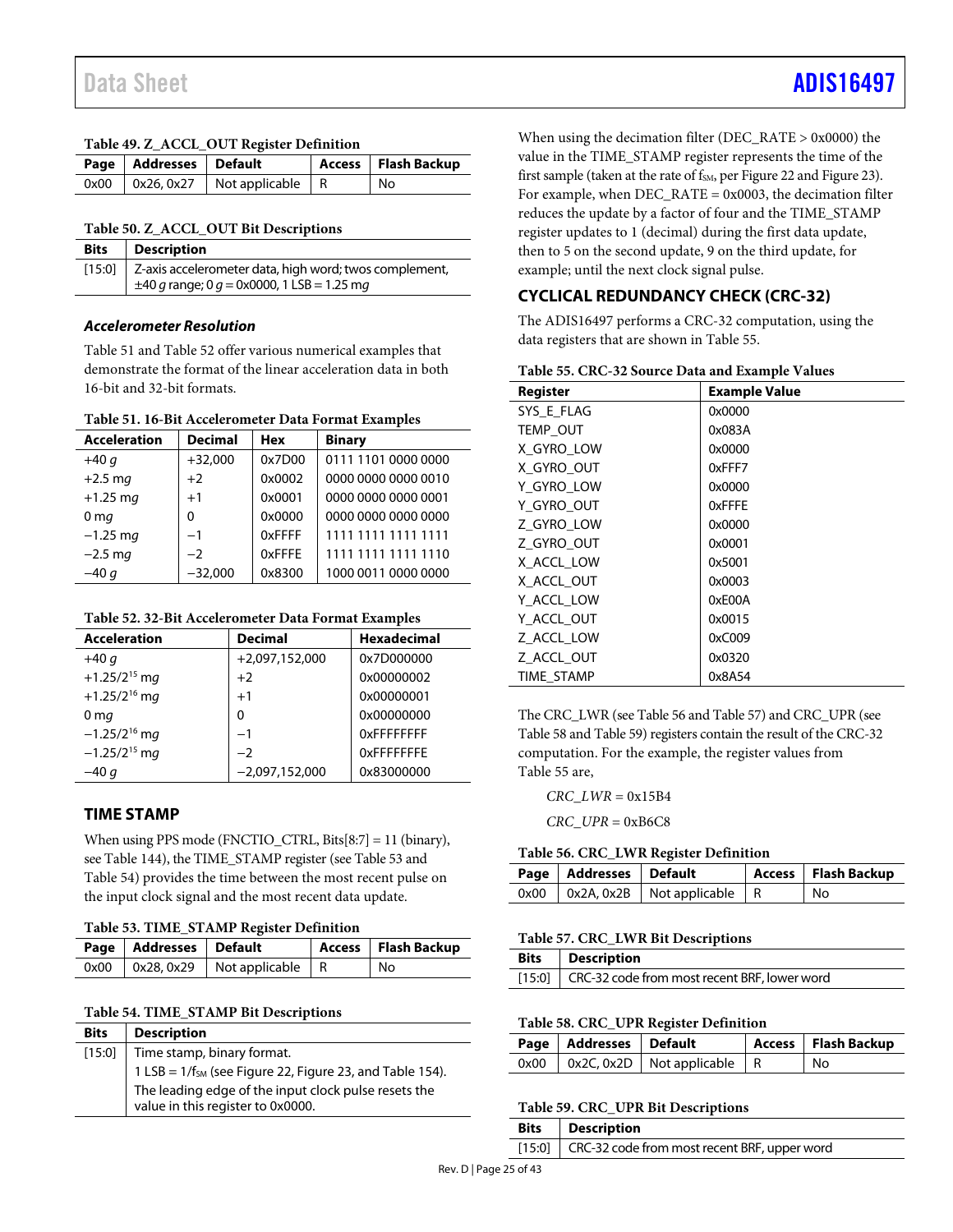**Table 49. Z_ACCL_OUT Register Definition**

| Page | Addresses | Default | Access | Flash Backup |
|---|---|---|---|---|
| 0x00 | 0x26, 0x27 | Not applicable | R | No |

**Table 50. Z_ACCL_OUT Bit Descriptions**

| Bits | Description |
|---|---|
| [15:0] | Z-axis accelerometer data, high word; twos complement, ±40 *g* range; 0 *g* = 0x0000, 1 LSB = 1.25 m*g* |

### Accelerometer Resolution

Table 51 and Table 52 offer various numerical examples that demonstrate the format of the linear acceleration data in both 16-bit and 32-bit formats.

**Table 51. 16-Bit Accelerometer Data Format Examples**

| Acceleration | Decimal | Hex | Binary |
|---|---|---|---|
| +40 *g* | +32,000 | 0x7D00 | 0111 1101 0000 0000 |
| +2.5 m*g* | +2 | 0x0002 | 0000 0000 0000 0010 |
| +1.25 m*g* | +1 | 0x0001 | 0000 0000 0000 0001 |
| 0 m*g* | 0 | 0x0000 | 0000 0000 0000 0000 |
| −1.25 m*g* | −1 | 0xFFFF | 1111 1111 1111 1111 |
| −2.5 m*g* | −2 | 0xFFFE | 1111 1111 1111 1110 |
| −40 *g* | −32,000 | 0x8300 | 1000 0011 0000 0000 |

**Table 52. 32-Bit Accelerometer Data Format Examples**

| Acceleration | Decimal | Hexadecimal |
|---|---|---|
| +40 *g* | +2,097,152,000 | 0x7D000000 |
| $+1.25/2^{15}$ m*g* | +2 | 0x00000002 |
| $+1.25/2^{16}$ m*g* | +1 | 0x00000001 |
| 0 m*g* | 0 | 0x00000000 |
| $−1.25/2^{16}$ m*g* | −1 | 0xFFFFFFFF |
| $−1.25/2^{15}$ m*g* | −2 | 0xFFFFFFFE |
| −40 *g* | −2,097,152,000 | 0x83000000 |

## TIME STAMP

When using PPS mode (FNCTIO_CTRL, Bits[8:7] = 11 (binary), see Table 144), the TIME_STAMP register (see Table 53 and Table 54) provides the time between the most recent pulse on the input clock signal and the most recent data update.

**Table 53. TIME_STAMP Register Definition**

| Page | Addresses | Default | Access | Flash Backup |
|---|---|---|---|---|
| 0x00 | 0x28, 0x29 | Not applicable | R | No |

**Table 54. TIME_STAMP Bit Descriptions**

| Bits | Description |
|---|---|
| [15:0] | Time stamp, binary format. 1 LSB = $1/f_{SM}$ (see Figure 22, Figure 23, and Table 154). The leading edge of the input clock pulse resets the value in this register to 0x0000. |

When using the decimation filter (DEC_RATE > 0x0000) the value in the TIME_STAMP register represents the time of the first sample (taken at the rate of $f_{SM}$, per Figure 22 and Figure 23). For example, when DEC_RATE = 0x0003, the decimation filter reduces the update by a factor of four and the TIME_STAMP register updates to 1 (decimal) during the first data update, then to 5 on the second update, 9 on the third update, for example; until the next clock signal pulse.

## CYCLICAL REDUNDANCY CHECK (CRC-32)

The ADIS16497 performs a CRC-32 computation, using the data registers that are shown in Table 55.

**Table 55. CRC-32 Source Data and Example Values**

| Register | Example Value |
|---|---|
| SYS_E_FLAG | 0x0000 |
| TEMP_OUT | 0x083A |
| X_GYRO_LOW | 0x0000 |
| X_GYRO_OUT | 0xFFF7 |
| Y_GYRO_LOW | 0x0000 |
| Y_GYRO_OUT | 0xFFFE |
| Z_GYRO_LOW | 0x0000 |
| Z_GYRO_OUT | 0x0001 |
| X_ACCL_LOW | 0x5001 |
| X_ACCL_OUT | 0x0003 |
| Y_ACCL_LOW | 0xE00A |
| Y_ACCL_OUT | 0x0015 |
| Z_ACCL_LOW | 0xC009 |
| Z_ACCL_OUT | 0x0320 |
| TIME_STAMP | 0x8A54 |

The CRC_LWR (see Table 56 and Table 57) and CRC_UPR (see Table 58 and Table 59) registers contain the result of the CRC-32 computation. For the example, the register values from Table 55 are,

*CRC_LWR* = 0x15B4

*CRC_UPR* = 0xB6C8

**Table 56. CRC_LWR Register Definition**

| Page | Addresses | Default | Access | Flash Backup |
|---|---|---|---|---|
| 0x00 | 0x2A, 0x2B | Not applicable | R | No |

**Table 57. CRC_LWR Bit Descriptions**

| Bits | Description |
|---|---|
| [15:0] | CRC-32 code from most recent BRF, lower word |

**Table 58. CRC_UPR Register Definition**

| Page | Addresses | Default | Access | Flash Backup |
|---|---|---|---|---|
| 0x00 | 0x2C, 0x2D | Not applicable | R | No |

**Table 59. CRC_UPR Bit Descriptions**

| Bits | Description |
|---|---|
| [15:0] | CRC-32 code from most recent BRF, upper word |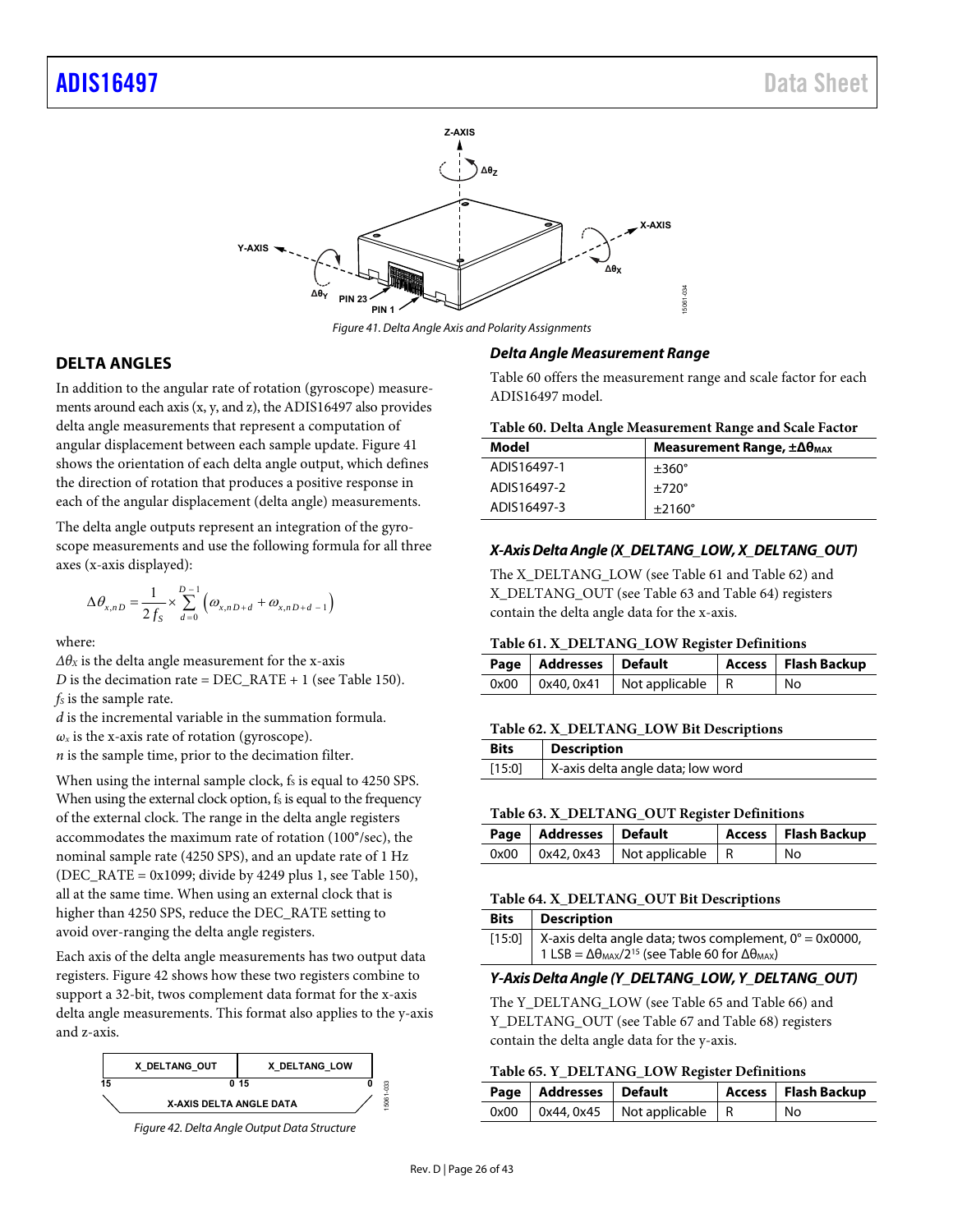Figure 41. Delta Angle Axis and Polarity Assignments

## DELTA ANGLES

In addition to the angular rate of rotation (gyroscope) measurements around each axis (x, y, and z), the ADIS16497 also provides delta angle measurements that represent a computation of angular displacement between each sample update. Figure 41 shows the orientation of each delta angle output, which defines the direction of rotation that produces a positive response in each of the angular displacement (delta angle) measurements.

The delta angle outputs represent an integration of the gyroscope measurements and use the following formula for all three axes (x-axis displayed):

$$\Delta\theta_{x,nD} = \frac{1}{2f_S} \times \sum_{d=0}^{D-1} \left(\omega_{x,nD+d} + \omega_{x,nD+d-1}\right)$$

where:
$\Delta\theta_X$ is the delta angle measurement for the x-axis
$D$ is the decimation rate = DEC_RATE + 1 (see Table 150).
$f_S$ is the sample rate.
$d$ is the incremental variable in the summation formula.
$\omega_x$ is the x-axis rate of rotation (gyroscope).
$n$ is the sample time, prior to the decimation filter.

When using the internal sample clock, $f_S$ is equal to 4250 SPS. When using the external clock option, $f_S$ is equal to the frequency of the external clock. The range in the delta angle registers accommodates the maximum rate of rotation (100°/sec), the nominal sample rate (4250 SPS), and an update rate of 1 Hz (DEC_RATE = 0x1099; divide by 4249 plus 1, see Table 150), all at the same time. When using an external clock that is higher than 4250 SPS, reduce the DEC_RATE setting to avoid over-ranging the delta angle registers.

Each axis of the delta angle measurements has two output data registers. Figure 42 shows how these two registers combine to support a 32-bit, twos complement data format for the x-axis delta angle measurements. This format also applies to the y-axis and z-axis.

Figure 42. Delta Angle Output Data Structure

### Delta Angle Measurement Range

Table 60 offers the measurement range and scale factor for each ADIS16497 model.

**Table 60. Delta Angle Measurement Range and Scale Factor**

| Model | Measurement Range, $\pm\Delta\theta_{MAX}$ |
|---|---|
| ADIS16497-1 | ±360° |
| ADIS16497-2 | ±720° |
| ADIS16497-3 | ±2160° |

### X-Axis Delta Angle (X_DELTANG_LOW, X_DELTANG_OUT)

The X_DELTANG_LOW (see Table 61 and Table 62) and X_DELTANG_OUT (see Table 63 and Table 64) registers contain the delta angle data for the x-axis.

**Table 61. X_DELTANG_LOW Register Definitions**

| Page | Addresses | Default | Access | Flash Backup |
|---|---|---|---|---|
| 0x00 | 0x40, 0x41 | Not applicable | R | No |

**Table 62. X_DELTANG_LOW Bit Descriptions**

| Bits | Description |
|---|---|
| [15:0] | X-axis delta angle data; low word |

**Table 63. X_DELTANG_OUT Register Definitions**

| Page | Addresses | Default | Access | Flash Backup |
|---|---|---|---|---|
| 0x00 | 0x42, 0x43 | Not applicable | R | No |

**Table 64. X_DELTANG_OUT Bit Descriptions**

| Bits | Description |
|---|---|
| [15:0] | X-axis delta angle data; twos complement, 0° = 0x0000, 1 LSB = $\Delta\theta_{MAX}/2^{15}$ (see Table 60 for $\Delta\theta_{MAX}$) |

### Y-Axis Delta Angle (Y_DELTANG_LOW, Y_DELTANG_OUT)

The Y_DELTANG_LOW (see Table 65 and Table 66) and Y_DELTANG_OUT (see Table 67 and Table 68) registers contain the delta angle data for the y-axis.

**Table 65. Y_DELTANG_LOW Register Definitions**

| Page | Addresses | Default | Access | Flash Backup |
|---|---|---|---|---|
| 0x00 | 0x44, 0x45 | Not applicable | R | No |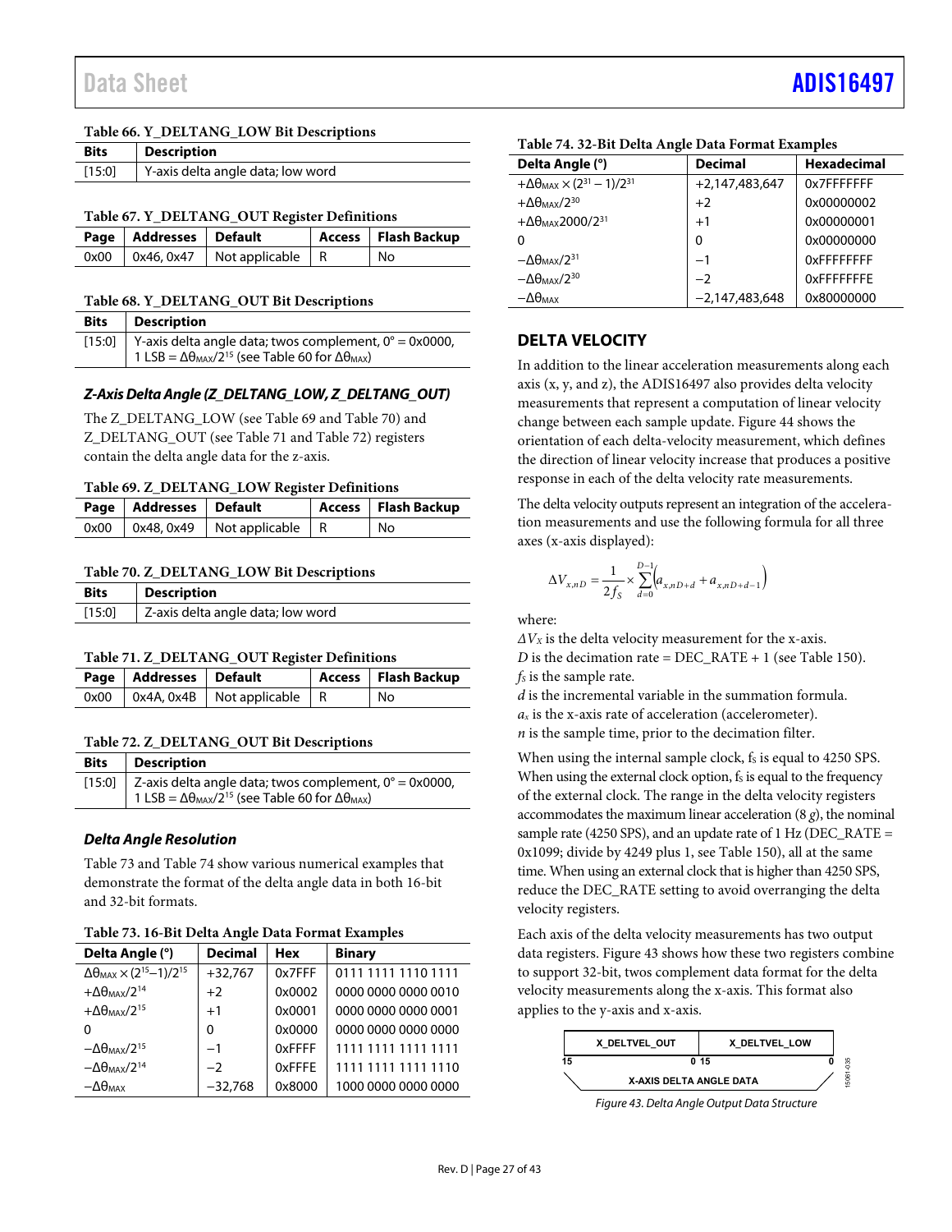**Table 66. Y_DELTANG_LOW Bit Descriptions**

| Bits | Description |
|---|---|
| [15:0] | Y-axis delta angle data; low word |

**Table 67. Y_DELTANG_OUT Register Definitions**

| Page | Addresses | Default | Access | Flash Backup |
|---|---|---|---|---|
| 0x00 | 0x46, 0x47 | Not applicable | R | No |

**Table 68. Y_DELTANG_OUT Bit Descriptions**

| Bits | Description |
|---|---|
| [15:0] | Y-axis delta angle data; twos complement, 0° = 0x0000, 1 LSB = $\Delta\theta_{MAX}/2^{15}$ (see Table 60 for $\Delta\theta_{MAX}$) |

### *Z-Axis Delta Angle (Z_DELTANG_LOW, Z_DELTANG_OUT)*

The Z_DELTANG_LOW (see Table 69 and Table 70) and Z_DELTANG_OUT (see Table 71 and Table 72) registers contain the delta angle data for the z-axis.

**Table 69. Z_DELTANG_LOW Register Definitions**

| Page | Addresses | Default | Access | Flash Backup |
|---|---|---|---|---|
| 0x00 | 0x48, 0x49 | Not applicable | R | No |

**Table 70. Z_DELTANG_LOW Bit Descriptions**

| Bits | Description |
|---|---|
| [15:0] | Z-axis delta angle data; low word |

**Table 71. Z_DELTANG_OUT Register Definitions**

| Page | Addresses | Default | Access | Flash Backup |
|---|---|---|---|---|
| 0x00 | 0x4A, 0x4B | Not applicable | R | No |

**Table 72. Z_DELTANG_OUT Bit Descriptions**

| Bits | Description |
|---|---|
| [15:0] | Z-axis delta angle data; twos complement, 0° = 0x0000, 1 LSB = $\Delta\theta_{MAX}/2^{15}$ (see Table 60 for $\Delta\theta_{MAX}$) |

### *Delta Angle Resolution*

Table 73 and Table 74 show various numerical examples that demonstrate the format of the delta angle data in both 16-bit and 32-bit formats.

**Table 73. 16-Bit Delta Angle Data Format Examples**

| Delta Angle (°) | Decimal | Hex | Binary |
|---|---|---|---|
| $\Delta\theta_{MAX} \times (2^{15}-1)/2^{15}$ | +32,767 | 0x7FFF | 0111 1111 1110 1111 |
| $+\Delta\theta_{MAX}/2^{14}$ | +2 | 0x0002 | 0000 0000 0000 0010 |
| $+\Delta\theta_{MAX}/2^{15}$ | +1 | 0x0001 | 0000 0000 0000 0001 |
| 0 | 0 | 0x0000 | 0000 0000 0000 0000 |
| $-\Delta\theta_{MAX}/2^{15}$ | −1 | 0xFFFF | 1111 1111 1111 1111 |
| $-\Delta\theta_{MAX}/2^{14}$ | −2 | 0xFFFE | 1111 1111 1111 1110 |
| $-\Delta\theta_{MAX}$ | −32,768 | 0x8000 | 1000 0000 0000 0000 |

**Table 74. 32-Bit Delta Angle Data Format Examples**

| Delta Angle (°) | Decimal | Hexadecimal |
|---|---|---|
| $+\Delta\theta_{MAX} \times (2^{31}-1)/2^{31}$ | +2,147,483,647 | 0x7FFFFFFF |
| $+\Delta\theta_{MAX}/2^{30}$ | +2 | 0x00000002 |
| $+\Delta\theta_{MAX}2000/2^{31}$ | +1 | 0x00000001 |
| 0 | 0 | 0x00000000 |
| $-\Delta\theta_{MAX}/2^{31}$ | −1 | 0xFFFFFFFF |
| $-\Delta\theta_{MAX}/2^{30}$ | −2 | 0xFFFFFFFE |
| $-\Delta\theta_{MAX}$ | −2,147,483,648 | 0x80000000 |

## DELTA VELOCITY

In addition to the linear acceleration measurements along each axis (x, y, and z), the ADIS16497 also provides delta velocity measurements that represent a computation of linear velocity change between each sample update. Figure 44 shows the orientation of each delta-velocity measurement, which defines the direction of linear velocity increase that produces a positive response in each of the delta velocity rate measurements.

The delta velocity outputs represent an integration of the acceleration measurements and use the following formula for all three axes (x-axis displayed):

$$\Delta V_{x,nD} = \frac{1}{2f_S} \times \sum_{d=0}^{D-1}\left(a_{x,nD+d} + a_{x,nD+d-1}\right)$$

where:
$\Delta V_X$ is the delta velocity measurement for the x-axis.
$D$ is the decimation rate = DEC_RATE + 1 (see Table 150).
$f_S$ is the sample rate.
$d$ is the incremental variable in the summation formula.
$a_x$ is the x-axis rate of acceleration (accelerometer).
$n$ is the sample time, prior to the decimation filter.

When using the internal sample clock, $f_S$ is equal to 4250 SPS. When using the external clock option, $f_S$ is equal to the frequency of the external clock. The range in the delta velocity registers accommodates the maximum linear acceleration (8 *g*), the nominal sample rate (4250 SPS), and an update rate of 1 Hz (DEC_RATE = 0x1099; divide by 4249 plus 1, see Table 150), all at the same time. When using an external clock that is higher than 4250 SPS, reduce the DEC_RATE setting to avoid overranging the delta velocity registers.

Each axis of the delta velocity measurements has two output data registers. Figure 43 shows how these two registers combine to support 32-bit, twos complement data format for the delta velocity measurements along the x-axis. This format also applies to the y-axis and x-axis.

| X_DELTVEL_OUT | X_DELTVEL_LOW |
|---|---|
| 15 … 0 | 15 … 0 |
| X-AXIS DELTA ANGLE DATA | |

*Figure 43. Delta Angle Output Data Structure*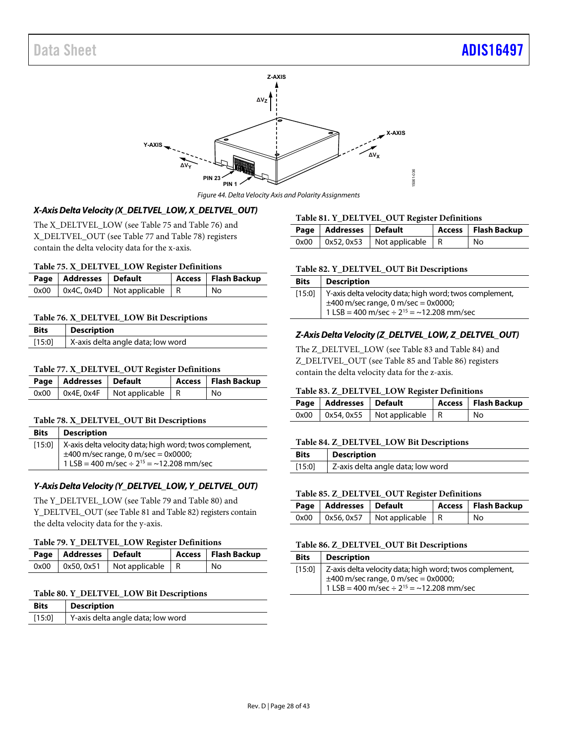Figure 44. Delta Velocity Axis and Polarity Assignments

### X-Axis Delta Velocity (X_DELTVEL_LOW, X_DELTVEL_OUT)

The X_DELTVEL_LOW (see Table 75 and Table 76) and X_DELTVEL_OUT (see Table 77 and Table 78) registers contain the delta velocity data for the x-axis.

**Table 75. X_DELTVEL_LOW Register Definitions**

| Page | Addresses | Default | Access | Flash Backup |
|---|---|---|---|---|
| 0x00 | 0x4C, 0x4D | Not applicable | R | No |

**Table 76. X_DELTVEL_LOW Bit Descriptions**

| Bits | Description |
|---|---|
| [15:0] | X-axis delta angle data; low word |

**Table 77. X_DELTVEL_OUT Register Definitions**

| Page | Addresses | Default | Access | Flash Backup |
|---|---|---|---|---|
| 0x00 | 0x4E, 0x4F | Not applicable | R | No |

**Table 78. X_DELTVEL_OUT Bit Descriptions**

| Bits | Description |
|---|---|
| [15:0] | X-axis delta velocity data; high word; twos complement, ±400 m/sec range, 0 m/sec = 0x0000; 1 LSB = 400 m/sec ÷ $2^{15}$ = ~12.208 mm/sec |

### Y-Axis Delta Velocity (Y_DELTVEL_LOW, Y_DELTVEL_OUT)

The Y_DELTVEL_LOW (see Table 79 and Table 80) and Y_DELTVEL_OUT (see Table 81 and Table 82) registers contain the delta velocity data for the y-axis.

**Table 79. Y_DELTVEL_LOW Register Definitions**

| Page | Addresses | Default | Access | Flash Backup |
|---|---|---|---|---|
| 0x00 | 0x50, 0x51 | Not applicable | R | No |

**Table 80. Y_DELTVEL_LOW Bit Descriptions**

| Bits | Description |
|---|---|
| [15:0] | Y-axis delta angle data; low word |

**Table 81. Y_DELTVEL_OUT Register Definitions**

| Page | Addresses | Default | Access | Flash Backup |
|---|---|---|---|---|
| 0x00 | 0x52, 0x53 | Not applicable | R | No |

**Table 82. Y_DELTVEL_OUT Bit Descriptions**

| Bits | Description |
|---|---|
| [15:0] | Y-axis delta velocity data; high word; twos complement, ±400 m/sec range, 0 m/sec = 0x0000; 1 LSB = 400 m/sec ÷ $2^{15}$ = ~12.208 mm/sec |

### Z-Axis Delta Velocity (Z_DELTVEL_LOW, Z_DELTVEL_OUT)

The Z_DELTVEL_LOW (see Table 83 and Table 84) and Z_DELTVEL_OUT (see Table 85 and Table 86) registers contain the delta velocity data for the z-axis.

**Table 83. Z_DELTVEL_LOW Register Definitions**

| Page | Addresses | Default | Access | Flash Backup |
|---|---|---|---|---|
| 0x00 | 0x54, 0x55 | Not applicable | R | No |

**Table 84. Z_DELTVEL_LOW Bit Descriptions**

| Bits | Description |
|---|---|
| [15:0] | Z-axis delta angle data; low word |

**Table 85. Z_DELTVEL_OUT Register Definitions**

| Page | Addresses | Default | Access | Flash Backup |
|---|---|---|---|---|
| 0x00 | 0x56, 0x57 | Not applicable | R | No |

**Table 86. Z_DELTVEL_OUT Bit Descriptions**

| Bits | Description |
|---|---|
| [15:0] | Z-axis delta velocity data; high word; twos complement, ±400 m/sec range, 0 m/sec = 0x0000; 1 LSB = 400 m/sec ÷ $2^{15}$ = ~12.208 mm/sec |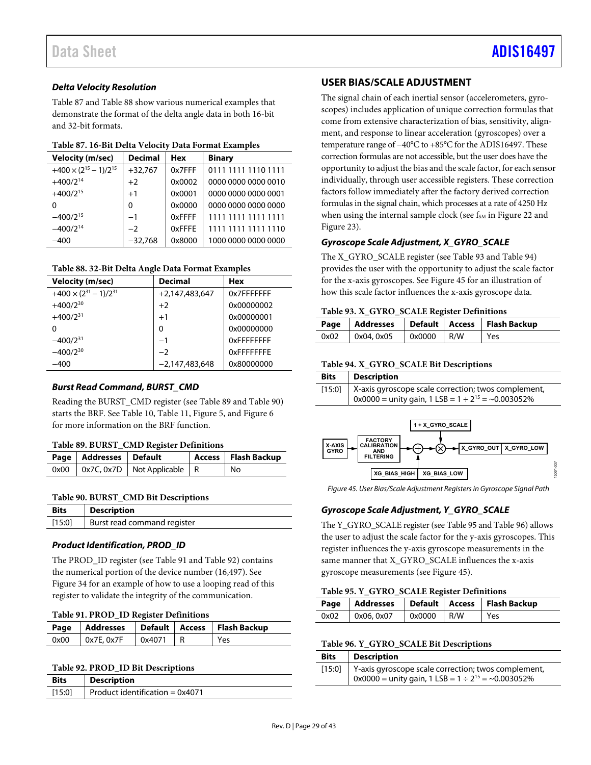### Delta Velocity Resolution

Table 87 and Table 88 show various numerical examples that demonstrate the format of the delta angle data in both 16-bit and 32-bit formats.

**Table 87. 16-Bit Delta Velocity Data Format Examples**

| Velocity (m/sec) | Decimal | Hex | Binary |
|---|---|---|---|
| $+400 \times (2^{15} - 1)/2^{15}$ | +32,767 | 0x7FFF | 0111 1111 1110 1111 |
| $+400/2^{14}$ | +2 | 0x0002 | 0000 0000 0000 0010 |
| $+400/2^{15}$ | +1 | 0x0001 | 0000 0000 0000 0001 |
| 0 | 0 | 0x0000 | 0000 0000 0000 0000 |
| $-400/2^{15}$ | −1 | 0xFFFF | 1111 1111 1111 1111 |
| $-400/2^{14}$ | −2 | 0xFFFE | 1111 1111 1111 1110 |
| −400 | −32,768 | 0x8000 | 1000 0000 0000 0000 |

**Table 88. 32-Bit Delta Angle Data Format Examples**

| Velocity (m/sec) | Decimal | Hex |
|---|---|---|
| $+400 \times (2^{31} - 1)/2^{31}$ | +2,147,483,647 | 0x7FFFFFFF |
| $+400/2^{30}$ | +2 | 0x00000002 |
| $+400/2^{31}$ | +1 | 0x00000001 |
| 0 | 0 | 0x00000000 |
| $-400/2^{31}$ | −1 | 0xFFFFFFFF |
| $-400/2^{30}$ | −2 | 0xFFFFFFFE |
| −400 | −2,147,483,648 | 0x80000000 |

### Burst Read Command, BURST_CMD

Reading the BURST_CMD register (see Table 89 and Table 90) starts the BRF. See Table 10, Table 11, Figure 5, and Figure 6 for more information on the BRF function.

**Table 89. BURST_CMD Register Definitions**

| Page | Addresses | Default | Access | Flash Backup |
|---|---|---|---|---|
| 0x00 | 0x7C, 0x7D | Not Applicable | R | No |

**Table 90. BURST_CMD Bit Descriptions**

| Bits | Description |
|---|---|
| [15:0] | Burst read command register |

### Product Identification, PROD_ID

The PROD_ID register (see Table 91 and Table 92) contains the numerical portion of the device number (16,497). See Figure 34 for an example of how to use a looping read of this register to validate the integrity of the communication.

**Table 91. PROD_ID Register Definitions**

| Page | Addresses | Default | Access | Flash Backup |
|---|---|---|---|---|
| 0x00 | 0x7E, 0x7F | 0x4071 | R | Yes |

**Table 92. PROD_ID Bit Descriptions**

| Bits | Description |
|---|---|
| [15:0] | Product identification = 0x4071 |

## USER BIAS/SCALE ADJUSTMENT

The signal chain of each inertial sensor (accelerometers, gyroscopes) includes application of unique correction formulas that come from extensive characterization of bias, sensitivity, alignment, and response to linear acceleration (gyroscopes) over a temperature range of −40°C to +85°C for the ADIS16497. These correction formulas are not accessible, but the user does have the opportunity to adjust the bias and the scale factor, for each sensor individually, through user accessible registers. These correction factors follow immediately after the factory derived correction formulas in the signal chain, which processes at a rate of 4250 Hz when using the internal sample clock (see $f_{SM}$ in Figure 22 and Figure 23).

### Gyroscope Scale Adjustment, X_GYRO_SCALE

The X_GYRO_SCALE register (see Table 93 and Table 94) provides the user with the opportunity to adjust the scale factor for the x-axis gyroscopes. See Figure 45 for an illustration of how this scale factor influences the x-axis gyroscope data.

**Table 93. X_GYRO_SCALE Register Definitions**

| Page | Addresses | Default | Access | Flash Backup |
|---|---|---|---|---|
| 0x02 | 0x04, 0x05 | 0x0000 | R/W | Yes |

**Table 94. X_GYRO_SCALE Bit Descriptions**

| Bits | Description |
|---|---|
| [15:0] | X-axis gyroscope scale correction; twos complement, 0x0000 = unity gain, 1 LSB = $1 \div 2^{15}$ = ~0.003052% |

Figure 45. User Bias/Scale Adjustment Registers in Gyroscope Signal Path

### Gyroscope Scale Adjustment, Y_GYRO_SCALE

The Y_GYRO_SCALE register (see Table 95 and Table 96) allows the user to adjust the scale factor for the y-axis gyroscopes. This register influences the y-axis gyroscope measurements in the same manner that X_GYRO_SCALE influences the x-axis gyroscope measurements (see Figure 45).

**Table 95. Y_GYRO_SCALE Register Definitions**

| Page | Addresses | Default | Access | Flash Backup |
|---|---|---|---|---|
| 0x02 | 0x06, 0x07 | 0x0000 | R/W | Yes |

**Table 96. Y_GYRO_SCALE Bit Descriptions**

| Bits | Description |
|---|---|
| [15:0] | Y-axis gyroscope scale correction; twos complement, 0x0000 = unity gain, 1 LSB = $1 \div 2^{15}$ = ~0.003052% |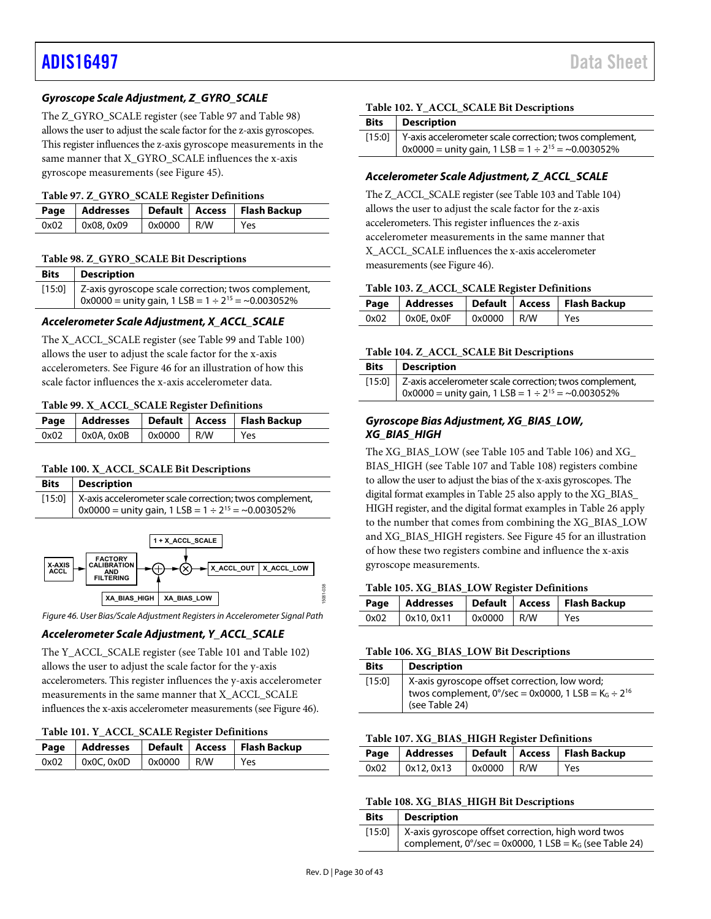### Gyroscope Scale Adjustment, Z_GYRO_SCALE

The Z_GYRO_SCALE register (see Table 97 and Table 98) allows the user to adjust the scale factor for the z-axis gyroscopes. This register influences the z-axis gyroscope measurements in the same manner that X_GYRO_SCALE influences the x-axis gyroscope measurements (see Figure 45).

**Table 97. Z_GYRO_SCALE Register Definitions**

| Page | Addresses | Default | Access | Flash Backup |
|---|---|---|---|---|
| 0x02 | 0x08, 0x09 | 0x0000 | R/W | Yes |

**Table 98. Z_GYRO_SCALE Bit Descriptions**

| Bits | Description |
|---|---|
| [15:0] | Z-axis gyroscope scale correction; twos complement, 0x0000 = unity gain, 1 LSB = $1 \div 2^{15}$ = ~0.003052% |

### Accelerometer Scale Adjustment, X_ACCL_SCALE

The X_ACCL_SCALE register (see Table 99 and Table 100) allows the user to adjust the scale factor for the x-axis accelerometers. See Figure 46 for an illustration of how this scale factor influences the x-axis accelerometer data.

**Table 99. X_ACCL_SCALE Register Definitions**

| Page | Addresses | Default | Access | Flash Backup |
|---|---|---|---|---|
| 0x02 | 0x0A, 0x0B | 0x0000 | R/W | Yes |

**Table 100. X_ACCL_SCALE Bit Descriptions**

| Bits | Description |
|---|---|
| [15:0] | X-axis accelerometer scale correction; twos complement, 0x0000 = unity gain, 1 LSB = $1 \div 2^{15}$ = ~0.003052% |

*Figure 46. User Bias/Scale Adjustment Registers in Accelerometer Signal Path*

### Accelerometer Scale Adjustment, Y_ACCL_SCALE

The Y_ACCL_SCALE register (see Table 101 and Table 102) allows the user to adjust the scale factor for the y-axis accelerometers. This register influences the y-axis accelerometer measurements in the same manner that X_ACCL_SCALE influences the x-axis accelerometer measurements (see Figure 46).

**Table 101. Y_ACCL_SCALE Register Definitions**

| Page | Addresses | Default | Access | Flash Backup |
|---|---|---|---|---|
| 0x02 | 0x0C, 0x0D | 0x0000 | R/W | Yes |

**Table 102. Y_ACCL_SCALE Bit Descriptions**

| Bits | Description |
|---|---|
| [15:0] | Y-axis accelerometer scale correction; twos complement, 0x0000 = unity gain, 1 LSB = $1 \div 2^{15}$ = ~0.003052% |

### Accelerometer Scale Adjustment, Z_ACCL_SCALE

The Z_ACCL_SCALE register (see Table 103 and Table 104) allows the user to adjust the scale factor for the z-axis accelerometers. This register influences the z-axis accelerometer measurements in the same manner that X_ACCL_SCALE influences the x-axis accelerometer measurements (see Figure 46).

**Table 103. Z_ACCL_SCALE Register Definitions**

| Page | Addresses | Default | Access | Flash Backup |
|---|---|---|---|---|
| 0x02 | 0x0E, 0x0F | 0x0000 | R/W | Yes |

**Table 104. Z_ACCL_SCALE Bit Descriptions**

| Bits | Description |
|---|---|
| [15:0] | Z-axis accelerometer scale correction; twos complement, 0x0000 = unity gain, 1 LSB = $1 \div 2^{15}$ = ~0.003052% |

### Gyroscope Bias Adjustment, XG_BIAS_LOW, XG_BIAS_HIGH

The XG_BIAS_LOW (see Table 105 and Table 106) and XG_BIAS_HIGH (see Table 107 and Table 108) registers combine to allow the user to adjust the bias of the x-axis gyroscopes. The digital format examples in Table 25 also apply to the XG_BIAS_HIGH register, and the digital format examples in Table 26 apply to the number that comes from combining the XG_BIAS_LOW and XG_BIAS_HIGH registers. See Figure 45 for an illustration of how these two registers combine and influence the x-axis gyroscope measurements.

**Table 105. XG_BIAS_LOW Register Definitions**

| Page | Addresses | Default | Access | Flash Backup |
|---|---|---|---|---|
| 0x02 | 0x10, 0x11 | 0x0000 | R/W | Yes |

**Table 106. XG_BIAS_LOW Bit Descriptions**

| Bits | Description |
|---|---|
| [15:0] | X-axis gyroscope offset correction, low word; twos complement, 0°/sec = 0x0000, 1 LSB = $K_G \div 2^{16}$ (see Table 24) |

**Table 107. XG_BIAS_HIGH Register Definitions**

| Page | Addresses | Default | Access | Flash Backup |
|---|---|---|---|---|
| 0x02 | 0x12, 0x13 | 0x0000 | R/W | Yes |

**Table 108. XG_BIAS_HIGH Bit Descriptions**

| Bits | Description |
|---|---|
| [15:0] | X-axis gyroscope offset correction, high word twos complement, 0°/sec = 0x0000, 1 LSB = $K_G$ (see Table 24) |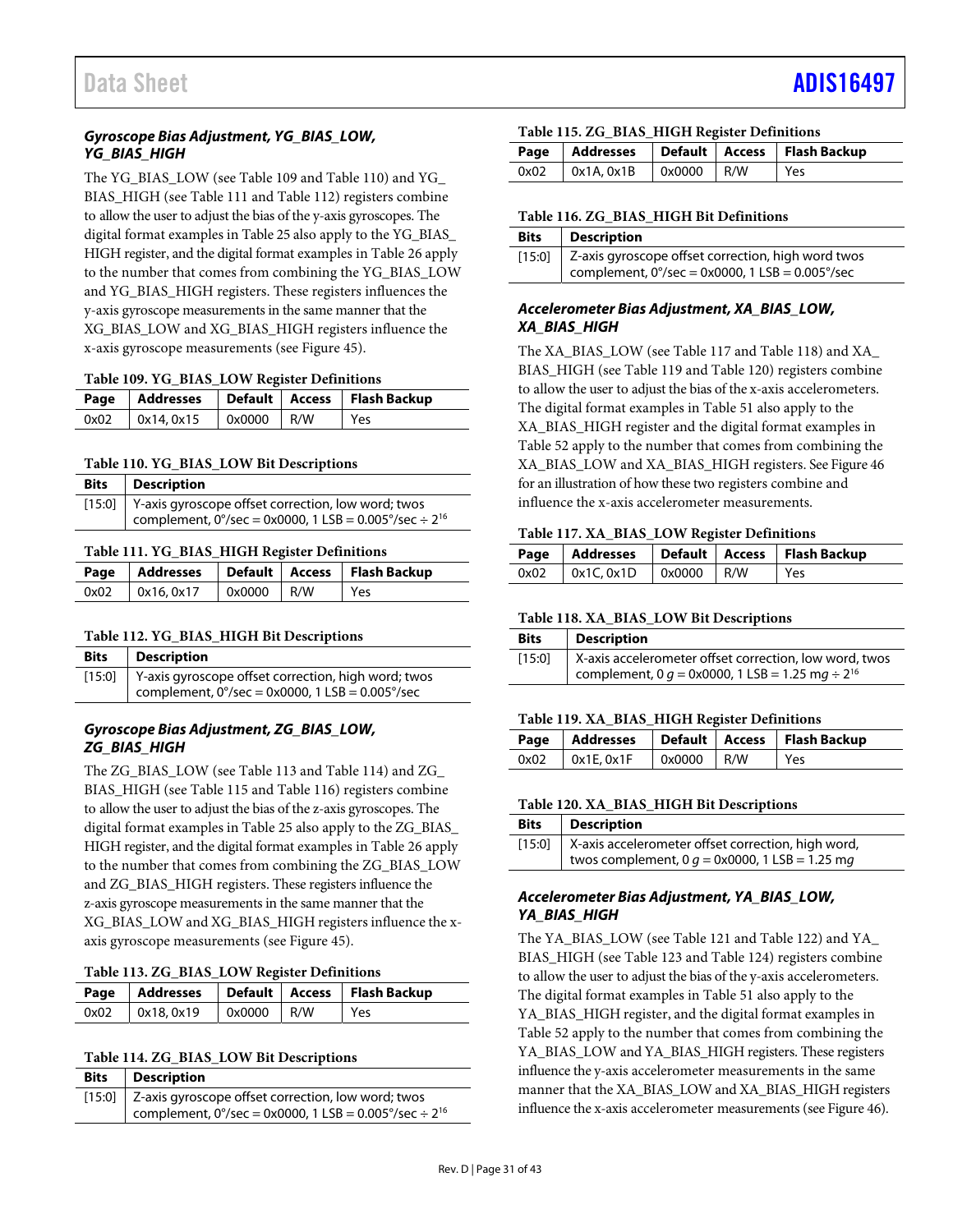### Gyroscope Bias Adjustment, YG_BIAS_LOW, YG_BIAS_HIGH

The YG_BIAS_LOW (see Table 109 and Table 110) and YG_BIAS_HIGH (see Table 111 and Table 112) registers combine to allow the user to adjust the bias of the y-axis gyroscopes. The digital format examples in Table 25 also apply to the YG_BIAS_HIGH register, and the digital format examples in Table 26 apply to the number that comes from combining the YG_BIAS_LOW and YG_BIAS_HIGH registers. These registers influences the y-axis gyroscope measurements in the same manner that the XG_BIAS_LOW and XG_BIAS_HIGH registers influence the x-axis gyroscope measurements (see Figure 45).

**Table 109. YG_BIAS_LOW Register Definitions**

| Page | Addresses | Default | Access | Flash Backup |
|---|---|---|---|---|
| 0x02 | 0x14, 0x15 | 0x0000 | R/W | Yes |

**Table 110. YG_BIAS_LOW Bit Descriptions**

| Bits | Description |
|---|---|
| [15:0] | Y-axis gyroscope offset correction, low word; twos complement, 0°/sec = 0x0000, 1 LSB = 0.005°/sec ÷ $2^{16}$ |

**Table 111. YG_BIAS_HIGH Register Definitions**

| Page | Addresses | Default | Access | Flash Backup |
|---|---|---|---|---|
| 0x02 | 0x16, 0x17 | 0x0000 | R/W | Yes |

**Table 112. YG_BIAS_HIGH Bit Descriptions**

| Bits | Description |
|---|---|
| [15:0] | Y-axis gyroscope offset correction, high word; twos complement, 0°/sec = 0x0000, 1 LSB = 0.005°/sec |

### Gyroscope Bias Adjustment, ZG_BIAS_LOW, ZG_BIAS_HIGH

The ZG_BIAS_LOW (see Table 113 and Table 114) and ZG_BIAS_HIGH (see Table 115 and Table 116) registers combine to allow the user to adjust the bias of the z-axis gyroscopes. The digital format examples in Table 25 also apply to the ZG_BIAS_HIGH register, and the digital format examples in Table 26 apply to the number that comes from combining the ZG_BIAS_LOW and ZG_BIAS_HIGH registers. These registers influence the z-axis gyroscope measurements in the same manner that the XG_BIAS_LOW and XG_BIAS_HIGH registers influence the x-axis gyroscope measurements (see Figure 45).

**Table 113. ZG_BIAS_LOW Register Definitions**

| Page | Addresses | Default | Access | Flash Backup |
|---|---|---|---|---|
| 0x02 | 0x18, 0x19 | 0x0000 | R/W | Yes |

**Table 114. ZG_BIAS_LOW Bit Descriptions**

| Bits | Description |
|---|---|
| [15:0] | Z-axis gyroscope offset correction, low word; twos complement, 0°/sec = 0x0000, 1 LSB = 0.005°/sec ÷ $2^{16}$ |

**Table 115. ZG_BIAS_HIGH Register Definitions**

| Page | Addresses | Default | Access | Flash Backup |
|---|---|---|---|---|
| 0x02 | 0x1A, 0x1B | 0x0000 | R/W | Yes |

**Table 116. ZG_BIAS_HIGH Bit Definitions**

| Bits | Description |
|---|---|
| [15:0] | Z-axis gyroscope offset correction, high word twos complement, 0°/sec = 0x0000, 1 LSB = 0.005°/sec |

### Accelerometer Bias Adjustment, XA_BIAS_LOW, XA_BIAS_HIGH

The XA_BIAS_LOW (see Table 117 and Table 118) and XA_BIAS_HIGH (see Table 119 and Table 120) registers combine to allow the user to adjust the bias of the x-axis accelerometers. The digital format examples in Table 51 also apply to the XA_BIAS_HIGH register and the digital format examples in Table 52 apply to the number that comes from combining the XA_BIAS_LOW and XA_BIAS_HIGH registers. See Figure 46 for an illustration of how these two registers combine and influence the x-axis accelerometer measurements.

**Table 117. XA_BIAS_LOW Register Definitions**

| Page | Addresses | Default | Access | Flash Backup |
|---|---|---|---|---|
| 0x02 | 0x1C, 0x1D | 0x0000 | R/W | Yes |

**Table 118. XA_BIAS_LOW Bit Descriptions**

| Bits | Description |
|---|---|
| [15:0] | X-axis accelerometer offset correction, low word, twos complement, 0 *g* = 0x0000, 1 LSB = 1.25 m*g* ÷ $2^{16}$ |

**Table 119. XA_BIAS_HIGH Register Definitions**

| Page | Addresses | Default | Access | Flash Backup |
|---|---|---|---|---|
| 0x02 | 0x1E, 0x1F | 0x0000 | R/W | Yes |

**Table 120. XA_BIAS_HIGH Bit Descriptions**

| Bits | Description |
|---|---|
| [15:0] | X-axis accelerometer offset correction, high word, twos complement, 0 *g* = 0x0000, 1 LSB = 1.25 m*g* |

### Accelerometer Bias Adjustment, YA_BIAS_LOW, YA_BIAS_HIGH

The YA_BIAS_LOW (see Table 121 and Table 122) and YA_BIAS_HIGH (see Table 123 and Table 124) registers combine to allow the user to adjust the bias of the y-axis accelerometers. The digital format examples in Table 51 also apply to the YA_BIAS_HIGH register, and the digital format examples in Table 52 apply to the number that comes from combining the YA_BIAS_LOW and YA_BIAS_HIGH registers. These registers influence the y-axis accelerometer measurements in the same manner that the XA_BIAS_LOW and XA_BIAS_HIGH registers influence the x-axis accelerometer measurements (see Figure 46).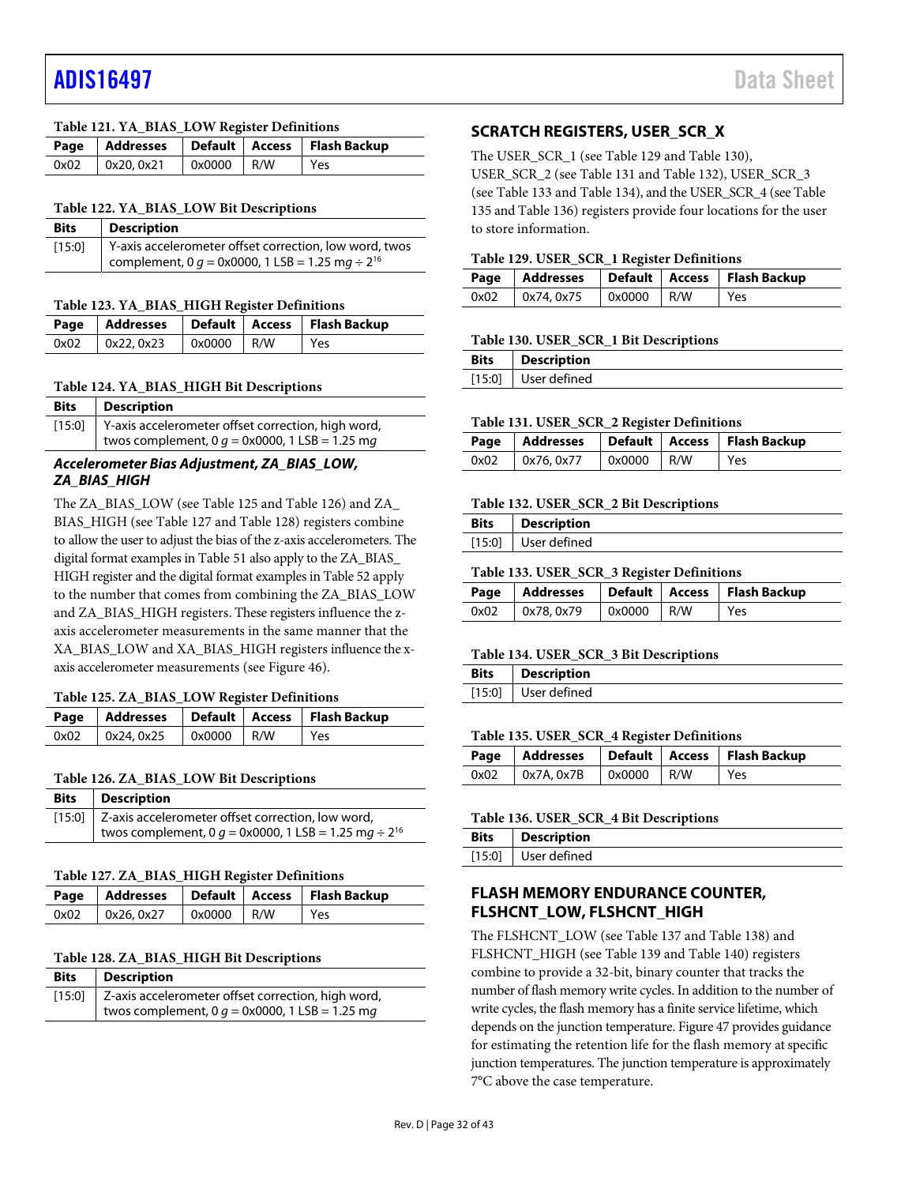**Table 121. YA_BIAS_LOW Register Definitions**

| Page | Addresses | Default | Access | Flash Backup |
|---|---|---|---|---|
| 0x02 | 0x20, 0x21 | 0x0000 | R/W | Yes |

**Table 122. YA_BIAS_LOW Bit Descriptions**

| Bits | Description |
|---|---|
| [15:0] | Y-axis accelerometer offset correction, low word, twos complement, 0 *g* = 0x0000, 1 LSB = 1.25 m*g* ÷ $2^{16}$ |

**Table 123. YA_BIAS_HIGH Register Definitions**

| Page | Addresses | Default | Access | Flash Backup |
|---|---|---|---|---|
| 0x02 | 0x22, 0x23 | 0x0000 | R/W | Yes |

**Table 124. YA_BIAS_HIGH Bit Descriptions**

| Bits | Description |
|---|---|
| [15:0] | Y-axis accelerometer offset correction, high word, twos complement, 0 *g* = 0x0000, 1 LSB = 1.25 m*g* |

### *Accelerometer Bias Adjustment, ZA_BIAS_LOW, ZA_BIAS_HIGH*

The ZA_BIAS_LOW (see Table 125 and Table 126) and ZA_BIAS_HIGH (see Table 127 and Table 128) registers combine to allow the user to adjust the bias of the z-axis accelerometers. The digital format examples in Table 51 also apply to the ZA_BIAS_HIGH register and the digital format examples in Table 52 apply to the number that comes from combining the ZA_BIAS_LOW and ZA_BIAS_HIGH registers. These registers influence the z-axis accelerometer measurements in the same manner that the XA_BIAS_LOW and XA_BIAS_HIGH registers influence the x-axis accelerometer measurements (see Figure 46).

**Table 125. ZA_BIAS_LOW Register Definitions**

| Page | Addresses | Default | Access | Flash Backup |
|---|---|---|---|---|
| 0x02 | 0x24, 0x25 | 0x0000 | R/W | Yes |

**Table 126. ZA_BIAS_LOW Bit Descriptions**

| Bits | Description |
|---|---|
| [15:0] | Z-axis accelerometer offset correction, low word, twos complement, 0 *g* = 0x0000, 1 LSB = 1.25 m*g* ÷ $2^{16}$ |

**Table 127. ZA_BIAS_HIGH Register Definitions**

| Page | Addresses | Default | Access | Flash Backup |
|---|---|---|---|---|
| 0x02 | 0x26, 0x27 | 0x0000 | R/W | Yes |

**Table 128. ZA_BIAS_HIGH Bit Descriptions**

| Bits | Description |
|---|---|
| [15:0] | Z-axis accelerometer offset correction, high word, twos complement, 0 *g* = 0x0000, 1 LSB = 1.25 m*g* |

## SCRATCH REGISTERS, USER_SCR_X

The USER_SCR_1 (see Table 129 and Table 130), USER_SCR_2 (see Table 131 and Table 132), USER_SCR_3 (see Table 133 and Table 134), and the USER_SCR_4 (see Table 135 and Table 136) registers provide four locations for the user to store information.

**Table 129. USER_SCR_1 Register Definitions**

| Page | Addresses | Default | Access | Flash Backup |
|---|---|---|---|---|
| 0x02 | 0x74, 0x75 | 0x0000 | R/W | Yes |

**Table 130. USER_SCR_1 Bit Descriptions**

| Bits | Description |
|---|---|
| [15:0] | User defined |

**Table 131. USER_SCR_2 Register Definitions**

| Page | Addresses | Default | Access | Flash Backup |
|---|---|---|---|---|
| 0x02 | 0x76, 0x77 | 0x0000 | R/W | Yes |

**Table 132. USER_SCR_2 Bit Descriptions**

| Bits | Description |
|---|---|
| [15:0] | User defined |

**Table 133. USER_SCR_3 Register Definitions**

| Page | Addresses | Default | Access | Flash Backup |
|---|---|---|---|---|
| 0x02 | 0x78, 0x79 | 0x0000 | R/W | Yes |

**Table 134. USER_SCR_3 Bit Descriptions**

| Bits | Description |
|---|---|
| [15:0] | User defined |

**Table 135. USER_SCR_4 Register Definitions**

| Page | Addresses | Default | Access | Flash Backup |
|---|---|---|---|---|
| 0x02 | 0x7A, 0x7B | 0x0000 | R/W | Yes |

**Table 136. USER_SCR_4 Bit Descriptions**

| Bits | Description |
|---|---|
| [15:0] | User defined |

## FLASH MEMORY ENDURANCE COUNTER, FLSHCNT_LOW, FLSHCNT_HIGH

The FLSHCNT_LOW (see Table 137 and Table 138) and FLSHCNT_HIGH (see Table 139 and Table 140) registers combine to provide a 32-bit, binary counter that tracks the number of flash memory write cycles. In addition to the number of write cycles, the flash memory has a finite service lifetime, which depends on the junction temperature. Figure 47 provides guidance for estimating the retention life for the flash memory at specific junction temperatures. The junction temperature is approximately 7°C above the case temperature.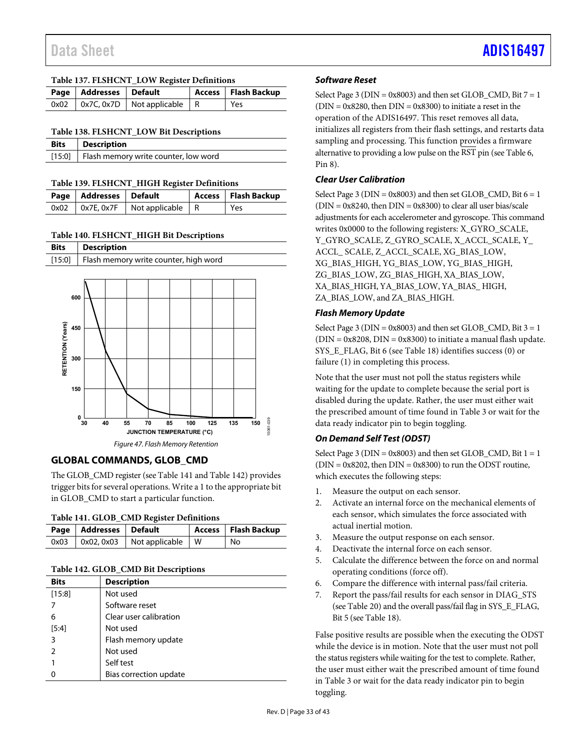**Table 137. FLSHCNT_LOW Register Definitions**

| Page | Addresses | Default | Access | Flash Backup |
|---|---|---|---|---|
| 0x02 | 0x7C, 0x7D | Not applicable | R | Yes |

**Table 138. FLSHCNT_LOW Bit Descriptions**

| Bits | Description |
|---|---|
| [15:0] | Flash memory write counter, low word |

**Table 139. FLSHCNT_HIGH Register Definitions**

| Page | Addresses | Default | Access | Flash Backup |
|---|---|---|---|---|
| 0x02 | 0x7E, 0x7F | Not applicable | R | Yes |

**Table 140. FLSHCNT_HIGH Bit Descriptions**

| Bits | Description |
|---|---|
| [15:0] | Flash memory write counter, high word |

*Figure 47. Flash Memory Retention*

## GLOBAL COMMANDS, GLOB_CMD

The GLOB_CMD register (see Table 141 and Table 142) provides trigger bits for several operations. Write a 1 to the appropriate bit in GLOB_CMD to start a particular function.

**Table 141. GLOB_CMD Register Definitions**

| Page | Addresses | Default | Access | Flash Backup |
|---|---|---|---|---|
| 0x03 | 0x02, 0x03 | Not applicable | W | No |

**Table 142. GLOB_CMD Bit Descriptions**

| Bits | Description |
|---|---|
| [15:8] | Not used |
| 7 | Software reset |
| 6 | Clear user calibration |
| [5:4] | Not used |
| 3 | Flash memory update |
| 2 | Not used |
| 1 | Self test |
| 0 | Bias correction update |

### *Software Reset*

Select Page 3 (DIN = 0x8003) and then set GLOB_CMD, Bit 7 = 1 (DIN = 0x8280, then DIN = 0x8300) to initiate a reset in the operation of the ADIS16497. This reset removes all data, initializes all registers from their flash settings, and restarts data sampling and processing. This function provides a firmware alternative to providing a low pulse on the RST pin (see Table 6, Pin 8).

### *Clear User Calibration*

Select Page 3 (DIN = 0x8003) and then set GLOB_CMD, Bit 6 = 1 (DIN = 0x8240, then DIN = 0x8300) to clear all user bias/scale adjustments for each accelerometer and gyroscope. This command writes 0x0000 to the following registers: X_GYRO_SCALE, Y_GYRO_SCALE, Z_GYRO_SCALE, X_ACCL_SCALE, Y_ ACCL_ SCALE, Z_ACCL_SCALE, XG_BIAS_LOW, XG_BIAS_HIGH, YG_BIAS_LOW, YG_BIAS_HIGH, ZG_BIAS_LOW, ZG_BIAS_HIGH, XA_BIAS_LOW, XA_BIAS_HIGH, YA_BIAS_LOW, YA_BIAS_ HIGH, ZA_BIAS_LOW, and ZA_BIAS_HIGH.

### *Flash Memory Update*

Select Page 3 (DIN = 0x8003) and then set GLOB_CMD, Bit 3 = 1 (DIN = 0x8208, DIN = 0x8300) to initiate a manual flash update. SYS_E_FLAG, Bit 6 (see Table 18) identifies success (0) or failure (1) in completing this process.

Note that the user must not poll the status registers while waiting for the update to complete because the serial port is disabled during the update. Rather, the user must either wait the prescribed amount of time found in Table 3 or wait for the data ready indicator pin to begin toggling.

### *On Demand Self Test (ODST)*

Select Page 3 (DIN = 0x8003) and then set GLOB_CMD, Bit 1 = 1 (DIN = 0x8202, then DIN = 0x8300) to run the ODST routine, which executes the following steps:

1. Measure the output on each sensor.
2. Activate an internal force on the mechanical elements of each sensor, which simulates the force associated with actual inertial motion.
3. Measure the output response on each sensor.
4. Deactivate the internal force on each sensor.
5. Calculate the difference between the force on and normal operating conditions (force off).
6. Compare the difference with internal pass/fail criteria.
7. Report the pass/fail results for each sensor in DIAG_STS (see Table 20) and the overall pass/fail flag in SYS_E_FLAG, Bit 5 (see Table 18).

False positive results are possible when the executing the ODST while the device is in motion. Note that the user must not poll the status registers while waiting for the test to complete. Rather, the user must either wait the prescribed amount of time found in Table 3 or wait for the data ready indicator pin to begin toggling.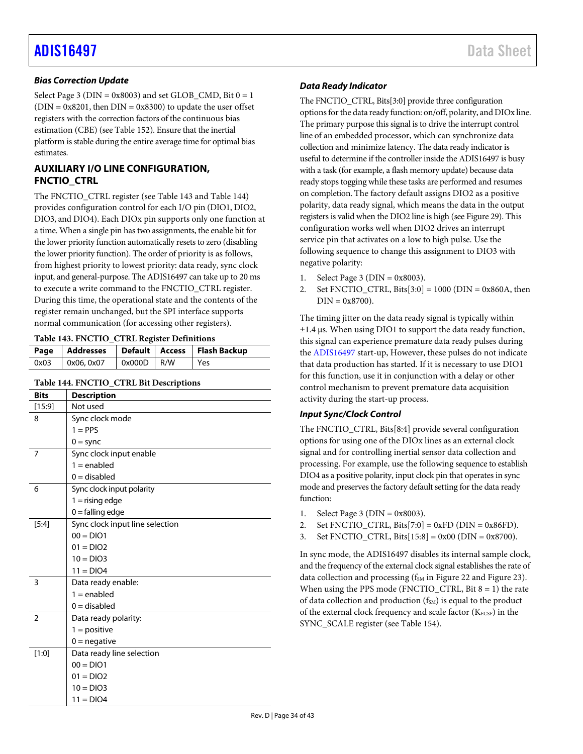### *Bias Correction Update*

Select Page 3 (DIN = 0x8003) and set GLOB_CMD, Bit 0 = 1 (DIN = 0x8201, then DIN = 0x8300) to update the user offset registers with the correction factors of the continuous bias estimation (CBE) (see Table 152). Ensure that the inertial platform is stable during the entire average time for optimal bias estimates.

## AUXILIARY I/O LINE CONFIGURATION, FNCTIO_CTRL

The FNCTIO_CTRL register (see Table 143 and Table 144) provides configuration control for each I/O pin (DIO1, DIO2, DIO3, and DIO4). Each DIOx pin supports only one function at a time. When a single pin has two assignments, the enable bit for the lower priority function automatically resets to zero (disabling the lower priority function). The order of priority is as follows, from highest priority to lowest priority: data ready, sync clock input, and general-purpose. The ADIS16497 can take up to 20 ms to execute a write command to the FNCTIO_CTRL register. During this time, the operational state and the contents of the register remain unchanged, but the SPI interface supports normal communication (for accessing other registers).

**Table 143. FNCTIO_CTRL Register Definitions**

| Page | Addresses | Default | Access | Flash Backup |
|---|---|---|---|---|
| 0x03 | 0x06, 0x07 | 0x000D | R/W | Yes |

**Table 144. FNCTIO_CTRL Bit Descriptions**

| Bits | Description |
|---|---|
| [15:9] | Not used |
| 8 | Sync clock mode<br>1 = PPS<br>0 = sync |
| 7 | Sync clock input enable<br>1 = enabled<br>0 = disabled |
| 6 | Sync clock input polarity<br>1 = rising edge<br>0 = falling edge |
| [5:4] | Sync clock input line selection<br>00 = DIO1<br>01 = DIO2<br>10 = DIO3<br>11 = DIO4 |
| 3 | Data ready enable:<br>1 = enabled<br>0 = disabled |
| 2 | Data ready polarity:<br>1 = positive<br>0 = negative |
| [1:0] | Data ready line selection<br>00 = DIO1<br>01 = DIO2<br>10 = DIO3<br>11 = DIO4 |

### *Data Ready Indicator*

The FNCTIO_CTRL, Bits[3:0] provide three configuration options for the data ready function: on/off, polarity, and DIOx line. The primary purpose this signal is to drive the interrupt control line of an embedded processor, which can synchronize data collection and minimize latency. The data ready indicator is useful to determine if the controller inside the ADIS16497 is busy with a task (for example, a flash memory update) because data ready stops togging while these tasks are performed and resumes on completion. The factory default assigns DIO2 as a positive polarity, data ready signal, which means the data in the output registers is valid when the DIO2 line is high (see Figure 29). This configuration works well when DIO2 drives an interrupt service pin that activates on a low to high pulse. Use the following sequence to change this assignment to DIO3 with negative polarity:

1. Select Page 3 (DIN = 0x8003).
2. Set FNCTIO_CTRL, Bits[3:0] = 1000 (DIN = 0x860A, then DIN = 0x8700).

The timing jitter on the data ready signal is typically within ±1.4 µs. When using DIO1 to support the data ready function, this signal can experience premature data ready pulses during the ADIS16497 start-up, However, these pulses do not indicate that data production has started. If it is necessary to use DIO1 for this function, use it in conjunction with a delay or other control mechanism to prevent premature data acquisition activity during the start-up process.

### *Input Sync/Clock Control*

The FNCTIO_CTRL, Bits[8:4] provide several configuration options for using one of the DIOx lines as an external clock signal and for controlling inertial sensor data collection and processing. For example, use the following sequence to establish DIO4 as a positive polarity, input clock pin that operates in sync mode and preserves the factory default setting for the data ready function:

1. Select Page 3 (DIN = 0x8003).
2. Set FNCTIO_CTRL, Bits[7:0] = 0xFD (DIN = 0x86FD).
3. Set FNCTIO_CTRL, Bits[15:8] = 0x00 (DIN = 0x8700).

In sync mode, the ADIS16497 disables its internal sample clock, and the frequency of the external clock signal establishes the rate of data collection and processing ($f_{SM}$ in Figure 22 and Figure 23). When using the PPS mode (FNCTIO_CTRL, Bit 8 = 1) the rate of data collection and production ($f_{SM}$) is equal to the product of the external clock frequency and scale factor ($K_{ECSF}$) in the SYNC_SCALE register (see Table 154).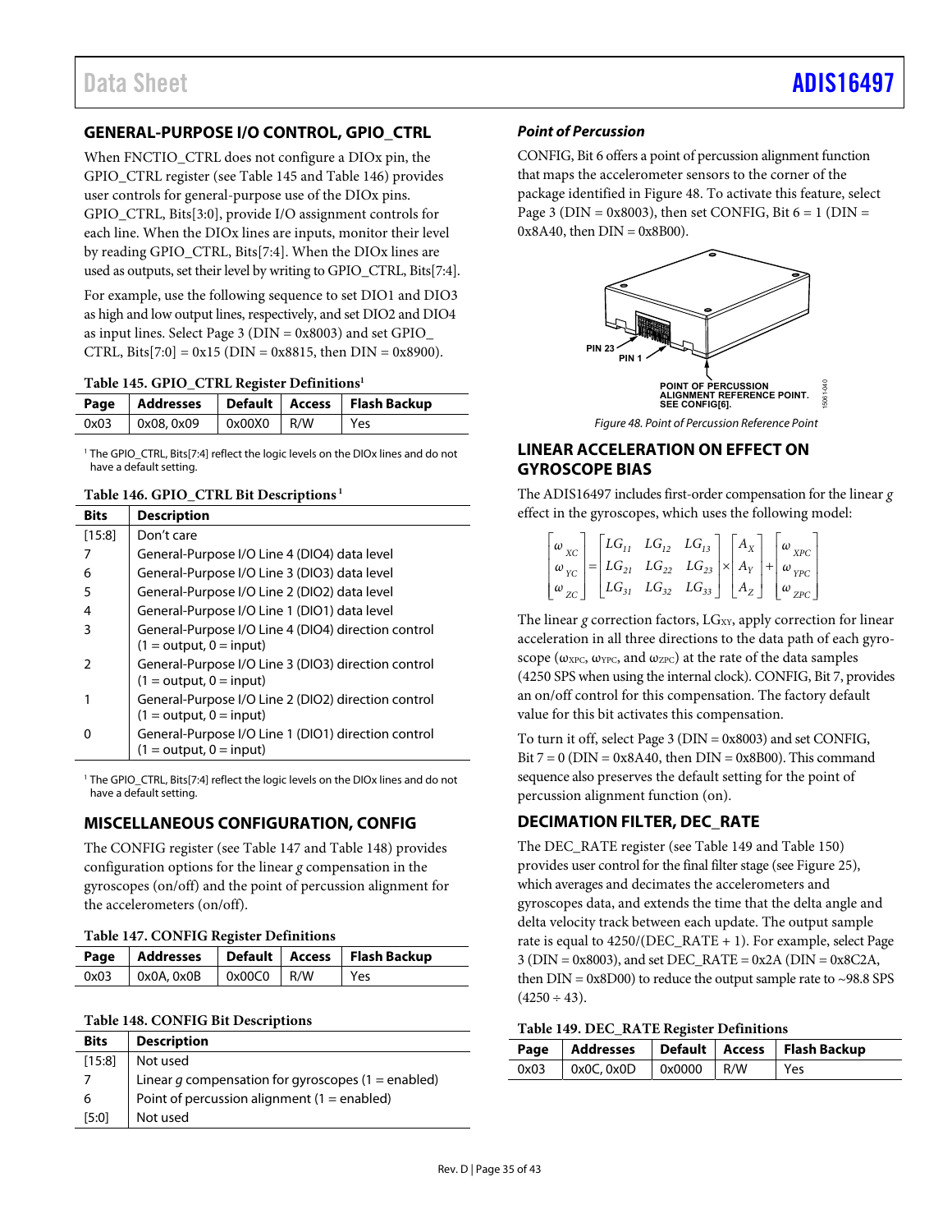## GENERAL-PURPOSE I/O CONTROL, GPIO_CTRL

When FNCTIO_CTRL does not configure a DIOx pin, the GPIO_CTRL register (see Table 145 and Table 146) provides user controls for general-purpose use of the DIOx pins. GPIO_CTRL, Bits[3:0], provide I/O assignment controls for each line. When the DIOx lines are inputs, monitor their level by reading GPIO_CTRL, Bits[7:4]. When the DIOx lines are used as outputs, set their level by writing to GPIO_CTRL, Bits[7:4].

For example, use the following sequence to set DIO1 and DIO3 as high and low output lines, respectively, and set DIO2 and DIO4 as input lines. Select Page 3 (DIN = 0x8003) and set GPIO_CTRL, Bits[7:0] = 0x15 (DIN = 0x8815, then DIN = 0x8900).

**Table 145. GPIO_CTRL Register Definitions[1]**

| Page | Addresses | Default | Access | Flash Backup |
|---|---|---|---|---|
| 0x03 | 0x08, 0x09 | 0x00X0 | R/W | Yes |

[1] The GPIO_CTRL, Bits[7:4] reflect the logic levels on the DIOx lines and do not have a default setting.

**Table 146. GPIO_CTRL Bit Descriptions[1]**

| Bits | Description |
|---|---|
| [15:8] | Don't care |
| 7 | General-Purpose I/O Line 4 (DIO4) data level |
| 6 | General-Purpose I/O Line 3 (DIO3) data level |
| 5 | General-Purpose I/O Line 2 (DIO2) data level |
| 4 | General-Purpose I/O Line 1 (DIO1) data level |
| 3 | General-Purpose I/O Line 4 (DIO4) direction control (1 = output, 0 = input) |
| 2 | General-Purpose I/O Line 3 (DIO3) direction control (1 = output, 0 = input) |
| 1 | General-Purpose I/O Line 2 (DIO2) direction control (1 = output, 0 = input) |
| 0 | General-Purpose I/O Line 1 (DIO1) direction control (1 = output, 0 = input) |

[1] The GPIO_CTRL, Bits[7:4] reflect the logic levels on the DIOx lines and do not have a default setting.

## MISCELLANEOUS CONFIGURATION, CONFIG

The CONFIG register (see Table 147 and Table 148) provides configuration options for the linear *g* compensation in the gyroscopes (on/off) and the point of percussion alignment for the accelerometers (on/off).

**Table 147. CONFIG Register Definitions**

| Page | Addresses | Default | Access | Flash Backup |
|---|---|---|---|---|
| 0x03 | 0x0A, 0x0B | 0x00C0 | R/W | Yes |

**Table 148. CONFIG Bit Descriptions**

| Bits | Description |
|---|---|
| [15:8] | Not used |
| 7 | Linear *g* compensation for gyroscopes (1 = enabled) |
| 6 | Point of percussion alignment (1 = enabled) |
| [5:0] | Not used |

### *Point of Percussion*

CONFIG, Bit 6 offers a point of percussion alignment function that maps the accelerometer sensors to the corner of the package identified in Figure 48. To activate this feature, select Page 3 (DIN = 0x8003), then set CONFIG, Bit 6 = 1 (DIN = 0x8A40, then DIN = 0x8B00).

PIN 23
PIN 1
POINT OF PERCUSSION ALIGNMENT REFERENCE POINT. SEE CONFIG[6].

*Figure 48. Point of Percussion Reference Point*

## LINEAR ACCELERATION ON EFFECT ON GYROSCOPE BIAS

The ADIS16497 includes first-order compensation for the linear *g* effect in the gyroscopes, which uses the following model:

$$\begin{bmatrix} \omega_{XC} \\ \omega_{YC} \\ \omega_{ZC} \end{bmatrix} = \begin{bmatrix} LG_{11} & LG_{12} & LG_{13} \\ LG_{21} & LG_{22} & LG_{23} \\ LG_{31} & LG_{32} & LG_{33} \end{bmatrix} \times \begin{bmatrix} A_X \\ A_Y \\ A_Z \end{bmatrix} + \begin{bmatrix} \omega_{XPC} \\ \omega_{YPC} \\ \omega_{ZPC} \end{bmatrix}$$

The linear *g* correction factors, $LG_{XY}$, apply correction for linear acceleration in all three directions to the data path of each gyroscope ($\omega_{XPC}$, $\omega_{YPC}$, and $\omega_{ZPC}$) at the rate of the data samples (4250 SPS when using the internal clock). CONFIG, Bit 7, provides an on/off control for this compensation. The factory default value for this bit activates this compensation.

To turn it off, select Page 3 (DIN = 0x8003) and set CONFIG, Bit 7 = 0 (DIN = 0x8A40, then DIN = 0x8B00). This command sequence also preserves the default setting for the point of percussion alignment function (on).

## DECIMATION FILTER, DEC_RATE

The DEC_RATE register (see Table 149 and Table 150) provides user control for the final filter stage (see Figure 25), which averages and decimates the accelerometers and gyroscopes data, and extends the time that the delta angle and delta velocity track between each update. The output sample rate is equal to 4250/(DEC_RATE + 1). For example, select Page 3 (DIN = 0x8003), and set DEC_RATE = 0x2A (DIN = 0x8C2A, then DIN = 0x8D00) to reduce the output sample rate to ~98.8 SPS (4250 ÷ 43).

**Table 149. DEC_RATE Register Definitions**

| Page | Addresses | Default | Access | Flash Backup |
|---|---|---|---|---|
| 0x03 | 0x0C, 0x0D | 0x0000 | R/W | Yes |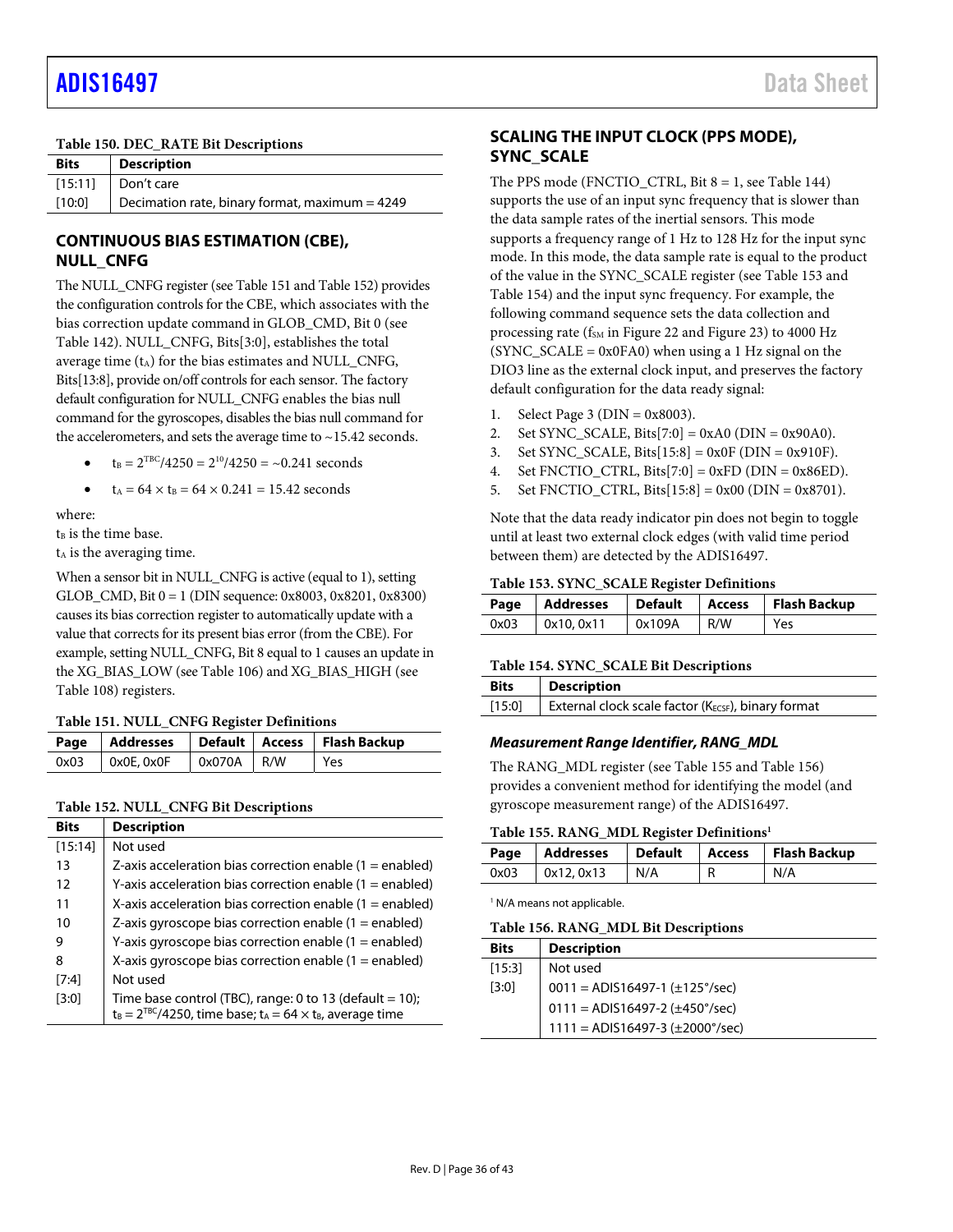**Table 150. DEC_RATE Bit Descriptions**

| Bits | Description |
|---|---|
| [15:11] | Don't care |
| [10:0] | Decimation rate, binary format, maximum = 4249 |

## CONTINUOUS BIAS ESTIMATION (CBE), NULL_CNFG

The NULL_CNFG register (see Table 151 and Table 152) provides the configuration controls for the CBE, which associates with the bias correction update command in GLOB_CMD, Bit 0 (see Table 142). NULL_CNFG, Bits[3:0], establishes the total average time ($t_A$) for the bias estimates and NULL_CNFG, Bits[13:8], provide on/off controls for each sensor. The factory default configuration for NULL_CNFG enables the bias null command for the gyroscopes, disables the bias null command for the accelerometers, and sets the average time to ~15.42 seconds.

- $t_B = 2^{TBC}/4250 = 2^{10}/4250 = \sim 0.241$ seconds
- $t_A = 64 \times t_B = 64 \times 0.241 = 15.42$ seconds

where:
$t_B$ is the time base.
$t_A$ is the averaging time.

When a sensor bit in NULL_CNFG is active (equal to 1), setting GLOB_CMD, Bit 0 = 1 (DIN sequence: 0x8003, 0x8201, 0x8300) causes its bias correction register to automatically update with a value that corrects for its present bias error (from the CBE). For example, setting NULL_CNFG, Bit 8 equal to 1 causes an update in the XG_BIAS_LOW (see Table 106) and XG_BIAS_HIGH (see Table 108) registers.

**Table 151. NULL_CNFG Register Definitions**

| Page | Addresses | Default | Access | Flash Backup |
|---|---|---|---|---|
| 0x03 | 0x0E, 0x0F | 0x070A | R/W | Yes |

**Table 152. NULL_CNFG Bit Descriptions**

| Bits | Description |
|---|---|
| [15:14] | Not used |
| 13 | Z-axis acceleration bias correction enable (1 = enabled) |
| 12 | Y-axis acceleration bias correction enable (1 = enabled) |
| 11 | X-axis acceleration bias correction enable (1 = enabled) |
| 10 | Z-axis gyroscope bias correction enable (1 = enabled) |
| 9 | Y-axis gyroscope bias correction enable (1 = enabled) |
| 8 | X-axis gyroscope bias correction enable (1 = enabled) |
| [7:4] | Not used |
| [3:0] | Time base control (TBC), range: 0 to 13 (default = 10); $t_B = 2^{TBC}/4250$, time base; $t_A = 64 \times t_B$, average time |

## SCALING THE INPUT CLOCK (PPS MODE), SYNC_SCALE

The PPS mode (FNCTIO_CTRL, Bit 8 = 1, see Table 144) supports the use of an input sync frequency that is slower than the data sample rates of the inertial sensors. This mode supports a frequency range of 1 Hz to 128 Hz for the input sync mode. In this mode, the data sample rate is equal to the product of the value in the SYNC_SCALE register (see Table 153 and Table 154) and the input sync frequency. For example, the following command sequence sets the data collection and processing rate ($f_{SM}$ in Figure 22 and Figure 23) to 4000 Hz (SYNC_SCALE = 0x0FA0) when using a 1 Hz signal on the DIO3 line as the external clock input, and preserves the factory default configuration for the data ready signal:

1. Select Page 3 (DIN = 0x8003).
2. Set SYNC_SCALE, Bits[7:0] = 0xA0 (DIN = 0x90A0).
3. Set SYNC_SCALE, Bits[15:8] = 0x0F (DIN = 0x910F).
4. Set FNCTIO_CTRL, Bits[7:0] = 0xFD (DIN = 0x86ED).
5. Set FNCTIO_CTRL, Bits[15:8] = 0x00 (DIN = 0x8701).

Note that the data ready indicator pin does not begin to toggle until at least two external clock edges (with valid time period between them) are detected by the ADIS16497.

**Table 153. SYNC_SCALE Register Definitions**

| Page | Addresses | Default | Access | Flash Backup |
|---|---|---|---|---|
| 0x03 | 0x10, 0x11 | 0x109A | R/W | Yes |

**Table 154. SYNC_SCALE Bit Descriptions**

| Bits | Description |
|---|---|
| [15:0] | External clock scale factor ($K_{ECSF}$), binary format |

### *Measurement Range Identifier, RANG_MDL*

The RANG_MDL register (see Table 155 and Table 156) provides a convenient method for identifying the model (and gyroscope measurement range) of the ADIS16497.

**Table 155. RANG_MDL Register Definitions[1]**

| Page | Addresses | Default | Access | Flash Backup |
|---|---|---|---|---|
| 0x03 | 0x12, 0x13 | N/A | R | N/A |

[1] N/A means not applicable.

**Table 156. RANG_MDL Bit Descriptions**

| Bits | Description |
|---|---|
| [15:3] | Not used |
| [3:0] | 0011 = ADIS16497-1 (±125°/sec) |
| | 0111 = ADIS16497-2 (±450°/sec) |
| | 1111 = ADIS16497-3 (±2000°/sec) |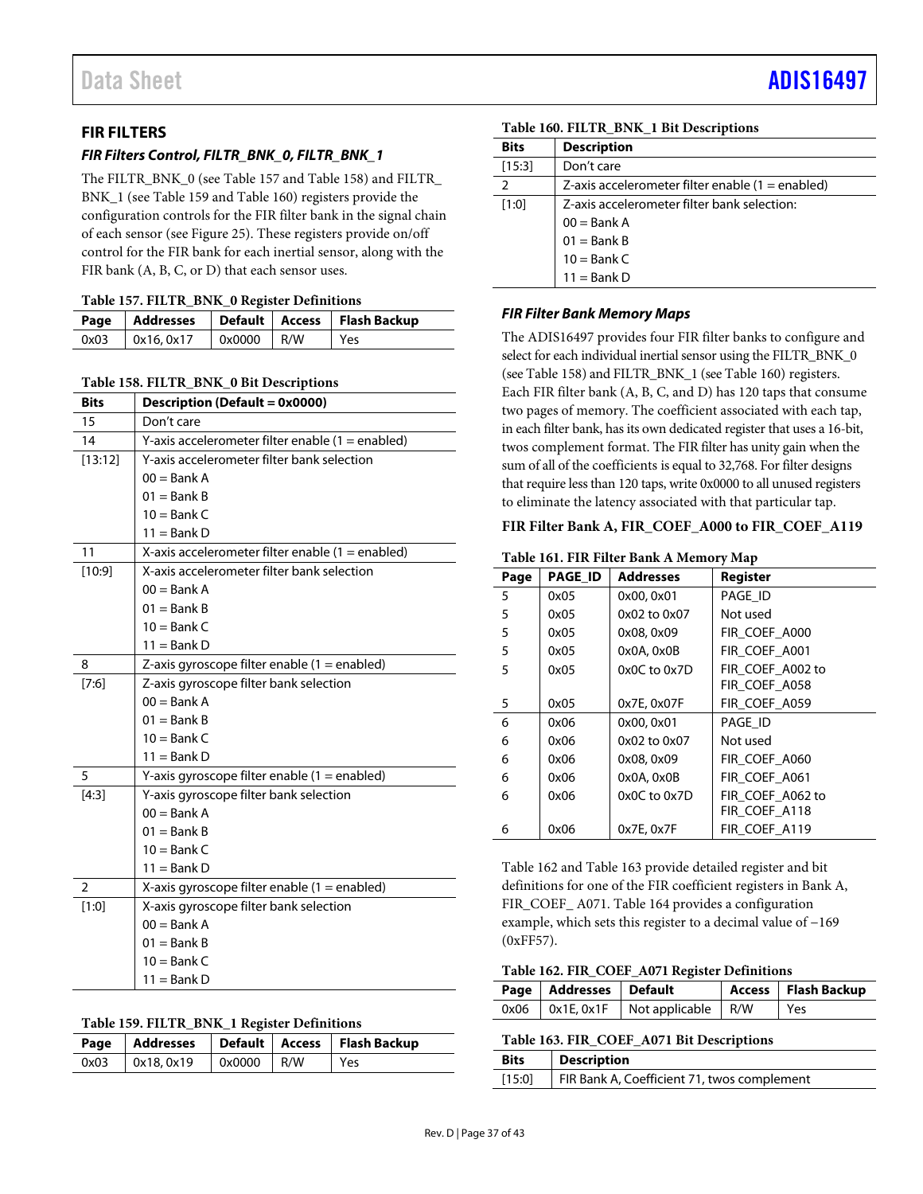## FIR FILTERS

### *FIR Filters Control, FILTR_BNK_0, FILTR_BNK_1*

The FILTR_BNK_0 (see Table 157 and Table 158) and FILTR_BNK_1 (see Table 159 and Table 160) registers provide the configuration controls for the FIR filter bank in the signal chain of each sensor (see Figure 25). These registers provide on/off control for the FIR bank for each inertial sensor, along with the FIR bank (A, B, C, or D) that each sensor uses.

**Table 157. FILTR_BNK_0 Register Definitions**

| Page | Addresses | Default | Access | Flash Backup |
|---|---|---|---|---|
| 0x03 | 0x16, 0x17 | 0x0000 | R/W | Yes |

**Table 158. FILTR_BNK_0 Bit Descriptions**

| Bits | Description (Default = 0x0000) |
|---|---|
| 15 | Don't care |
| 14 | Y-axis accelerometer filter enable (1 = enabled) |
| [13:12] | Y-axis accelerometer filter bank selection<br>00 = Bank A<br>01 = Bank B<br>10 = Bank C<br>11 = Bank D |
| 11 | X-axis accelerometer filter enable (1 = enabled) |
| [10:9] | X-axis accelerometer filter bank selection<br>00 = Bank A<br>01 = Bank B<br>10 = Bank C<br>11 = Bank D |
| 8 | Z-axis gyroscope filter enable (1 = enabled) |
| [7:6] | Z-axis gyroscope filter bank selection<br>00 = Bank A<br>01 = Bank B<br>10 = Bank C<br>11 = Bank D |
| 5 | Y-axis gyroscope filter enable (1 = enabled) |
| [4:3] | Y-axis gyroscope filter bank selection<br>00 = Bank A<br>01 = Bank B<br>10 = Bank C<br>11 = Bank D |
| 2 | X-axis gyroscope filter enable (1 = enabled) |
| [1:0] | X-axis gyroscope filter bank selection<br>00 = Bank A<br>01 = Bank B<br>10 = Bank C<br>11 = Bank D |

**Table 159. FILTR_BNK_1 Register Definitions**

| Page | Addresses | Default | Access | Flash Backup |
|---|---|---|---|---|
| 0x03 | 0x18, 0x19 | 0x0000 | R/W | Yes |

**Table 160. FILTR_BNK_1 Bit Descriptions**

| Bits | Description |
|---|---|
| [15:3] | Don't care |
| 2 | Z-axis accelerometer filter enable (1 = enabled) |
| [1:0] | Z-axis accelerometer filter bank selection:<br>00 = Bank A<br>01 = Bank B<br>10 = Bank C<br>11 = Bank D |

### *FIR Filter Bank Memory Maps*

The ADIS16497 provides four FIR filter banks to configure and select for each individual inertial sensor using the FILTR_BNK_0 (see Table 158) and FILTR_BNK_1 (see Table 160) registers. Each FIR filter bank (A, B, C, and D) has 120 taps that consume two pages of memory. The coefficient associated with each tap, in each filter bank, has its own dedicated register that uses a 16-bit, twos complement format. The FIR filter has unity gain when the sum of all of the coefficients is equal to 32,768. For filter designs that require less than 120 taps, write 0x0000 to all unused registers to eliminate the latency associated with that particular tap.

**FIR Filter Bank A, FIR_COEF_A000 to FIR_COEF_A119**

**Table 161. FIR Filter Bank A Memory Map**

| Page | PAGE_ID | Addresses | Register |
|---|---|---|---|
| 5 | 0x05 | 0x00, 0x01 | PAGE_ID |
| 5 | 0x05 | 0x02 to 0x07 | Not used |
| 5 | 0x05 | 0x08, 0x09 | FIR_COEF_A000 |
| 5 | 0x05 | 0x0A, 0x0B | FIR_COEF_A001 |
| 5 | 0x05 | 0x0C to 0x7D | FIR_COEF_A002 to FIR_COEF_A058 |
| 5 | 0x05 | 0x7E, 0x07F | FIR_COEF_A059 |
| 6 | 0x06 | 0x00, 0x01 | PAGE_ID |
| 6 | 0x06 | 0x02 to 0x07 | Not used |
| 6 | 0x06 | 0x08, 0x09 | FIR_COEF_A060 |
| 6 | 0x06 | 0x0A, 0x0B | FIR_COEF_A061 |
| 6 | 0x06 | 0x0C to 0x7D | FIR_COEF_A062 to FIR_COEF_A118 |
| 6 | 0x06 | 0x7E, 0x7F | FIR_COEF_A119 |

Table 162 and Table 163 provide detailed register and bit definitions for one of the FIR coefficient registers in Bank A, FIR_COEF_ A071. Table 164 provides a configuration example, which sets this register to a decimal value of −169 (0xFF57).

**Table 162. FIR_COEF_A071 Register Definitions**

| Page | Addresses | Default | Access | Flash Backup |
|---|---|---|---|---|
| 0x06 | 0x1E, 0x1F | Not applicable | R/W | Yes |

**Table 163. FIR_COEF_A071 Bit Descriptions**

| Bits | Description |
|---|---|
| [15:0] | FIR Bank A, Coefficient 71, twos complement |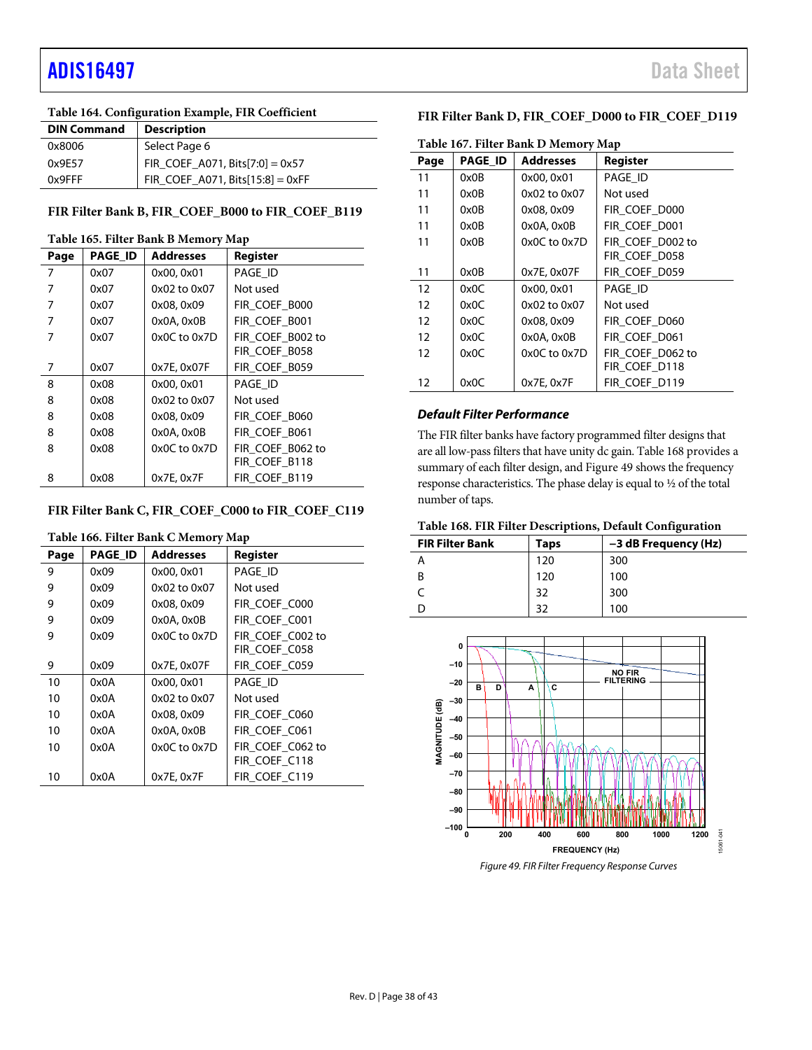**Table 164. Configuration Example, FIR Coefficient**

| DIN Command | Description |
|---|---|
| 0x8006 | Select Page 6 |
| 0x9E57 | FIR_COEF_A071, Bits[7:0] = 0x57 |
| 0x9FFF | FIR_COEF_A071, Bits[15:8] = 0xFF |

### FIR Filter Bank B, FIR_COEF_B000 to FIR_COEF_B119

**Table 165. Filter Bank B Memory Map**

| Page | PAGE_ID | Addresses | Register |
|---|---|---|---|
| 7 | 0x07 | 0x00, 0x01 | PAGE_ID |
| 7 | 0x07 | 0x02 to 0x07 | Not used |
| 7 | 0x07 | 0x08, 0x09 | FIR_COEF_B000 |
| 7 | 0x07 | 0x0A, 0x0B | FIR_COEF_B001 |
| 7 | 0x07 | 0x0C to 0x7D | FIR_COEF_B002 to FIR_COEF_B058 |
| 7 | 0x07 | 0x7E, 0x07F | FIR_COEF_B059 |
| 8 | 0x08 | 0x00, 0x01 | PAGE_ID |
| 8 | 0x08 | 0x02 to 0x07 | Not used |
| 8 | 0x08 | 0x08, 0x09 | FIR_COEF_B060 |
| 8 | 0x08 | 0x0A, 0x0B | FIR_COEF_B061 |
| 8 | 0x08 | 0x0C to 0x7D | FIR_COEF_B062 to FIR_COEF_B118 |
| 8 | 0x08 | 0x7E, 0x7F | FIR_COEF_B119 |

### FIR Filter Bank C, FIR_COEF_C000 to FIR_COEF_C119

**Table 166. Filter Bank C Memory Map**

| Page | PAGE_ID | Addresses | Register |
|---|---|---|---|
| 9 | 0x09 | 0x00, 0x01 | PAGE_ID |
| 9 | 0x09 | 0x02 to 0x07 | Not used |
| 9 | 0x09 | 0x08, 0x09 | FIR_COEF_C000 |
| 9 | 0x09 | 0x0A, 0x0B | FIR_COEF_C001 |
| 9 | 0x09 | 0x0C to 0x7D | FIR_COEF_C002 to FIR_COEF_C058 |
| 9 | 0x09 | 0x7E, 0x07F | FIR_COEF_C059 |
| 10 | 0x0A | 0x00, 0x01 | PAGE_ID |
| 10 | 0x0A | 0x02 to 0x07 | Not used |
| 10 | 0x0A | 0x08, 0x09 | FIR_COEF_C060 |
| 10 | 0x0A | 0x0A, 0x0B | FIR_COEF_C061 |
| 10 | 0x0A | 0x0C to 0x7D | FIR_COEF_C062 to FIR_COEF_C118 |
| 10 | 0x0A | 0x7E, 0x7F | FIR_COEF_C119 |

### FIR Filter Bank D, FIR_COEF_D000 to FIR_COEF_D119

**Table 167. Filter Bank D Memory Map**

| Page | PAGE_ID | Addresses | Register |
|---|---|---|---|
| 11 | 0x0B | 0x00, 0x01 | PAGE_ID |
| 11 | 0x0B | 0x02 to 0x07 | Not used |
| 11 | 0x0B | 0x08, 0x09 | FIR_COEF_D000 |
| 11 | 0x0B | 0x0A, 0x0B | FIR_COEF_D001 |
| 11 | 0x0B | 0x0C to 0x7D | FIR_COEF_D002 to FIR_COEF_D058 |
| 11 | 0x0B | 0x7E, 0x07F | FIR_COEF_D059 |
| 12 | 0x0C | 0x00, 0x01 | PAGE_ID |
| 12 | 0x0C | 0x02 to 0x07 | Not used |
| 12 | 0x0C | 0x08, 0x09 | FIR_COEF_D060 |
| 12 | 0x0C | 0x0A, 0x0B | FIR_COEF_D061 |
| 12 | 0x0C | 0x0C to 0x7D | FIR_COEF_D062 to FIR_COEF_D118 |
| 12 | 0x0C | 0x7E, 0x7F | FIR_COEF_D119 |

### *Default Filter Performance*

The FIR filter banks have factory programmed filter designs that are all low-pass filters that have unity dc gain. Table 168 provides a summary of each filter design, and Figure 49 shows the frequency response characteristics. The phase delay is equal to ½ of the total number of taps.

**Table 168. FIR Filter Descriptions, Default Configuration**

| FIR Filter Bank | Taps | −3 dB Frequency (Hz) |
|---|---|---|
| A | 120 | 300 |
| B | 120 | 100 |
| C | 32 | 300 |
| D | 32 | 100 |

*Figure 49. FIR Filter Frequency Response Curves*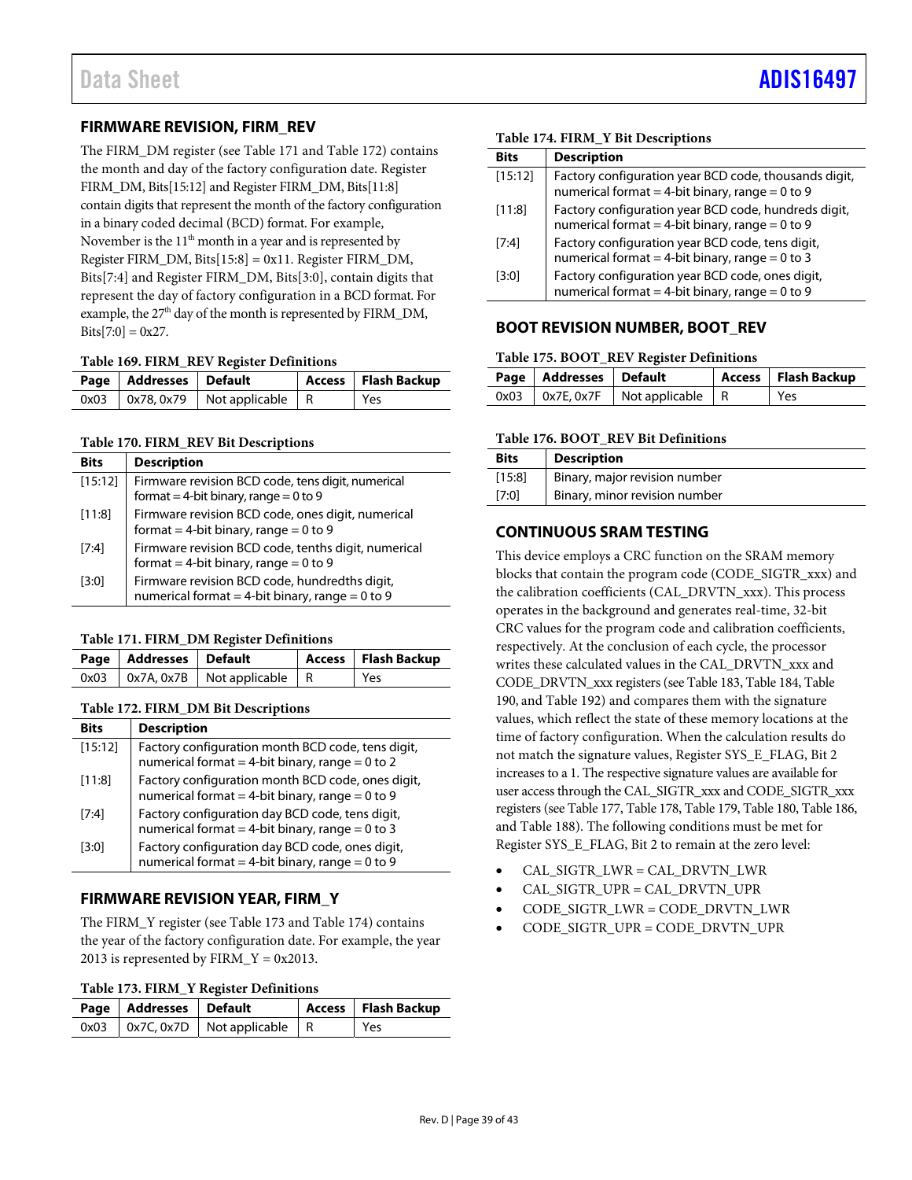## FIRMWARE REVISION, FIRM_REV

The FIRM_DM register (see Table 171 and Table 172) contains the month and day of the factory configuration date. Register FIRM_DM, Bits[15:12] and Register FIRM_DM, Bits[11:8] contain digits that represent the month of the factory configuration in a binary coded decimal (BCD) format. For example, November is the 11th month in a year and is represented by Register FIRM_DM, Bits[15:8] = 0x11. Register FIRM_DM, Bits[7:4] and Register FIRM_DM, Bits[3:0], contain digits that represent the day of factory configuration in a BCD format. For example, the 27th day of the month is represented by FIRM_DM, Bits[7:0] = 0x27.

**Table 169. FIRM_REV Register Definitions**

| Page | Addresses | Default | Access | Flash Backup |
|---|---|---|---|---|
| 0x03 | 0x78, 0x79 | Not applicable | R | Yes |

**Table 170. FIRM_REV Bit Descriptions**

| Bits | Description |
|---|---|
| [15:12] | Firmware revision BCD code, tens digit, numerical format = 4-bit binary, range = 0 to 9 |
| [11:8] | Firmware revision BCD code, ones digit, numerical format = 4-bit binary, range = 0 to 9 |
| [7:4] | Firmware revision BCD code, tenths digit, numerical format = 4-bit binary, range = 0 to 9 |
| [3:0] | Firmware revision BCD code, hundredths digit, numerical format = 4-bit binary, range = 0 to 9 |

**Table 171. FIRM_DM Register Definitions**

| Page | Addresses | Default | Access | Flash Backup |
|---|---|---|---|---|
| 0x03 | 0x7A, 0x7B | Not applicable | R | Yes |

**Table 172. FIRM_DM Bit Descriptions**

| Bits | Description |
|---|---|
| [15:12] | Factory configuration month BCD code, tens digit, numerical format = 4-bit binary, range = 0 to 2 |
| [11:8] | Factory configuration month BCD code, ones digit, numerical format = 4-bit binary, range = 0 to 9 |
| [7:4] | Factory configuration day BCD code, tens digit, numerical format = 4-bit binary, range = 0 to 3 |
| [3:0] | Factory configuration day BCD code, ones digit, numerical format = 4-bit binary, range = 0 to 9 |

## FIRMWARE REVISION YEAR, FIRM_Y

The FIRM_Y register (see Table 173 and Table 174) contains the year of the factory configuration date. For example, the year 2013 is represented by FIRM_Y = 0x2013.

**Table 173. FIRM_Y Register Definitions**

| Page | Addresses | Default | Access | Flash Backup |
|---|---|---|---|---|
| 0x03 | 0x7C, 0x7D | Not applicable | R | Yes |

**Table 174. FIRM_Y Bit Descriptions**

| Bits | Description |
|---|---|
| [15:12] | Factory configuration year BCD code, thousands digit, numerical format = 4-bit binary, range = 0 to 9 |
| [11:8] | Factory configuration year BCD code, hundreds digit, numerical format = 4-bit binary, range = 0 to 9 |
| [7:4] | Factory configuration year BCD code, tens digit, numerical format = 4-bit binary, range = 0 to 3 |
| [3:0] | Factory configuration year BCD code, ones digit, numerical format = 4-bit binary, range = 0 to 9 |

## BOOT REVISION NUMBER, BOOT_REV

**Table 175. BOOT_REV Register Definitions**

| Page | Addresses | Default | Access | Flash Backup |
|---|---|---|---|---|
| 0x03 | 0x7E, 0x7F | Not applicable | R | Yes |

**Table 176. BOOT_REV Bit Definitions**

| Bits | Description |
|---|---|
| [15:8] | Binary, major revision number |
| [7:0] | Binary, minor revision number |

## CONTINUOUS SRAM TESTING

This device employs a CRC function on the SRAM memory blocks that contain the program code (CODE_SIGTR_xxx) and the calibration coefficients (CAL_DRVTN_xxx). This process operates in the background and generates real-time, 32-bit CRC values for the program code and calibration coefficients, respectively. At the conclusion of each cycle, the processor writes these calculated values in the CAL_DRVTN_xxx and CODE_DRVTN_xxx registers (see Table 183, Table 184, Table 190, and Table 192) and compares them with the signature values, which reflect the state of these memory locations at the time of factory configuration. When the calculation results do not match the signature values, Register SYS_E_FLAG, Bit 2 increases to a 1. The respective signature values are available for user access through the CAL_SIGTR_xxx and CODE_SIGTR_xxx registers (see Table 177, Table 178, Table 179, Table 180, Table 186, and Table 188). The following conditions must be met for Register SYS_E_FLAG, Bit 2 to remain at the zero level:

- CAL_SIGTR_LWR = CAL_DRVTN_LWR
- CAL_SIGTR_UPR = CAL_DRVTN_UPR
- CODE_SIGTR_LWR = CODE_DRVTN_LWR
- CODE_SIGTR_UPR = CODE_DRVTN_UPR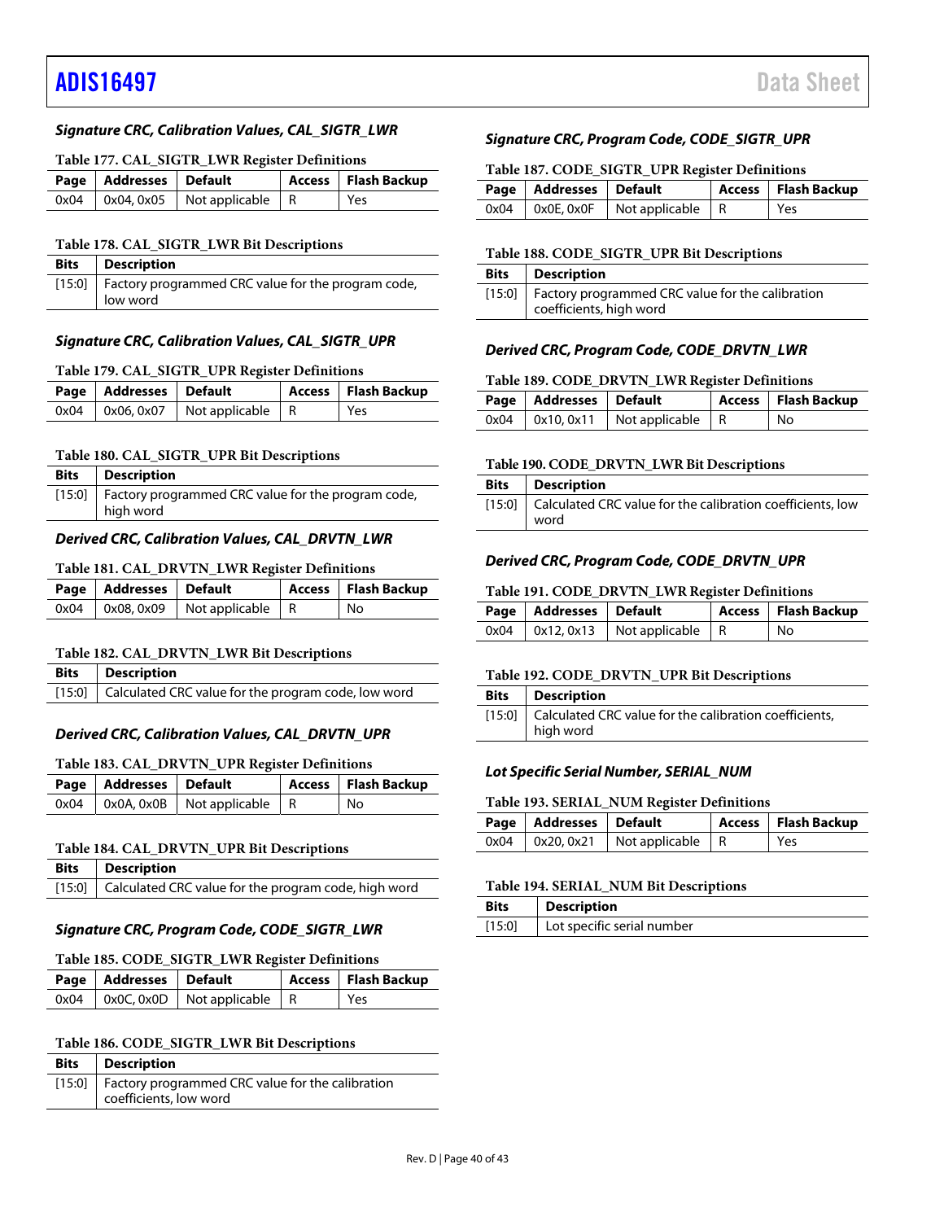### Signature CRC, Calibration Values, CAL_SIGTR_LWR

Table 177. CAL_SIGTR_LWR Register Definitions

| Page | Addresses | Default | Access | Flash Backup |
|---|---|---|---|---|
| 0x04 | 0x04, 0x05 | Not applicable | R | Yes |

Table 178. CAL_SIGTR_LWR Bit Descriptions

| Bits | Description |
|---|---|
| [15:0] | Factory programmed CRC value for the program code, low word |

### Signature CRC, Calibration Values, CAL_SIGTR_UPR

Table 179. CAL_SIGTR_UPR Register Definitions

| Page | Addresses | Default | Access | Flash Backup |
|---|---|---|---|---|
| 0x04 | 0x06, 0x07 | Not applicable | R | Yes |

Table 180. CAL_SIGTR_UPR Bit Descriptions

| Bits | Description |
|---|---|
| [15:0] | Factory programmed CRC value for the program code, high word |

### Derived CRC, Calibration Values, CAL_DRVTN_LWR

Table 181. CAL_DRVTN_LWR Register Definitions

| Page | Addresses | Default | Access | Flash Backup |
|---|---|---|---|---|
| 0x04 | 0x08, 0x09 | Not applicable | R | No |

Table 182. CAL_DRVTN_LWR Bit Descriptions

| Bits | Description |
|---|---|
| [15:0] | Calculated CRC value for the program code, low word |

### Derived CRC, Calibration Values, CAL_DRVTN_UPR

Table 183. CAL_DRVTN_UPR Register Definitions

| Page | Addresses | Default | Access | Flash Backup |
|---|---|---|---|---|
| 0x04 | 0x0A, 0x0B | Not applicable | R | No |

Table 184. CAL_DRVTN_UPR Bit Descriptions

| Bits | Description |
|---|---|
| [15:0] | Calculated CRC value for the program code, high word |

### Signature CRC, Program Code, CODE_SIGTR_LWR

Table 185. CODE_SIGTR_LWR Register Definitions

| Page | Addresses | Default | Access | Flash Backup |
|---|---|---|---|---|
| 0x04 | 0x0C, 0x0D | Not applicable | R | Yes |

Table 186. CODE_SIGTR_LWR Bit Descriptions

| Bits | Description |
|---|---|
| [15:0] | Factory programmed CRC value for the calibration coefficients, low word |

### Signature CRC, Program Code, CODE_SIGTR_UPR

Table 187. CODE_SIGTR_UPR Register Definitions

| Page | Addresses | Default | Access | Flash Backup |
|---|---|---|---|---|
| 0x04 | 0x0E, 0x0F | Not applicable | R | Yes |

Table 188. CODE_SIGTR_UPR Bit Descriptions

| Bits | Description |
|---|---|
| [15:0] | Factory programmed CRC value for the calibration coefficients, high word |

### Derived CRC, Program Code, CODE_DRVTN_LWR

Table 189. CODE_DRVTN_LWR Register Definitions

| Page | Addresses | Default | Access | Flash Backup |
|---|---|---|---|---|
| 0x04 | 0x10, 0x11 | Not applicable | R | No |

Table 190. CODE_DRVTN_LWR Bit Descriptions

| Bits | Description |
|---|---|
| [15:0] | Calculated CRC value for the calibration coefficients, low word |

### Derived CRC, Program Code, CODE_DRVTN_UPR

Table 191. CODE_DRVTN_LWR Register Definitions

| Page | Addresses | Default | Access | Flash Backup |
|---|---|---|---|---|
| 0x04 | 0x12, 0x13 | Not applicable | R | No |

Table 192. CODE_DRVTN_UPR Bit Descriptions

| Bits | Description |
|---|---|
| [15:0] | Calculated CRC value for the calibration coefficients, high word |

### Lot Specific Serial Number, SERIAL_NUM

Table 193. SERIAL_NUM Register Definitions

| Page | Addresses | Default | Access | Flash Backup |
|---|---|---|---|---|
| 0x04 | 0x20, 0x21 | Not applicable | R | Yes |

Table 194. SERIAL_NUM Bit Descriptions

| Bits | Description |
|---|---|
| [15:0] | Lot specific serial number |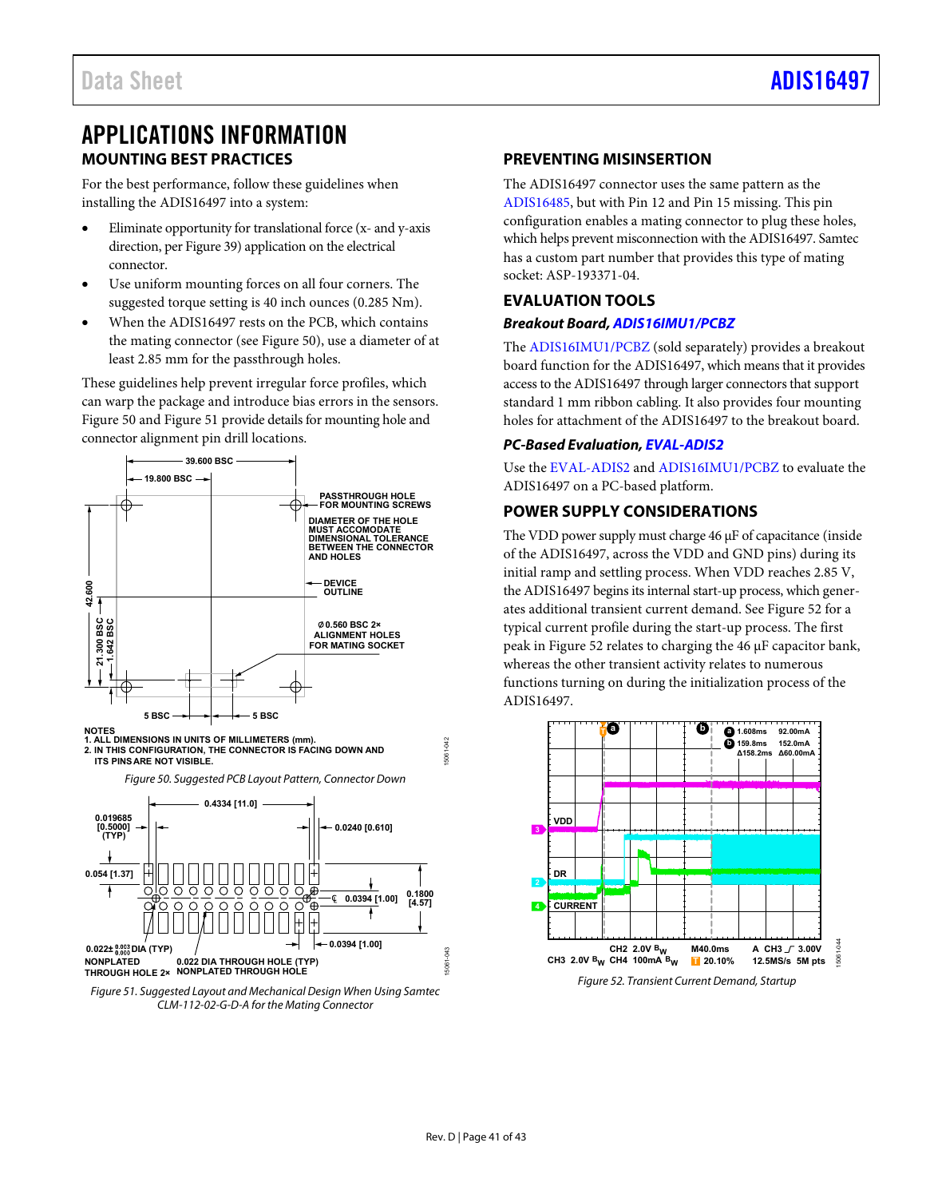# APPLICATIONS INFORMATION

## MOUNTING BEST PRACTICES

For the best performance, follow these guidelines when installing the ADIS16497 into a system:

- Eliminate opportunity for translational force (x- and y-axis direction, per Figure 39) application on the electrical connector.
- Use uniform mounting forces on all four corners. The suggested torque setting is 40 inch ounces (0.285 Nm).
- When the ADIS16497 rests on the PCB, which contains the mating connector (see Figure 50), use a diameter of at least 2.85 mm for the passthrough holes.

These guidelines help prevent irregular force profiles, which can warp the package and introduce bias errors in the sensors. Figure 50 and Figure 51 provide details for mounting hole and connector alignment pin drill locations.

NOTES
1. ALL DIMENSIONS IN UNITS OF MILLIMETERS (mm).
2. IN THIS CONFIGURATION, THE CONNECTOR IS FACING DOWN AND ITS PINS ARE NOT VISIBLE.

*Figure 50. Suggested PCB Layout Pattern, Connector Down*

*Figure 51. Suggested Layout and Mechanical Design When Using Samtec CLM-112-02-G-D-A for the Mating Connector*

## PREVENTING MISINSERTION

The ADIS16497 connector uses the same pattern as the ADIS16485, but with Pin 12 and Pin 15 missing. This pin configuration enables a mating connector to plug these holes, which helps prevent misconnection with the ADIS16497. Samtec has a custom part number that provides this type of mating socket: ASP-193371-04.

## EVALUATION TOOLS

### *Breakout Board, ADIS16IMU1/PCBZ*

The ADIS16IMU1/PCBZ (sold separately) provides a breakout board function for the ADIS16497, which means that it provides access to the ADIS16497 through larger connectors that support standard 1 mm ribbon cabling. It also provides four mounting holes for attachment of the ADIS16497 to the breakout board.

### *PC-Based Evaluation, EVAL-ADIS2*

Use the EVAL-ADIS2 and ADIS16IMU1/PCBZ to evaluate the ADIS16497 on a PC-based platform.

## POWER SUPPLY CONSIDERATIONS

The VDD power supply must charge 46 µF of capacitance (inside of the ADIS16497, across the VDD and GND pins) during its initial ramp and settling process. When VDD reaches 2.85 V, the ADIS16497 begins its internal start-up process, which generates additional transient current demand. See Figure 52 for a typical current profile during the start-up process. The first peak in Figure 52 relates to charging the 46 µF capacitor bank, whereas the other transient activity relates to numerous functions turning on during the initialization process of the ADIS16497.

*Figure 52. Transient Current Demand, Startup*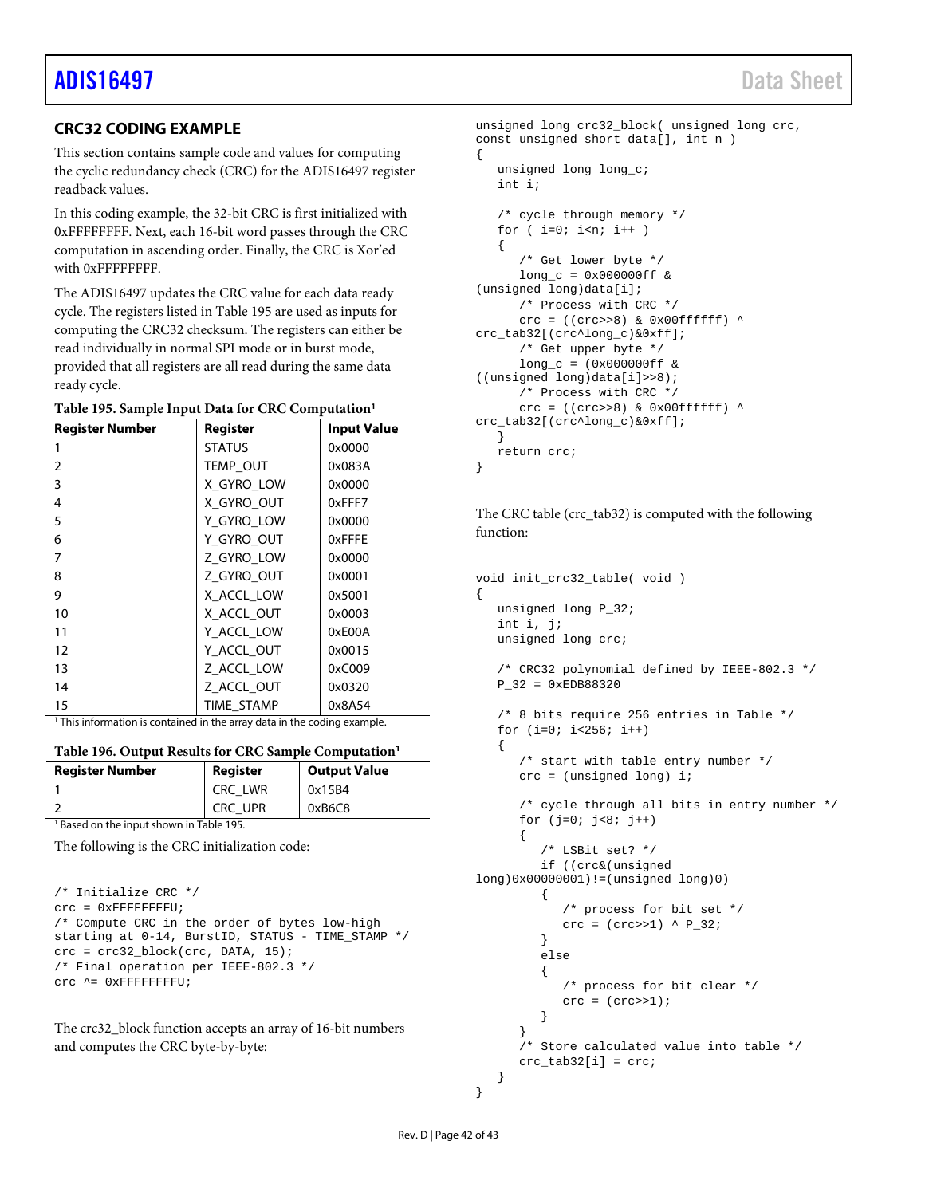## CRC32 CODING EXAMPLE

This section contains sample code and values for computing the cyclic redundancy check (CRC) for the ADIS16497 register readback values.

In this coding example, the 32-bit CRC is first initialized with 0xFFFFFFFF. Next, each 16-bit word passes through the CRC computation in ascending order. Finally, the CRC is Xor'ed with 0xFFFFFFFF.

The ADIS16497 updates the CRC value for each data ready cycle. The registers listed in Table 195 are used as inputs for computing the CRC32 checksum. The registers can either be read individually in normal SPI mode or in burst mode, provided that all registers are all read during the same data ready cycle.

**Table 195. Sample Input Data for CRC Computation[1]**

| Register Number | Register | Input Value |
|---|---|---|
| 1 | STATUS | 0x0000 |
| 2 | TEMP_OUT | 0x083A |
| 3 | X_GYRO_LOW | 0x0000 |
| 4 | X_GYRO_OUT | 0xFFF7 |
| 5 | Y_GYRO_LOW | 0x0000 |
| 6 | Y_GYRO_OUT | 0xFFFE |
| 7 | Z_GYRO_LOW | 0x0000 |
| 8 | Z_GYRO_OUT | 0x0001 |
| 9 | X_ACCL_LOW | 0x5001 |
| 10 | X_ACCL_OUT | 0x0003 |
| 11 | Y_ACCL_LOW | 0xE00A |
| 12 | Y_ACCL_OUT | 0x0015 |
| 13 | Z_ACCL_LOW | 0xC009 |
| 14 | Z_ACCL_OUT | 0x0320 |
| 15 | TIME_STAMP | 0x8A54 |

[1] This information is contained in the array data in the coding example.

**Table 196. Output Results for CRC Sample Computation[1]**

| Register Number | Register | Output Value |
|---|---|---|
| 1 | CRC_LWR | 0x15B4 |
| 2 | CRC_UPR | 0xB6C8 |

[1] Based on the input shown in Table 195.

The following is the CRC initialization code:

```
/* Initialize CRC */
crc = 0xFFFFFFFFU;
/* Compute CRC in the order of bytes low-high
starting at 0-14, BurstID, STATUS - TIME_STAMP */
crc = crc32_block(crc, DATA, 15);
/* Final operation per IEEE-802.3 */
crc ^= 0xFFFFFFFFU;
```

The crc32_block function accepts an array of 16-bit numbers and computes the CRC byte-by-byte:

```
unsigned long crc32_block( unsigned long crc,
const unsigned short data[], int n )
{
   unsigned long long_c;
   int i;

   /* cycle through memory */
   for ( i=0; i<n; i++ )
   {
      /* Get lower byte */
      long_c = 0x000000ff &
(unsigned long)data[i];
      /* Process with CRC */
      crc = ((crc>>8) & 0x00ffffff) ^
crc_tab32[(crc^long_c)&0xff];
      /* Get upper byte */
      long_c = (0x000000ff &
((unsigned long)data[i]>>8);
      /* Process with CRC */
      crc = ((crc>>8) & 0x00ffffff) ^
crc_tab32[(crc^long_c)&0xff];
   }
   return crc;
}
```

The CRC table (crc_tab32) is computed with the following function:

```
void init_crc32_table( void )
{
   unsigned long P_32;
   int i, j;
   unsigned long crc;

   /* CRC32 polynomial defined by IEEE-802.3 */
   P_32 = 0xEDB88320

   /* 8 bits require 256 entries in Table */
   for (i=0; i<256; i++)
   {
      /* start with table entry number */
      crc = (unsigned long) i;

      /* cycle through all bits in entry number */
      for (j=0; j<8; j++)
      {
         /* LSBit set? */
         if ((crc&(unsigned
long)0x00000001)!=(unsigned long)0)
         {
            /* process for bit set */
            crc = (crc>>1) ^ P_32;
         }
         else
         {
            /* process for bit clear */
            crc = (crc>>1);
         }
      }
      /* Store calculated value into table */
      crc_tab32[i] = crc;
   }
}
```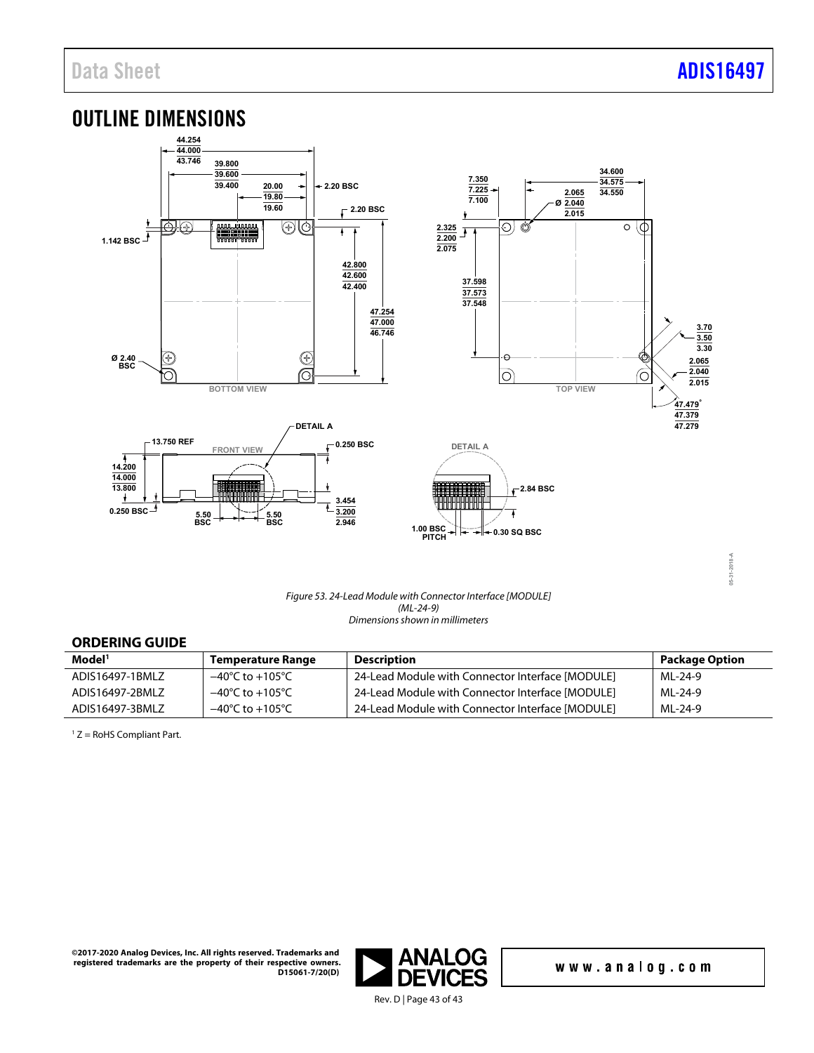## OUTLINE DIMENSIONS

44.254
44.000
43.746
39.800
39.600
39.400
20.00
19.80
19.60
2.20 BSC
2.20 BSC
1.142 BSC
42.800
42.600
42.400
47.254
47.000
46.746
Ø 2.40 BSC
BOTTOM VIEW

7.350
7.225
7.100
34.600
34.575
34.550
2.065
Ø 2.040
2.015
2.325
2.200
2.075
37.598
37.573
37.548
3.70
3.50
3.30
2.065
2.040
2.015
47.479°
47.379
47.279
TOP VIEW

DETAIL A
13.750 REF
FRONT VIEW
0.250 BSC
14.200
14.000
13.800
0.250 BSC
5.50 BSC
5.50 BSC
3.454
3.200
2.946

DETAIL A
2.84 BSC
1.00 BSC PITCH
0.30 SQ BSC

05-31-2018-A

*Figure 53. 24-Lead Module with Connector Interface [MODULE] (ML-24-9) Dimensions shown in millimeters*

### ORDERING GUIDE

| Model[1] | Temperature Range | Description | Package Option |
|---|---|---|---|
| ADIS16497-1BMLZ | −40°C to +105°C | 24-Lead Module with Connector Interface [MODULE] | ML-24-9 |
| ADIS16497-2BMLZ | −40°C to +105°C | 24-Lead Module with Connector Interface [MODULE] | ML-24-9 |
| ADIS16497-3BMLZ | −40°C to +105°C | 24-Lead Module with Connector Interface [MODULE] | ML-24-9 |

[1] Z = RoHS Compliant Part.

©2017-2020 Analog Devices, Inc. All rights reserved. Trademarks and registered trademarks are the property of their respective owners. D15061-7/20(D)